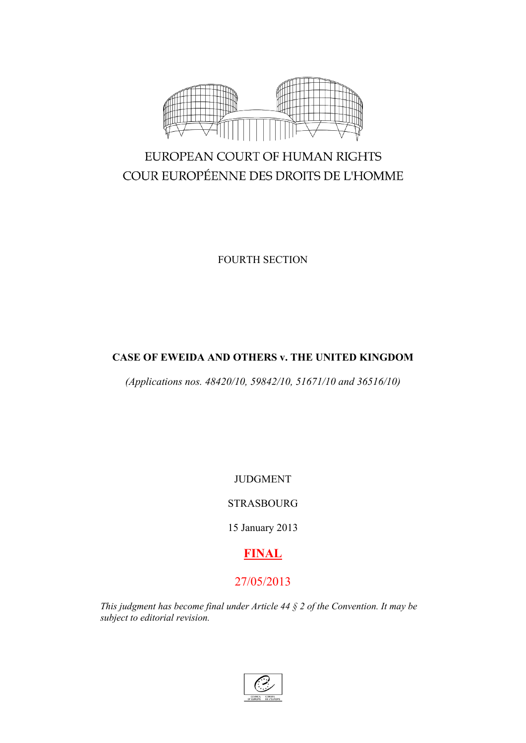EUROPEAN COURT OF HUMAN RIGHTS

COUR EUROPÉENNE DES DROITS DE L'HOMME

FOURTH SECTION

**CASE OF EWEIDA AND OTHERS v. THE UNITED KINGDOM**

*(Applications nos. 48420/10, 59842/10, 51671/10 and 36516/10)*

JUDGMENT

STRASBOURG

15 January 2013

**FINAL**

27/05/2013

*This judgment has become final under Article 44 § 2 of the Convention. It may be subject to editorial revision.*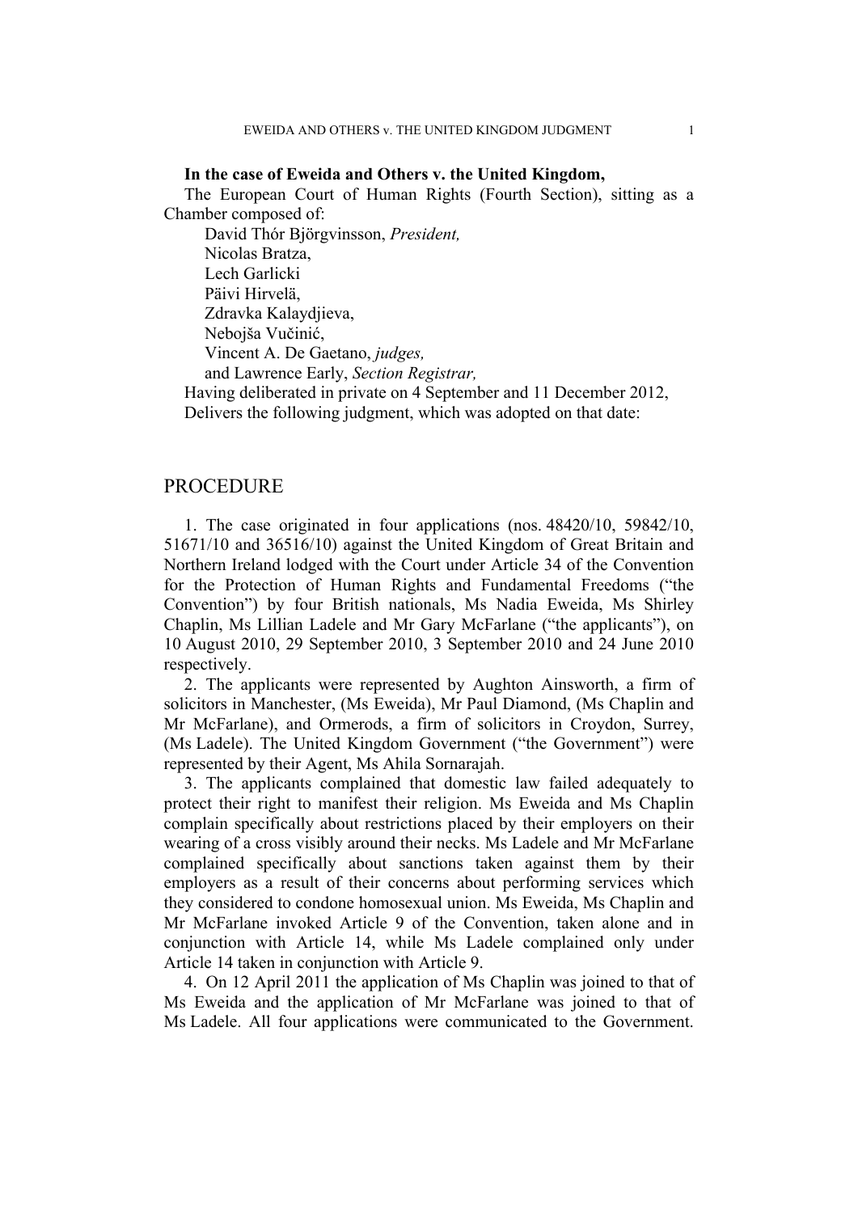**In the case of Eweida and Others v. the United Kingdom,**

The European Court of Human Rights (Fourth Section), sitting as a Chamber composed of:

David Thór Björgvinsson, *President,*
Nicolas Bratza,
Lech Garlicki
Päivi Hirvelä,
Zdravka Kalaydjieva,
Nebojša Vučinić,
Vincent A. De Gaetano, *judges,*
and Lawrence Early, *Section Registrar,*

Having deliberated in private on 4 September and 11 December 2012,

Delivers the following judgment, which was adopted on that date:

## PROCEDURE

1. The case originated in four applications (nos. 48420/10, 59842/10, 51671/10 and 36516/10) against the United Kingdom of Great Britain and Northern Ireland lodged with the Court under Article 34 of the Convention for the Protection of Human Rights and Fundamental Freedoms ("the Convention") by four British nationals, Ms Nadia Eweida, Ms Shirley Chaplin, Ms Lillian Ladele and Mr Gary McFarlane ("the applicants"), on 10 August 2010, 29 September 2010, 3 September 2010 and 24 June 2010 respectively.

2. The applicants were represented by Aughton Ainsworth, a firm of solicitors in Manchester, (Ms Eweida), Mr Paul Diamond, (Ms Chaplin and Mr McFarlane), and Ormerods, a firm of solicitors in Croydon, Surrey, (Ms Ladele). The United Kingdom Government ("the Government") were represented by their Agent, Ms Ahila Sornarajah.

3. The applicants complained that domestic law failed adequately to protect their right to manifest their religion. Ms Eweida and Ms Chaplin complain specifically about restrictions placed by their employers on their wearing of a cross visibly around their necks. Ms Ladele and Mr McFarlane complained specifically about sanctions taken against them by their employers as a result of their concerns about performing services which they considered to condone homosexual union. Ms Eweida, Ms Chaplin and Mr McFarlane invoked Article 9 of the Convention, taken alone and in conjunction with Article 14, while Ms Ladele complained only under Article 14 taken in conjunction with Article 9.

4. On 12 April 2011 the application of Ms Chaplin was joined to that of Ms Eweida and the application of Mr McFarlane was joined to that of Ms Ladele. All four applications were communicated to the Government.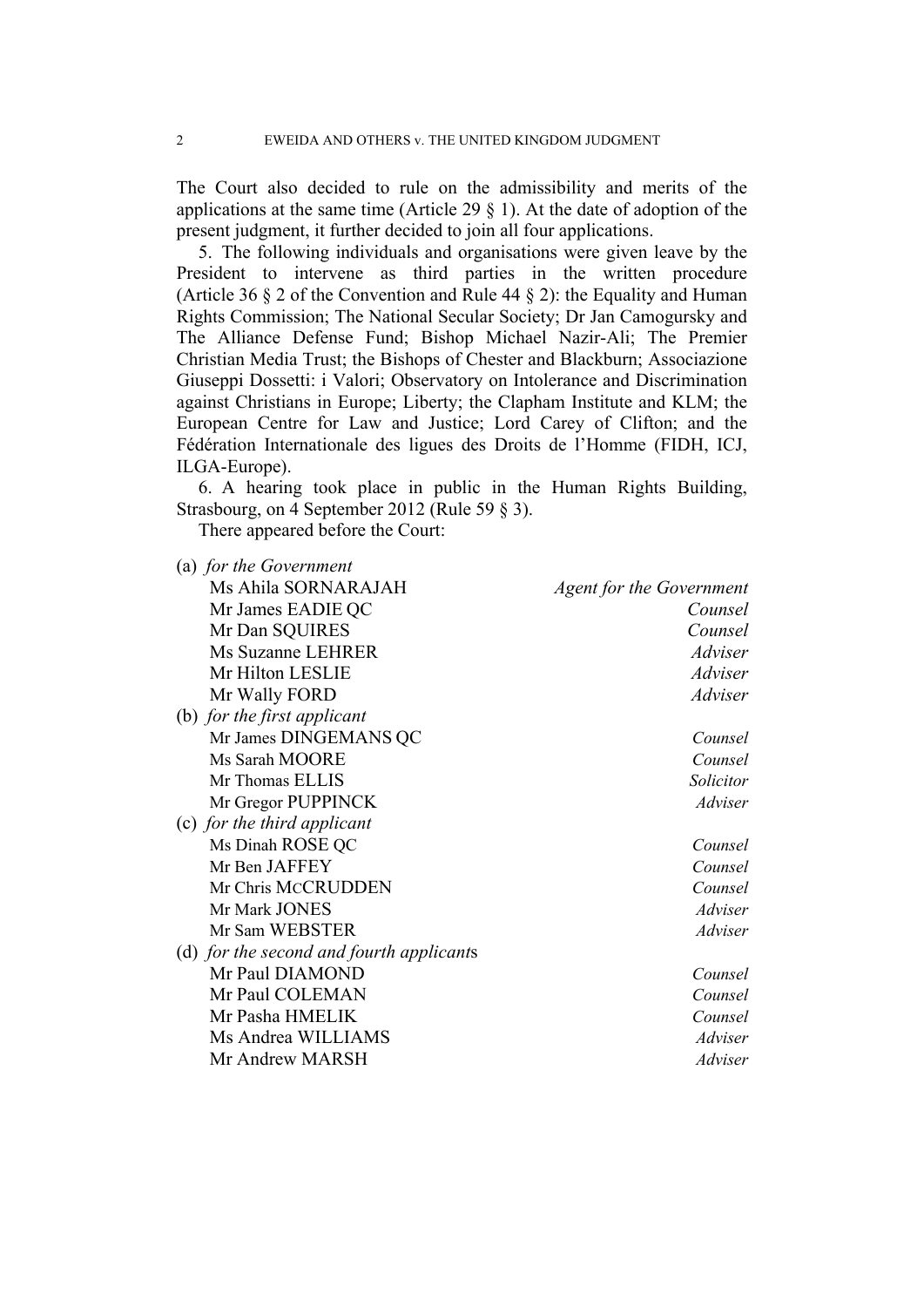The Court also decided to rule on the admissibility and merits of the applications at the same time (Article 29 § 1). At the date of adoption of the present judgment, it further decided to join all four applications.

5. The following individuals and organisations were given leave by the President to intervene as third parties in the written procedure (Article 36 § 2 of the Convention and Rule 44 § 2): the Equality and Human Rights Commission; The National Secular Society; Dr Jan Camogursky and The Alliance Defense Fund; Bishop Michael Nazir-Ali; The Premier Christian Media Trust; the Bishops of Chester and Blackburn; Associazione Giuseppi Dossetti: i Valori; Observatory on Intolerance and Discrimination against Christians in Europe; Liberty; the Clapham Institute and KLM; the European Centre for Law and Justice; Lord Carey of Clifton; and the Fédération Internationale des ligues des Droits de l'Homme (FIDH, ICJ, ILGA-Europe).

6. A hearing took place in public in the Human Rights Building, Strasbourg, on 4 September 2012 (Rule 59 § 3).

There appeared before the Court:

(a) *for the Government*

| | |
|---|---|
| Ms Ahila SORNARAJAH | *Agent for the Government* |
| Mr James EADIE QC | *Counsel* |
| Mr Dan SQUIRES | *Counsel* |
| Ms Suzanne LEHRER | *Adviser* |
| Mr Hilton LESLIE | *Adviser* |
| Mr Wally FORD | *Adviser* |

(b) *for the first applicant*

| | |
|---|---|
| Mr James DINGEMANS QC | *Counsel* |
| Ms Sarah MOORE | *Counsel* |
| Mr Thomas ELLIS | *Solicitor* |
| Mr Gregor PUPPINCK | *Adviser* |

(c) *for the third applicant*

| | |
|---|---|
| Ms Dinah ROSE QC | *Counsel* |
| Mr Ben JAFFEY | *Counsel* |
| Mr Chris MCCRUDDEN | *Counsel* |
| Mr Mark JONES | *Adviser* |
| Mr Sam WEBSTER | *Adviser* |

(d) *for the second and fourth applicants*

| | |
|---|---|
| Mr Paul DIAMOND | *Counsel* |
| Mr Paul COLEMAN | *Counsel* |
| Mr Pasha HMELIK | *Counsel* |
| Ms Andrea WILLIAMS | *Adviser* |
| Mr Andrew MARSH | *Adviser* |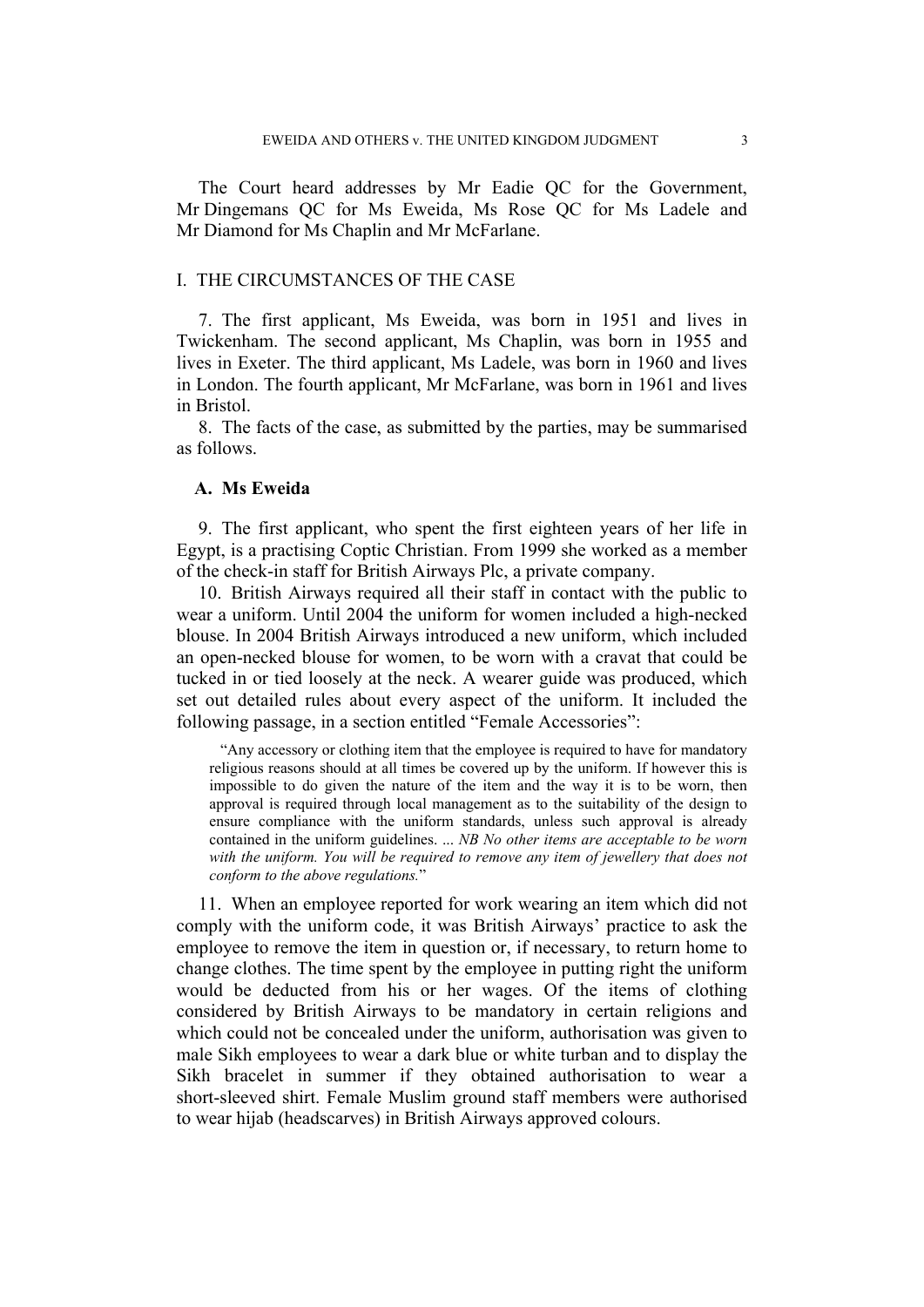The Court heard addresses by Mr Eadie QC for the Government, Mr Dingemans QC for Ms Eweida, Ms Rose QC for Ms Ladele and Mr Diamond for Ms Chaplin and Mr McFarlane.

## I. THE CIRCUMSTANCES OF THE CASE

7. The first applicant, Ms Eweida, was born in 1951 and lives in Twickenham. The second applicant, Ms Chaplin, was born in 1955 and lives in Exeter. The third applicant, Ms Ladele, was born in 1960 and lives in London. The fourth applicant, Mr McFarlane, was born in 1961 and lives in Bristol.

8. The facts of the case, as submitted by the parties, may be summarised as follows.

### A. Ms Eweida

9. The first applicant, who spent the first eighteen years of her life in Egypt, is a practising Coptic Christian. From 1999 she worked as a member of the check-in staff for British Airways Plc, a private company.

10. British Airways required all their staff in contact with the public to wear a uniform. Until 2004 the uniform for women included a high-necked blouse. In 2004 British Airways introduced a new uniform, which included an open-necked blouse for women, to be worn with a cravat that could be tucked in or tied loosely at the neck. A wearer guide was produced, which set out detailed rules about every aspect of the uniform. It included the following passage, in a section entitled "Female Accessories":

> "Any accessory or clothing item that the employee is required to have for mandatory religious reasons should at all times be covered up by the uniform. If however this is impossible to do given the nature of the item and the way it is to be worn, then approval is required through local management as to the suitability of the design to ensure compliance with the uniform standards, unless such approval is already contained in the uniform guidelines. ... *NB No other items are acceptable to be worn with the uniform. You will be required to remove any item of jewellery that does not conform to the above regulations.*"

11. When an employee reported for work wearing an item which did not comply with the uniform code, it was British Airways' practice to ask the employee to remove the item in question or, if necessary, to return home to change clothes. The time spent by the employee in putting right the uniform would be deducted from his or her wages. Of the items of clothing considered by British Airways to be mandatory in certain religions and which could not be concealed under the uniform, authorisation was given to male Sikh employees to wear a dark blue or white turban and to display the Sikh bracelet in summer if they obtained authorisation to wear a short-sleeved shirt. Female Muslim ground staff members were authorised to wear hijab (headscarves) in British Airways approved colours.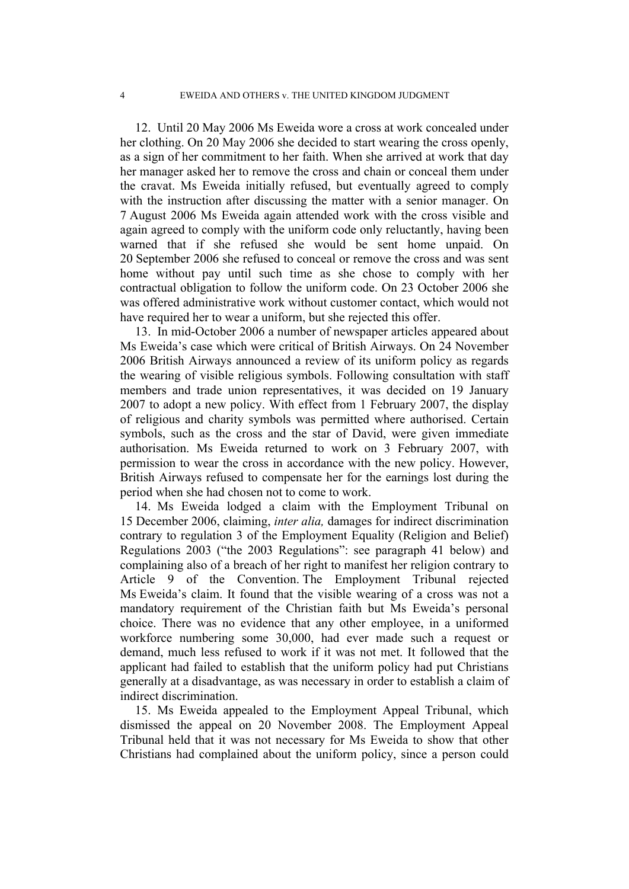12. Until 20 May 2006 Ms Eweida wore a cross at work concealed under her clothing. On 20 May 2006 she decided to start wearing the cross openly, as a sign of her commitment to her faith. When she arrived at work that day her manager asked her to remove the cross and chain or conceal them under the cravat. Ms Eweida initially refused, but eventually agreed to comply with the instruction after discussing the matter with a senior manager. On 7 August 2006 Ms Eweida again attended work with the cross visible and again agreed to comply with the uniform code only reluctantly, having been warned that if she refused she would be sent home unpaid. On 20 September 2006 she refused to conceal or remove the cross and was sent home without pay until such time as she chose to comply with her contractual obligation to follow the uniform code. On 23 October 2006 she was offered administrative work without customer contact, which would not have required her to wear a uniform, but she rejected this offer.

13. In mid-October 2006 a number of newspaper articles appeared about Ms Eweida's case which were critical of British Airways. On 24 November 2006 British Airways announced a review of its uniform policy as regards the wearing of visible religious symbols. Following consultation with staff members and trade union representatives, it was decided on 19 January 2007 to adopt a new policy. With effect from 1 February 2007, the display of religious and charity symbols was permitted where authorised. Certain symbols, such as the cross and the star of David, were given immediate authorisation. Ms Eweida returned to work on 3 February 2007, with permission to wear the cross in accordance with the new policy. However, British Airways refused to compensate her for the earnings lost during the period when she had chosen not to come to work.

14. Ms Eweida lodged a claim with the Employment Tribunal on 15 December 2006, claiming, *inter alia,* damages for indirect discrimination contrary to regulation 3 of the Employment Equality (Religion and Belief) Regulations 2003 ("the 2003 Regulations": see paragraph 41 below) and complaining also of a breach of her right to manifest her religion contrary to Article 9 of the Convention. The Employment Tribunal rejected Ms Eweida's claim. It found that the visible wearing of a cross was not a mandatory requirement of the Christian faith but Ms Eweida's personal choice. There was no evidence that any other employee, in a uniformed workforce numbering some 30,000, had ever made such a request or demand, much less refused to work if it was not met. It followed that the applicant had failed to establish that the uniform policy had put Christians generally at a disadvantage, as was necessary in order to establish a claim of indirect discrimination.

15. Ms Eweida appealed to the Employment Appeal Tribunal, which dismissed the appeal on 20 November 2008. The Employment Appeal Tribunal held that it was not necessary for Ms Eweida to show that other Christians had complained about the uniform policy, since a person could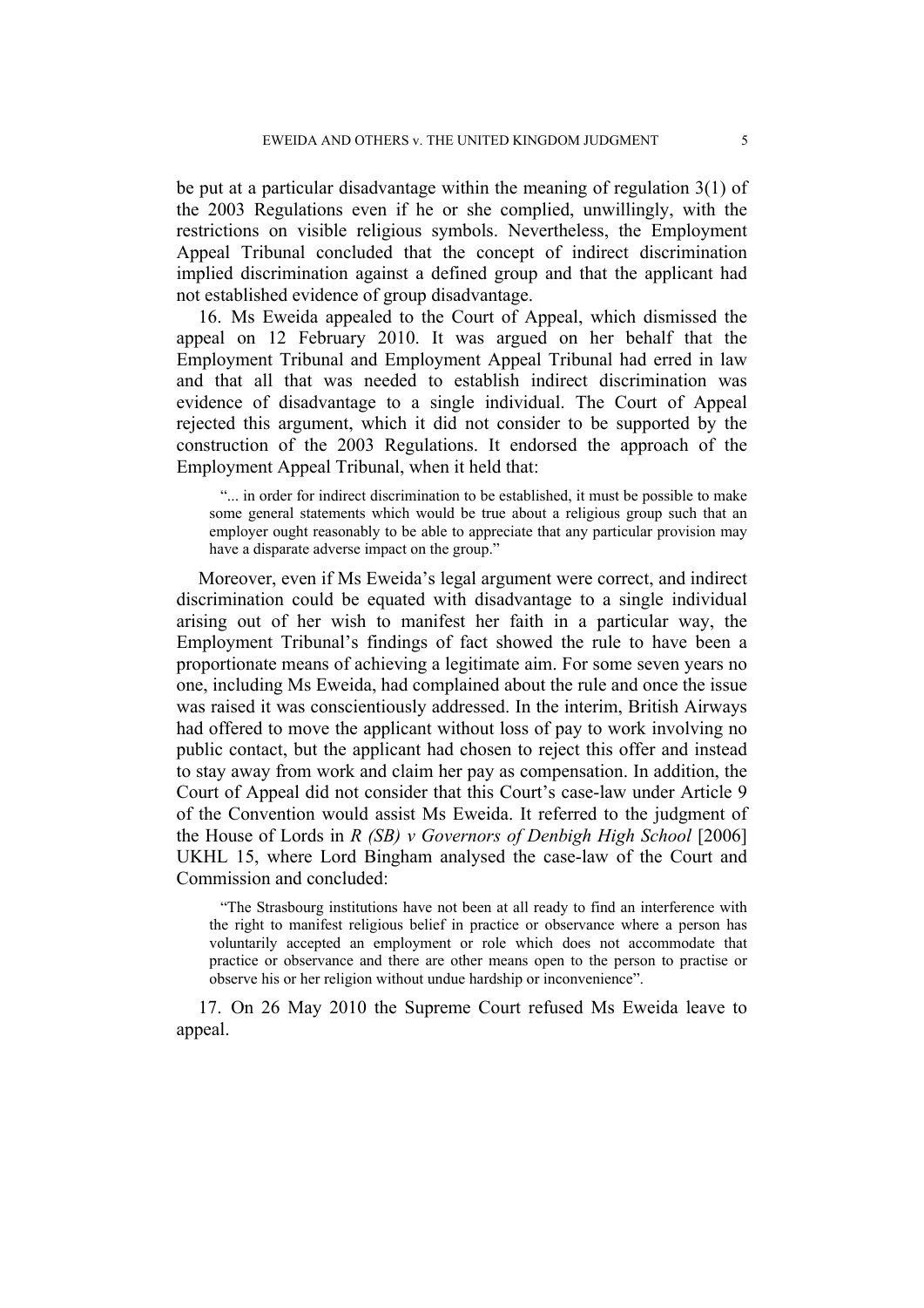be put at a particular disadvantage within the meaning of regulation 3(1) of the 2003 Regulations even if he or she complied, unwillingly, with the restrictions on visible religious symbols. Nevertheless, the Employment Appeal Tribunal concluded that the concept of indirect discrimination implied discrimination against a defined group and that the applicant had not established evidence of group disadvantage.

16. Ms Eweida appealed to the Court of Appeal, which dismissed the appeal on 12 February 2010. It was argued on her behalf that the Employment Tribunal and Employment Appeal Tribunal had erred in law and that all that was needed to establish indirect discrimination was evidence of disadvantage to a single individual. The Court of Appeal rejected this argument, which it did not consider to be supported by the construction of the 2003 Regulations. It endorsed the approach of the Employment Appeal Tribunal, when it held that:

> "... in order for indirect discrimination to be established, it must be possible to make some general statements which would be true about a religious group such that an employer ought reasonably to be able to appreciate that any particular provision may have a disparate adverse impact on the group."

Moreover, even if Ms Eweida's legal argument were correct, and indirect discrimination could be equated with disadvantage to a single individual arising out of her wish to manifest her faith in a particular way, the Employment Tribunal's findings of fact showed the rule to have been a proportionate means of achieving a legitimate aim. For some seven years no one, including Ms Eweida, had complained about the rule and once the issue was raised it was conscientiously addressed. In the interim, British Airways had offered to move the applicant without loss of pay to work involving no public contact, but the applicant had chosen to reject this offer and instead to stay away from work and claim her pay as compensation. In addition, the Court of Appeal did not consider that this Court's case-law under Article 9 of the Convention would assist Ms Eweida. It referred to the judgment of the House of Lords in *R (SB) v Governors of Denbigh High School* [2006] UKHL 15, where Lord Bingham analysed the case-law of the Court and Commission and concluded:

> "The Strasbourg institutions have not been at all ready to find an interference with the right to manifest religious belief in practice or observance where a person has voluntarily accepted an employment or role which does not accommodate that practice or observance and there are other means open to the person to practise or observe his or her religion without undue hardship or inconvenience".

17. On 26 May 2010 the Supreme Court refused Ms Eweida leave to appeal.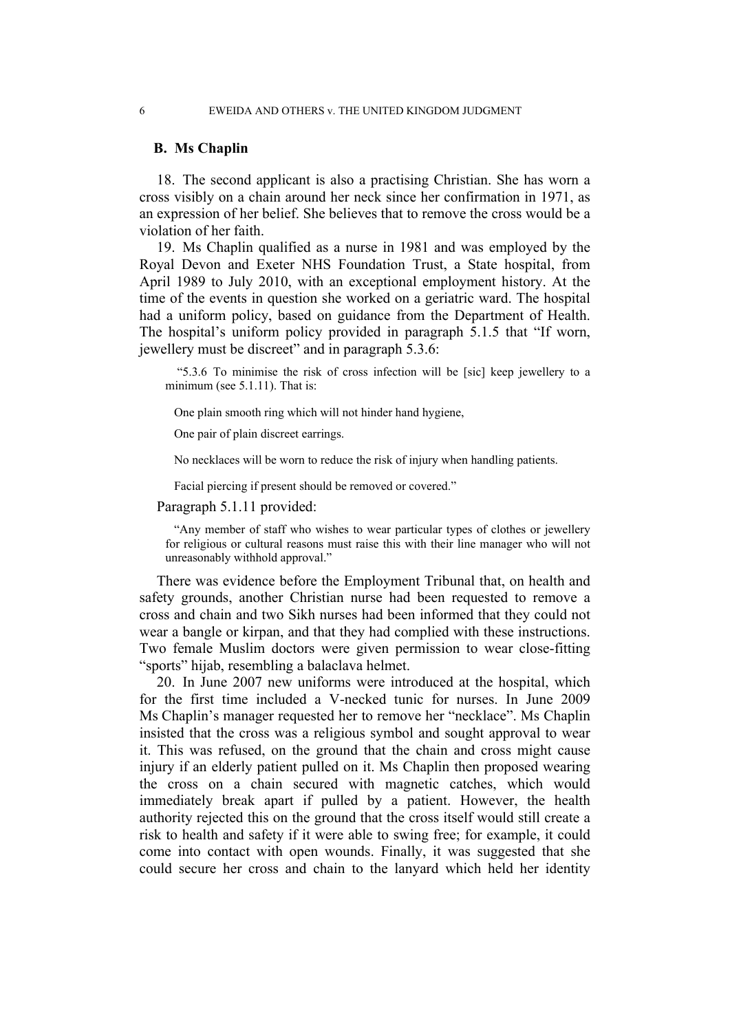## B. Ms Chaplin

18. The second applicant is also a practising Christian. She has worn a cross visibly on a chain around her neck since her confirmation in 1971, as an expression of her belief. She believes that to remove the cross would be a violation of her faith.

19. Ms Chaplin qualified as a nurse in 1981 and was employed by the Royal Devon and Exeter NHS Foundation Trust, a State hospital, from April 1989 to July 2010, with an exceptional employment history. At the time of the events in question she worked on a geriatric ward. The hospital had a uniform policy, based on guidance from the Department of Health. The hospital's uniform policy provided in paragraph 5.1.5 that "If worn, jewellery must be discreet" and in paragraph 5.3.6:

> "5.3.6 To minimise the risk of cross infection will be [sic] keep jewellery to a minimum (see 5.1.11). That is:
>
> One plain smooth ring which will not hinder hand hygiene,
>
> One pair of plain discreet earrings.
>
> No necklaces will be worn to reduce the risk of injury when handling patients.
>
> Facial piercing if present should be removed or covered."

Paragraph 5.1.11 provided:

> "Any member of staff who wishes to wear particular types of clothes or jewellery for religious or cultural reasons must raise this with their line manager who will not unreasonably withhold approval."

There was evidence before the Employment Tribunal that, on health and safety grounds, another Christian nurse had been requested to remove a cross and chain and two Sikh nurses had been informed that they could not wear a bangle or kirpan, and that they had complied with these instructions. Two female Muslim doctors were given permission to wear close-fitting "sports" hijab, resembling a balaclava helmet.

20. In June 2007 new uniforms were introduced at the hospital, which for the first time included a V-necked tunic for nurses. In June 2009 Ms Chaplin's manager requested her to remove her "necklace". Ms Chaplin insisted that the cross was a religious symbol and sought approval to wear it. This was refused, on the ground that the chain and cross might cause injury if an elderly patient pulled on it. Ms Chaplin then proposed wearing the cross on a chain secured with magnetic catches, which would immediately break apart if pulled by a patient. However, the health authority rejected this on the ground that the cross itself would still create a risk to health and safety if it were able to swing free; for example, it could come into contact with open wounds. Finally, it was suggested that she could secure her cross and chain to the lanyard which held her identity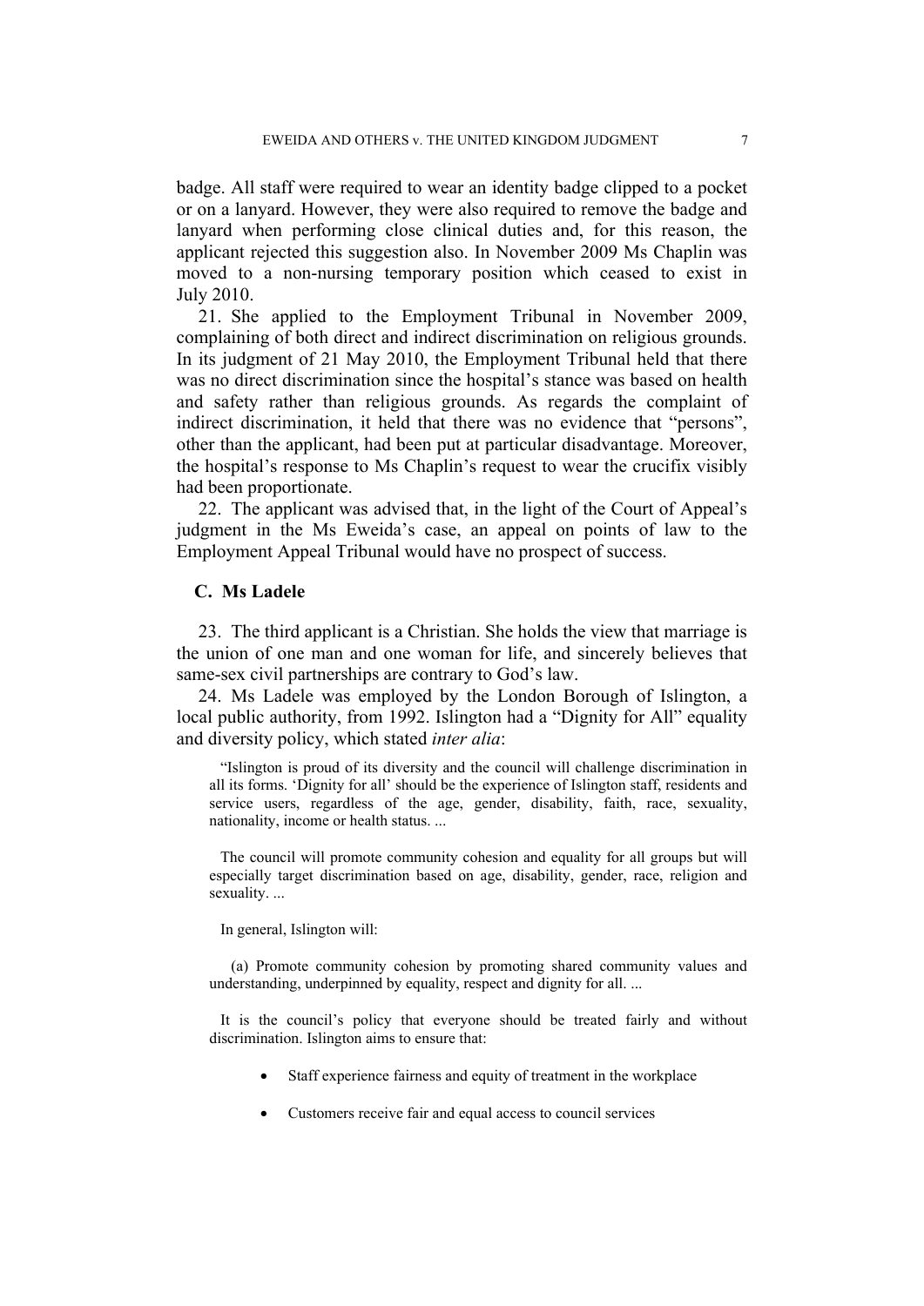badge. All staff were required to wear an identity badge clipped to a pocket or on a lanyard. However, they were also required to remove the badge and lanyard when performing close clinical duties and, for this reason, the applicant rejected this suggestion also. In November 2009 Ms Chaplin was moved to a non-nursing temporary position which ceased to exist in July 2010.

21. She applied to the Employment Tribunal in November 2009, complaining of both direct and indirect discrimination on religious grounds. In its judgment of 21 May 2010, the Employment Tribunal held that there was no direct discrimination since the hospital's stance was based on health and safety rather than religious grounds. As regards the complaint of indirect discrimination, it held that there was no evidence that "persons", other than the applicant, had been put at particular disadvantage. Moreover, the hospital's response to Ms Chaplin's request to wear the crucifix visibly had been proportionate.

22. The applicant was advised that, in the light of the Court of Appeal's judgment in the Ms Eweida's case, an appeal on points of law to the Employment Appeal Tribunal would have no prospect of success.

## C. Ms Ladele

23. The third applicant is a Christian. She holds the view that marriage is the union of one man and one woman for life, and sincerely believes that same-sex civil partnerships are contrary to God's law.

24. Ms Ladele was employed by the London Borough of Islington, a local public authority, from 1992. Islington had a "Dignity for All" equality and diversity policy, which stated *inter alia*:

> "Islington is proud of its diversity and the council will challenge discrimination in all its forms. 'Dignity for all' should be the experience of Islington staff, residents and service users, regardless of the age, gender, disability, faith, race, sexuality, nationality, income or health status. ...
>
> The council will promote community cohesion and equality for all groups but will especially target discrimination based on age, disability, gender, race, religion and sexuality. ...
>
> In general, Islington will:
>
> (a) Promote community cohesion by promoting shared community values and understanding, underpinned by equality, respect and dignity for all. ...
>
> It is the council's policy that everyone should be treated fairly and without discrimination. Islington aims to ensure that:
>
> - Staff experience fairness and equity of treatment in the workplace
> - Customers receive fair and equal access to council services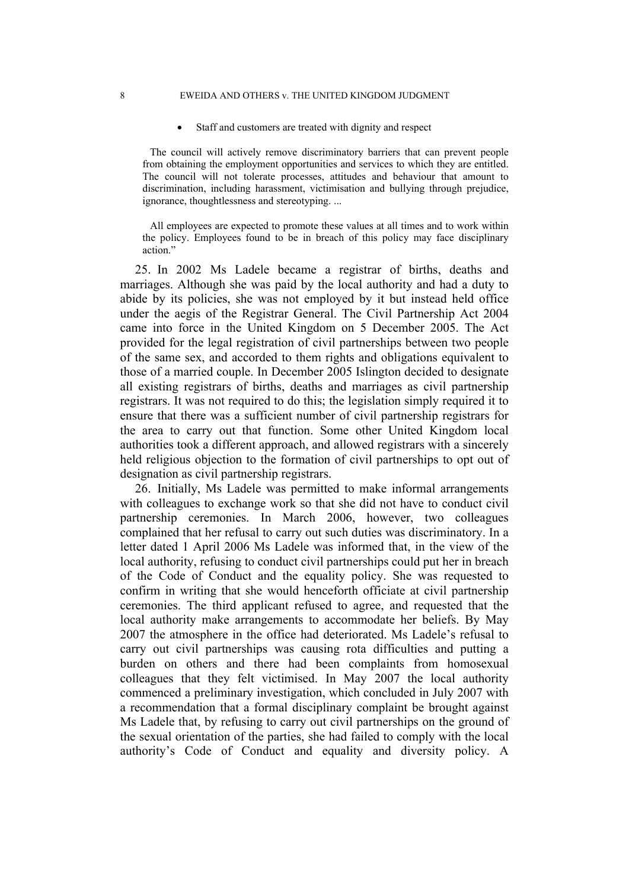- Staff and customers are treated with dignity and respect

> The council will actively remove discriminatory barriers that can prevent people from obtaining the employment opportunities and services to which they are entitled. The council will not tolerate processes, attitudes and behaviour that amount to discrimination, including harassment, victimisation and bullying through prejudice, ignorance, thoughtlessness and stereotyping. ...
>
> All employees are expected to promote these values at all times and to work within the policy. Employees found to be in breach of this policy may face disciplinary action."

25. In 2002 Ms Ladele became a registrar of births, deaths and marriages. Although she was paid by the local authority and had a duty to abide by its policies, she was not employed by it but instead held office under the aegis of the Registrar General. The Civil Partnership Act 2004 came into force in the United Kingdom on 5 December 2005. The Act provided for the legal registration of civil partnerships between two people of the same sex, and accorded to them rights and obligations equivalent to those of a married couple. In December 2005 Islington decided to designate all existing registrars of births, deaths and marriages as civil partnership registrars. It was not required to do this; the legislation simply required it to ensure that there was a sufficient number of civil partnership registrars for the area to carry out that function. Some other United Kingdom local authorities took a different approach, and allowed registrars with a sincerely held religious objection to the formation of civil partnerships to opt out of designation as civil partnership registrars.

26. Initially, Ms Ladele was permitted to make informal arrangements with colleagues to exchange work so that she did not have to conduct civil partnership ceremonies. In March 2006, however, two colleagues complained that her refusal to carry out such duties was discriminatory. In a letter dated 1 April 2006 Ms Ladele was informed that, in the view of the local authority, refusing to conduct civil partnerships could put her in breach of the Code of Conduct and the equality policy. She was requested to confirm in writing that she would henceforth officiate at civil partnership ceremonies. The third applicant refused to agree, and requested that the local authority make arrangements to accommodate her beliefs. By May 2007 the atmosphere in the office had deteriorated. Ms Ladele's refusal to carry out civil partnerships was causing rota difficulties and putting a burden on others and there had been complaints from homosexual colleagues that they felt victimised. In May 2007 the local authority commenced a preliminary investigation, which concluded in July 2007 with a recommendation that a formal disciplinary complaint be brought against Ms Ladele that, by refusing to carry out civil partnerships on the ground of the sexual orientation of the parties, she had failed to comply with the local authority's Code of Conduct and equality and diversity policy. A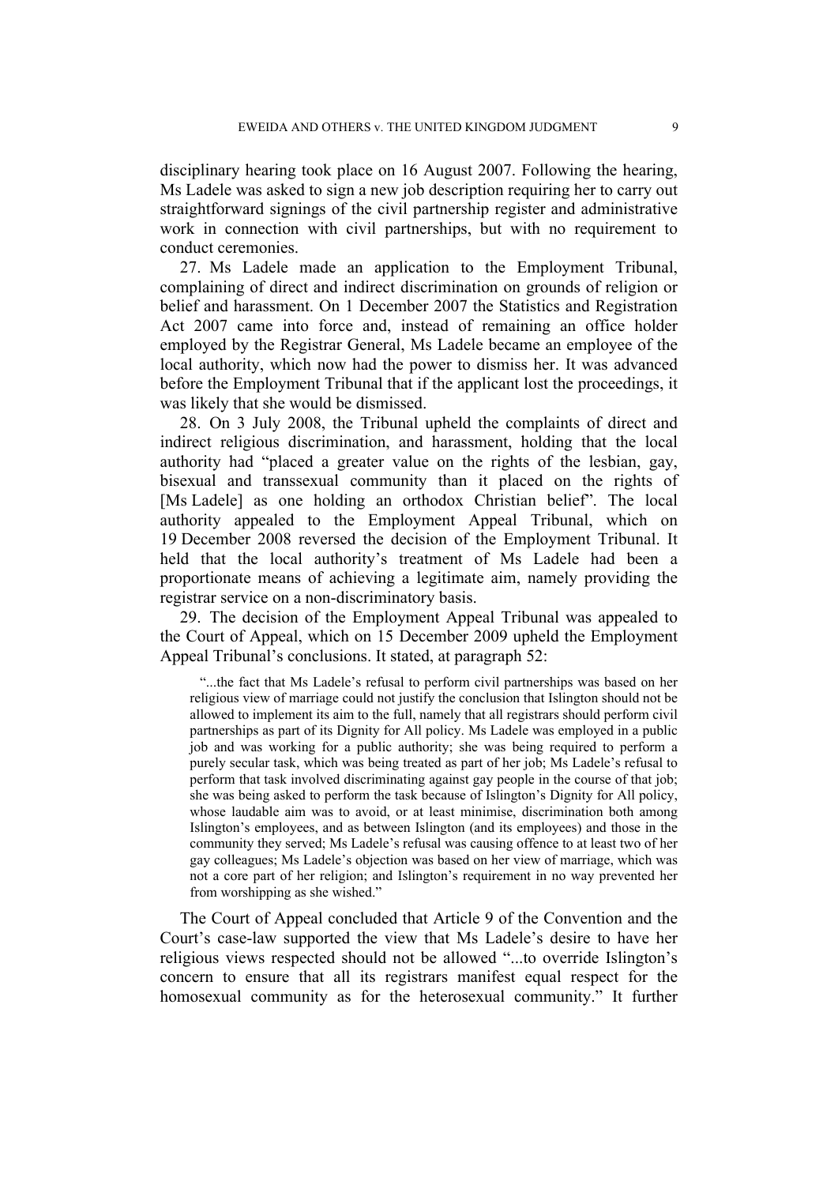disciplinary hearing took place on 16 August 2007. Following the hearing, Ms Ladele was asked to sign a new job description requiring her to carry out straightforward signings of the civil partnership register and administrative work in connection with civil partnerships, but with no requirement to conduct ceremonies.

27. Ms Ladele made an application to the Employment Tribunal, complaining of direct and indirect discrimination on grounds of religion or belief and harassment. On 1 December 2007 the Statistics and Registration Act 2007 came into force and, instead of remaining an office holder employed by the Registrar General, Ms Ladele became an employee of the local authority, which now had the power to dismiss her. It was advanced before the Employment Tribunal that if the applicant lost the proceedings, it was likely that she would be dismissed.

28. On 3 July 2008, the Tribunal upheld the complaints of direct and indirect religious discrimination, and harassment, holding that the local authority had "placed a greater value on the rights of the lesbian, gay, bisexual and transsexual community than it placed on the rights of [Ms Ladele] as one holding an orthodox Christian belief". The local authority appealed to the Employment Appeal Tribunal, which on 19 December 2008 reversed the decision of the Employment Tribunal. It held that the local authority's treatment of Ms Ladele had been a proportionate means of achieving a legitimate aim, namely providing the registrar service on a non-discriminatory basis.

29. The decision of the Employment Appeal Tribunal was appealed to the Court of Appeal, which on 15 December 2009 upheld the Employment Appeal Tribunal's conclusions. It stated, at paragraph 52:

> "...the fact that Ms Ladele's refusal to perform civil partnerships was based on her religious view of marriage could not justify the conclusion that Islington should not be allowed to implement its aim to the full, namely that all registrars should perform civil partnerships as part of its Dignity for All policy. Ms Ladele was employed in a public job and was working for a public authority; she was being required to perform a purely secular task, which was being treated as part of her job; Ms Ladele's refusal to perform that task involved discriminating against gay people in the course of that job; she was being asked to perform the task because of Islington's Dignity for All policy, whose laudable aim was to avoid, or at least minimise, discrimination both among Islington's employees, and as between Islington (and its employees) and those in the community they served; Ms Ladele's refusal was causing offence to at least two of her gay colleagues; Ms Ladele's objection was based on her view of marriage, which was not a core part of her religion; and Islington's requirement in no way prevented her from worshipping as she wished."

The Court of Appeal concluded that Article 9 of the Convention and the Court's case-law supported the view that Ms Ladele's desire to have her religious views respected should not be allowed "...to override Islington's concern to ensure that all its registrars manifest equal respect for the homosexual community as for the heterosexual community." It further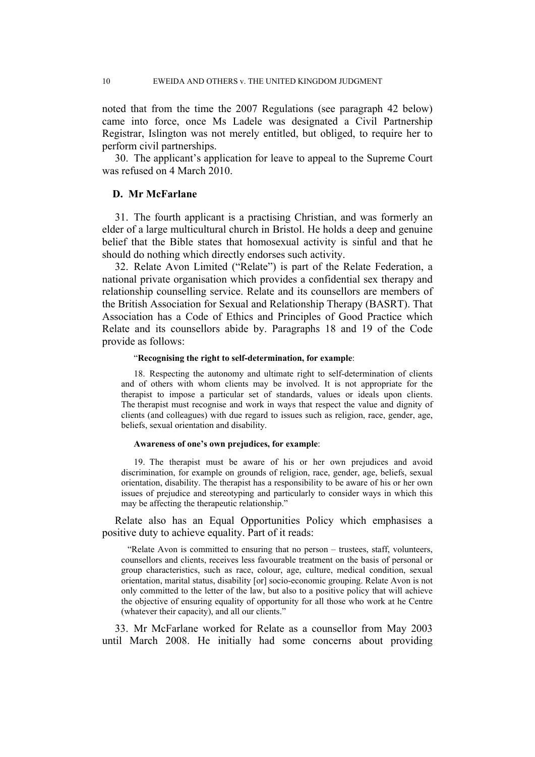noted that from the time the 2007 Regulations (see paragraph 42 below) came into force, once Ms Ladele was designated a Civil Partnership Registrar, Islington was not merely entitled, but obliged, to require her to perform civil partnerships.

30. The applicant's application for leave to appeal to the Supreme Court was refused on 4 March 2010.

### D. Mr McFarlane

31. The fourth applicant is a practising Christian, and was formerly an elder of a large multicultural church in Bristol. He holds a deep and genuine belief that the Bible states that homosexual activity is sinful and that he should do nothing which directly endorses such activity.

32. Relate Avon Limited ("Relate") is part of the Relate Federation, a national private organisation which provides a confidential sex therapy and relationship counselling service. Relate and its counsellors are members of the British Association for Sexual and Relationship Therapy (BASRT). That Association has a Code of Ethics and Principles of Good Practice which Relate and its counsellors abide by. Paragraphs 18 and 19 of the Code provide as follows:

> "**Recognising the right to self-determination, for example**:
>
> 18. Respecting the autonomy and ultimate right to self-determination of clients and of others with whom clients may be involved. It is not appropriate for the therapist to impose a particular set of standards, values or ideals upon clients. The therapist must recognise and work in ways that respect the value and dignity of clients (and colleagues) with due regard to issues such as religion, race, gender, age, beliefs, sexual orientation and disability.
>
> **Awareness of one's own prejudices, for example**:
>
> 19. The therapist must be aware of his or her own prejudices and avoid discrimination, for example on grounds of religion, race, gender, age, beliefs, sexual orientation, disability. The therapist has a responsibility to be aware of his or her own issues of prejudice and stereotyping and particularly to consider ways in which this may be affecting the therapeutic relationship."

Relate also has an Equal Opportunities Policy which emphasises a positive duty to achieve equality. Part of it reads:

> "Relate Avon is committed to ensuring that no person – trustees, staff, volunteers, counsellors and clients, receives less favourable treatment on the basis of personal or group characteristics, such as race, colour, age, culture, medical condition, sexual orientation, marital status, disability [or] socio-economic grouping. Relate Avon is not only committed to the letter of the law, but also to a positive policy that will achieve the objective of ensuring equality of opportunity for all those who work at he Centre (whatever their capacity), and all our clients."

33. Mr McFarlane worked for Relate as a counsellor from May 2003 until March 2008. He initially had some concerns about providing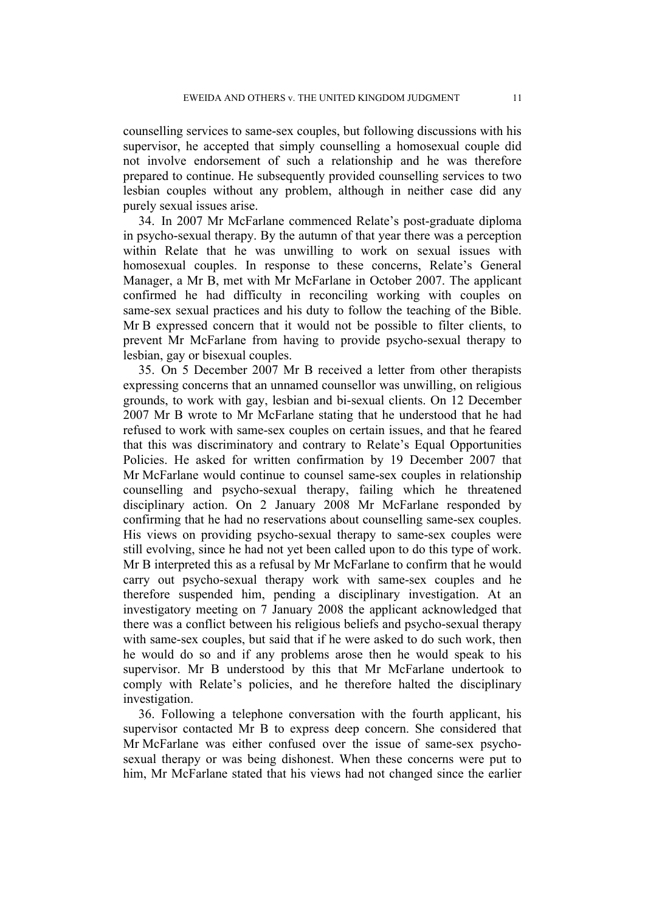counselling services to same-sex couples, but following discussions with his supervisor, he accepted that simply counselling a homosexual couple did not involve endorsement of such a relationship and he was therefore prepared to continue. He subsequently provided counselling services to two lesbian couples without any problem, although in neither case did any purely sexual issues arise.

34. In 2007 Mr McFarlane commenced Relate's post-graduate diploma in psycho-sexual therapy. By the autumn of that year there was a perception within Relate that he was unwilling to work on sexual issues with homosexual couples. In response to these concerns, Relate's General Manager, a Mr B, met with Mr McFarlane in October 2007. The applicant confirmed he had difficulty in reconciling working with couples on same-sex sexual practices and his duty to follow the teaching of the Bible. Mr B expressed concern that it would not be possible to filter clients, to prevent Mr McFarlane from having to provide psycho-sexual therapy to lesbian, gay or bisexual couples.

35. On 5 December 2007 Mr B received a letter from other therapists expressing concerns that an unnamed counsellor was unwilling, on religious grounds, to work with gay, lesbian and bi-sexual clients. On 12 December 2007 Mr B wrote to Mr McFarlane stating that he understood that he had refused to work with same-sex couples on certain issues, and that he feared that this was discriminatory and contrary to Relate's Equal Opportunities Policies. He asked for written confirmation by 19 December 2007 that Mr McFarlane would continue to counsel same-sex couples in relationship counselling and psycho-sexual therapy, failing which he threatened disciplinary action. On 2 January 2008 Mr McFarlane responded by confirming that he had no reservations about counselling same-sex couples. His views on providing psycho-sexual therapy to same-sex couples were still evolving, since he had not yet been called upon to do this type of work. Mr B interpreted this as a refusal by Mr McFarlane to confirm that he would carry out psycho-sexual therapy work with same-sex couples and he therefore suspended him, pending a disciplinary investigation. At an investigatory meeting on 7 January 2008 the applicant acknowledged that there was a conflict between his religious beliefs and psycho-sexual therapy with same-sex couples, but said that if he were asked to do such work, then he would do so and if any problems arose then he would speak to his supervisor. Mr B understood by this that Mr McFarlane undertook to comply with Relate's policies, and he therefore halted the disciplinary investigation.

36. Following a telephone conversation with the fourth applicant, his supervisor contacted Mr B to express deep concern. She considered that Mr McFarlane was either confused over the issue of same-sex psycho-sexual therapy or was being dishonest. When these concerns were put to him, Mr McFarlane stated that his views had not changed since the earlier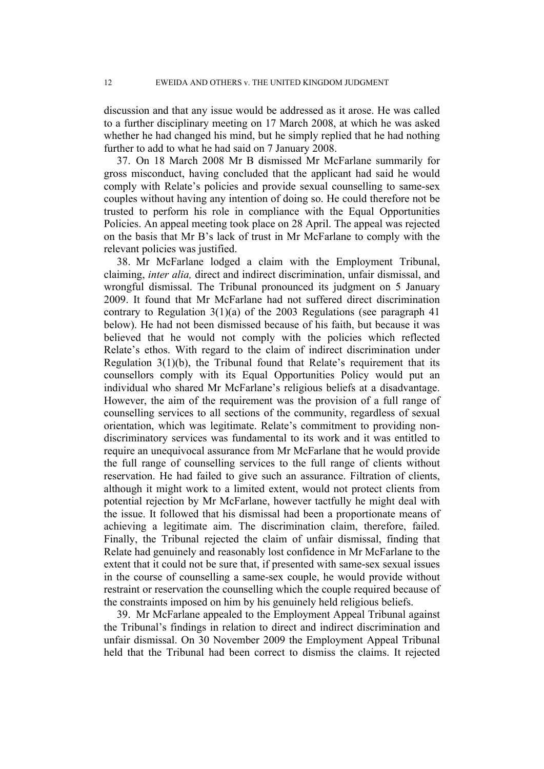discussion and that any issue would be addressed as it arose. He was called to a further disciplinary meeting on 17 March 2008, at which he was asked whether he had changed his mind, but he simply replied that he had nothing further to add to what he had said on 7 January 2008.

37. On 18 March 2008 Mr B dismissed Mr McFarlane summarily for gross misconduct, having concluded that the applicant had said he would comply with Relate's policies and provide sexual counselling to same-sex couples without having any intention of doing so. He could therefore not be trusted to perform his role in compliance with the Equal Opportunities Policies. An appeal meeting took place on 28 April. The appeal was rejected on the basis that Mr B's lack of trust in Mr McFarlane to comply with the relevant policies was justified.

38. Mr McFarlane lodged a claim with the Employment Tribunal, claiming, *inter alia,* direct and indirect discrimination, unfair dismissal, and wrongful dismissal. The Tribunal pronounced its judgment on 5 January 2009. It found that Mr McFarlane had not suffered direct discrimination contrary to Regulation 3(1)(a) of the 2003 Regulations (see paragraph 41 below). He had not been dismissed because of his faith, but because it was believed that he would not comply with the policies which reflected Relate's ethos. With regard to the claim of indirect discrimination under Regulation 3(1)(b), the Tribunal found that Relate's requirement that its counsellors comply with its Equal Opportunities Policy would put an individual who shared Mr McFarlane's religious beliefs at a disadvantage. However, the aim of the requirement was the provision of a full range of counselling services to all sections of the community, regardless of sexual orientation, which was legitimate. Relate's commitment to providing non-discriminatory services was fundamental to its work and it was entitled to require an unequivocal assurance from Mr McFarlane that he would provide the full range of counselling services to the full range of clients without reservation. He had failed to give such an assurance. Filtration of clients, although it might work to a limited extent, would not protect clients from potential rejection by Mr McFarlane, however tactfully he might deal with the issue. It followed that his dismissal had been a proportionate means of achieving a legitimate aim. The discrimination claim, therefore, failed. Finally, the Tribunal rejected the claim of unfair dismissal, finding that Relate had genuinely and reasonably lost confidence in Mr McFarlane to the extent that it could not be sure that, if presented with same-sex sexual issues in the course of counselling a same-sex couple, he would provide without restraint or reservation the counselling which the couple required because of the constraints imposed on him by his genuinely held religious beliefs.

39. Mr McFarlane appealed to the Employment Appeal Tribunal against the Tribunal's findings in relation to direct and indirect discrimination and unfair dismissal. On 30 November 2009 the Employment Appeal Tribunal held that the Tribunal had been correct to dismiss the claims. It rejected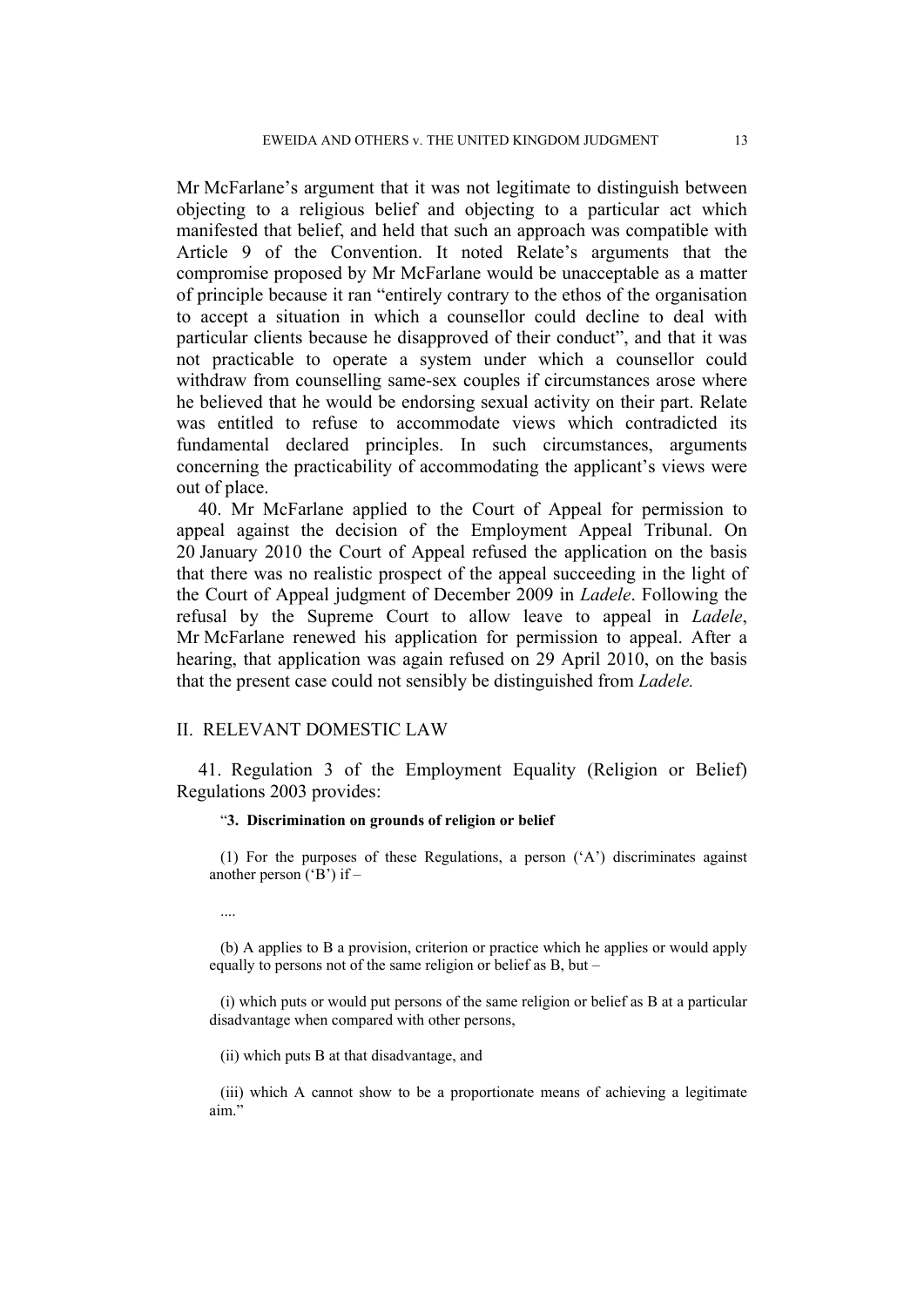Mr McFarlane's argument that it was not legitimate to distinguish between objecting to a religious belief and objecting to a particular act which manifested that belief, and held that such an approach was compatible with Article 9 of the Convention. It noted Relate's arguments that the compromise proposed by Mr McFarlane would be unacceptable as a matter of principle because it ran "entirely contrary to the ethos of the organisation to accept a situation in which a counsellor could decline to deal with particular clients because he disapproved of their conduct", and that it was not practicable to operate a system under which a counsellor could withdraw from counselling same-sex couples if circumstances arose where he believed that he would be endorsing sexual activity on their part. Relate was entitled to refuse to accommodate views which contradicted its fundamental declared principles. In such circumstances, arguments concerning the practicability of accommodating the applicant's views were out of place.

40. Mr McFarlane applied to the Court of Appeal for permission to appeal against the decision of the Employment Appeal Tribunal. On 20 January 2010 the Court of Appeal refused the application on the basis that there was no realistic prospect of the appeal succeeding in the light of the Court of Appeal judgment of December 2009 in *Ladele*. Following the refusal by the Supreme Court to allow leave to appeal in *Ladele*, Mr McFarlane renewed his application for permission to appeal. After a hearing, that application was again refused on 29 April 2010, on the basis that the present case could not sensibly be distinguished from *Ladele.*

## II. RELEVANT DOMESTIC LAW

41. Regulation 3 of the Employment Equality (Religion or Belief) Regulations 2003 provides:

> "**3. Discrimination on grounds of religion or belief**
>
> (1) For the purposes of these Regulations, a person ('A') discriminates against another person ('B') if –
>
> ....
>
> (b) A applies to B a provision, criterion or practice which he applies or would apply equally to persons not of the same religion or belief as B, but –
>
> (i) which puts or would put persons of the same religion or belief as B at a particular disadvantage when compared with other persons,
>
> (ii) which puts B at that disadvantage, and
>
> (iii) which A cannot show to be a proportionate means of achieving a legitimate aim."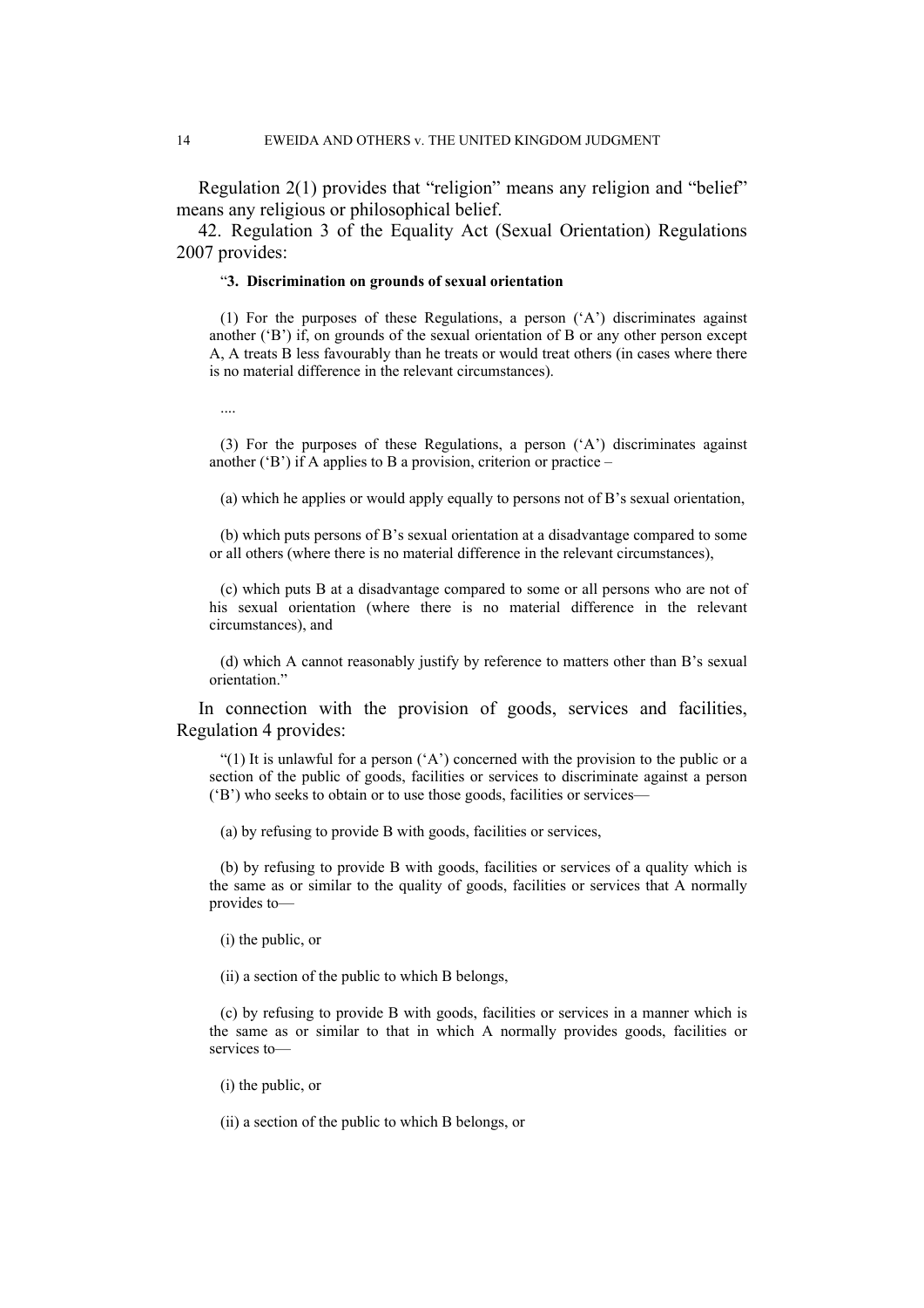Regulation 2(1) provides that “religion” means any religion and “belief” means any religious or philosophical belief.

42. Regulation 3 of the Equality Act (Sexual Orientation) Regulations 2007 provides:

> “**3. Discrimination on grounds of sexual orientation**
>
> (1) For the purposes of these Regulations, a person (‘A’) discriminates against another (‘B’) if, on grounds of the sexual orientation of B or any other person except A, A treats B less favourably than he treats or would treat others (in cases where there is no material difference in the relevant circumstances).
>
> ....
>
> (3) For the purposes of these Regulations, a person (‘A’) discriminates against another (‘B’) if A applies to B a provision, criterion or practice –
>
> (a) which he applies or would apply equally to persons not of B’s sexual orientation,
>
> (b) which puts persons of B’s sexual orientation at a disadvantage compared to some or all others (where there is no material difference in the relevant circumstances),
>
> (c) which puts B at a disadvantage compared to some or all persons who are not of his sexual orientation (where there is no material difference in the relevant circumstances), and
>
> (d) which A cannot reasonably justify by reference to matters other than B’s sexual orientation.”

In connection with the provision of goods, services and facilities, Regulation 4 provides:

> “(1) It is unlawful for a person (‘A’) concerned with the provision to the public or a section of the public of goods, facilities or services to discriminate against a person (‘B’) who seeks to obtain or to use those goods, facilities or services—
>
> (a) by refusing to provide B with goods, facilities or services,
>
> (b) by refusing to provide B with goods, facilities or services of a quality which is the same as or similar to the quality of goods, facilities or services that A normally provides to—
>
> (i) the public, or
>
> (ii) a section of the public to which B belongs,
>
> (c) by refusing to provide B with goods, facilities or services in a manner which is the same as or similar to that in which A normally provides goods, facilities or services to—
>
> (i) the public, or
>
> (ii) a section of the public to which B belongs, or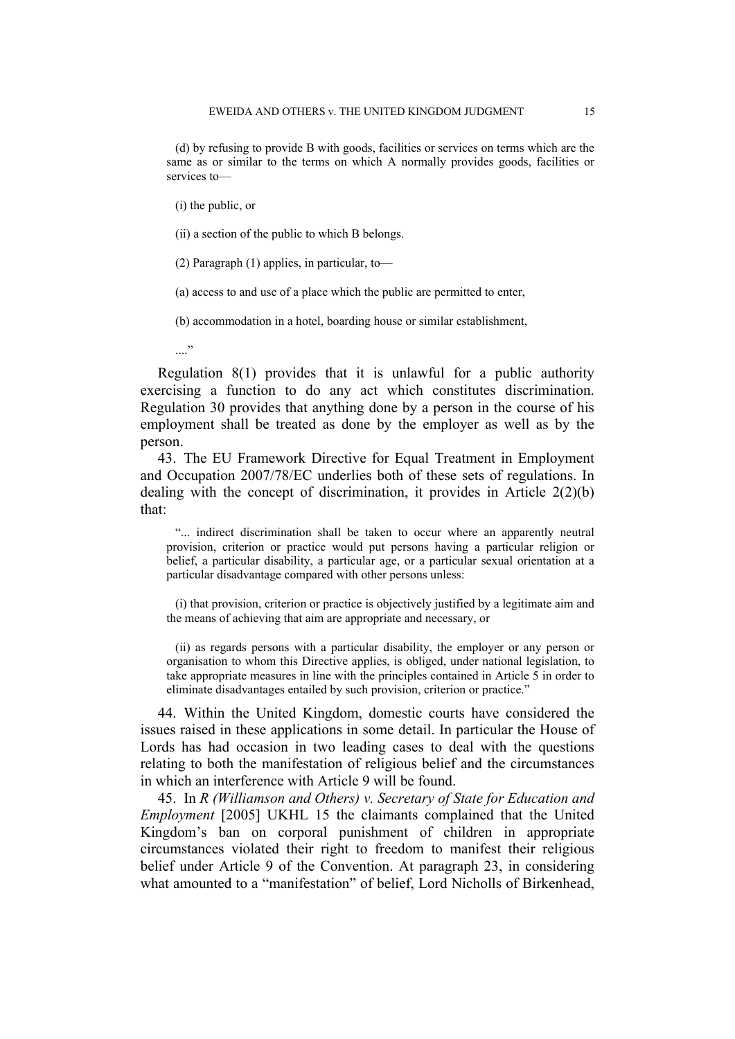(d) by refusing to provide B with goods, facilities or services on terms which are the same as or similar to the terms on which A normally provides goods, facilities or services to—

(i) the public, or

(ii) a section of the public to which B belongs.

(2) Paragraph (1) applies, in particular, to—

(a) access to and use of a place which the public are permitted to enter,

(b) accommodation in a hotel, boarding house or similar establishment,

...."

Regulation 8(1) provides that it is unlawful for a public authority exercising a function to do any act which constitutes discrimination. Regulation 30 provides that anything done by a person in the course of his employment shall be treated as done by the employer as well as by the person.

43. The EU Framework Directive for Equal Treatment in Employment and Occupation 2007/78/EC underlies both of these sets of regulations. In dealing with the concept of discrimination, it provides in Article 2(2)(b) that:

> "... indirect discrimination shall be taken to occur where an apparently neutral provision, criterion or practice would put persons having a particular religion or belief, a particular disability, a particular age, or a particular sexual orientation at a particular disadvantage compared with other persons unless:
>
> (i) that provision, criterion or practice is objectively justified by a legitimate aim and the means of achieving that aim are appropriate and necessary, or
>
> (ii) as regards persons with a particular disability, the employer or any person or organisation to whom this Directive applies, is obliged, under national legislation, to take appropriate measures in line with the principles contained in Article 5 in order to eliminate disadvantages entailed by such provision, criterion or practice."

44. Within the United Kingdom, domestic courts have considered the issues raised in these applications in some detail. In particular the House of Lords has had occasion in two leading cases to deal with the questions relating to both the manifestation of religious belief and the circumstances in which an interference with Article 9 will be found.

45. In *R (Williamson and Others) v. Secretary of State for Education and Employment* [2005] UKHL 15 the claimants complained that the United Kingdom's ban on corporal punishment of children in appropriate circumstances violated their right to freedom to manifest their religious belief under Article 9 of the Convention. At paragraph 23, in considering what amounted to a "manifestation" of belief, Lord Nicholls of Birkenhead,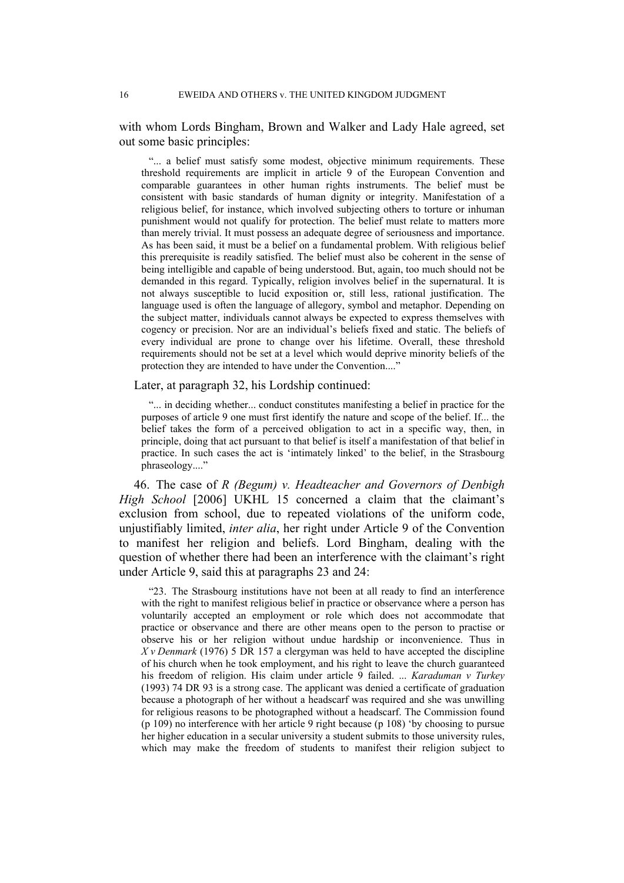with whom Lords Bingham, Brown and Walker and Lady Hale agreed, set out some basic principles:

> "... a belief must satisfy some modest, objective minimum requirements. These threshold requirements are implicit in article 9 of the European Convention and comparable guarantees in other human rights instruments. The belief must be consistent with basic standards of human dignity or integrity. Manifestation of a religious belief, for instance, which involved subjecting others to torture or inhuman punishment would not qualify for protection. The belief must relate to matters more than merely trivial. It must possess an adequate degree of seriousness and importance. As has been said, it must be a belief on a fundamental problem. With religious belief this prerequisite is readily satisfied. The belief must also be coherent in the sense of being intelligible and capable of being understood. But, again, too much should not be demanded in this regard. Typically, religion involves belief in the supernatural. It is not always susceptible to lucid exposition or, still less, rational justification. The language used is often the language of allegory, symbol and metaphor. Depending on the subject matter, individuals cannot always be expected to express themselves with cogency or precision. Nor are an individual's beliefs fixed and static. The beliefs of every individual are prone to change over his lifetime. Overall, these threshold requirements should not be set at a level which would deprive minority beliefs of the protection they are intended to have under the Convention...."

Later, at paragraph 32, his Lordship continued:

> "... in deciding whether... conduct constitutes manifesting a belief in practice for the purposes of article 9 one must first identify the nature and scope of the belief. If... the belief takes the form of a perceived obligation to act in a specific way, then, in principle, doing that act pursuant to that belief is itself a manifestation of that belief in practice. In such cases the act is 'intimately linked' to the belief, in the Strasbourg phraseology...."

46. The case of *R (Begum) v. Headteacher and Governors of Denbigh High School* [2006] UKHL 15 concerned a claim that the claimant's exclusion from school, due to repeated violations of the uniform code, unjustifiably limited, *inter alia*, her right under Article 9 of the Convention to manifest her religion and beliefs. Lord Bingham, dealing with the question of whether there had been an interference with the claimant's right under Article 9, said this at paragraphs 23 and 24:

> "23. The Strasbourg institutions have not been at all ready to find an interference with the right to manifest religious belief in practice or observance where a person has voluntarily accepted an employment or role which does not accommodate that practice or observance and there are other means open to the person to practise or observe his or her religion without undue hardship or inconvenience. Thus in *X v Denmark* (1976) 5 DR 157 a clergyman was held to have accepted the discipline of his church when he took employment, and his right to leave the church guaranteed his freedom of religion. His claim under article 9 failed. ... *Karaduman v Turkey* (1993) 74 DR 93 is a strong case. The applicant was denied a certificate of graduation because a photograph of her without a headscarf was required and she was unwilling for religious reasons to be photographed without a headscarf. The Commission found (p 109) no interference with her article 9 right because (p 108) 'by choosing to pursue her higher education in a secular university a student submits to those university rules, which may make the freedom of students to manifest their religion subject to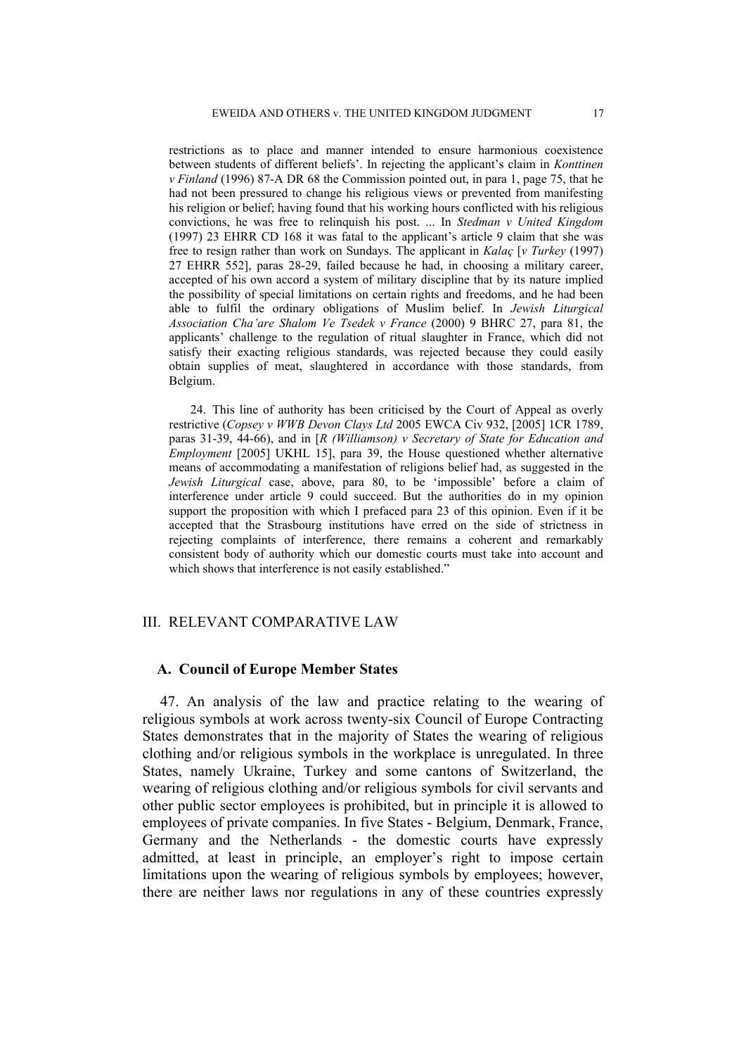restrictions as to place and manner intended to ensure harmonious coexistence between students of different beliefs'. In rejecting the applicant's claim in *Konttinen v Finland* (1996) 87-A DR 68 the Commission pointed out, in para 1, page 75, that he had not been pressured to change his religious views or prevented from manifesting his religion or belief; having found that his working hours conflicted with his religious convictions, he was free to relinquish his post. ... In *Stedman v United Kingdom* (1997) 23 EHRR CD 168 it was fatal to the applicant's article 9 claim that she was free to resign rather than work on Sundays. The applicant in *Kalaç* [*v Turkey* (1997) 27 EHRR 552], paras 28-29, failed because he had, in choosing a military career, accepted of his own accord a system of military discipline that by its nature implied the possibility of special limitations on certain rights and freedoms, and he had been able to fulfil the ordinary obligations of Muslim belief. In *Jewish Liturgical Association Cha'are Shalom Ve Tsedek v France* (2000) 9 BHRC 27, para 81, the applicants' challenge to the regulation of ritual slaughter in France, which did not satisfy their exacting religious standards, was rejected because they could easily obtain supplies of meat, slaughtered in accordance with those standards, from Belgium.

24. This line of authority has been criticised by the Court of Appeal as overly restrictive (*Copsey v WWB Devon Clays Ltd* 2005 EWCA Civ 932, [2005] 1CR 1789, paras 31-39, 44-66), and in [*R (Williamson) v Secretary of State for Education and Employment* [2005] UKHL 15], para 39, the House questioned whether alternative means of accommodating a manifestation of religions belief had, as suggested in the *Jewish Liturgical* case, above, para 80, to be 'impossible' before a claim of interference under article 9 could succeed. But the authorities do in my opinion support the proposition with which I prefaced para 23 of this opinion. Even if it be accepted that the Strasbourg institutions have erred on the side of strictness in rejecting complaints of interference, there remains a coherent and remarkably consistent body of authority which our domestic courts must take into account and which shows that interference is not easily established."

## III. RELEVANT COMPARATIVE LAW

### A. Council of Europe Member States

47. An analysis of the law and practice relating to the wearing of religious symbols at work across twenty-six Council of Europe Contracting States demonstrates that in the majority of States the wearing of religious clothing and/or religious symbols in the workplace is unregulated. In three States, namely Ukraine, Turkey and some cantons of Switzerland, the wearing of religious clothing and/or religious symbols for civil servants and other public sector employees is prohibited, but in principle it is allowed to employees of private companies. In five States - Belgium, Denmark, France, Germany and the Netherlands - the domestic courts have expressly admitted, at least in principle, an employer's right to impose certain limitations upon the wearing of religious symbols by employees; however, there are neither laws nor regulations in any of these countries expressly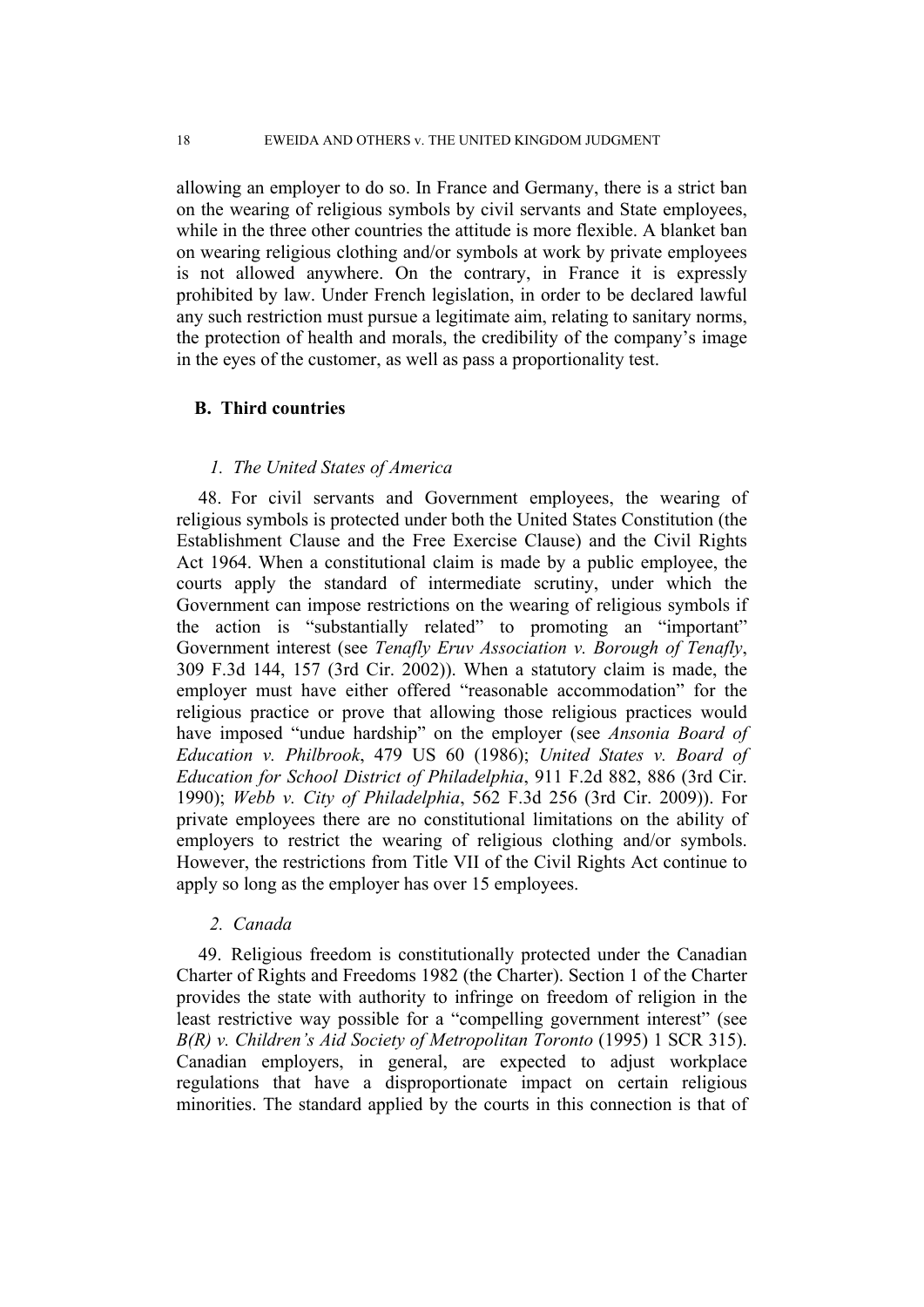allowing an employer to do so. In France and Germany, there is a strict ban on the wearing of religious symbols by civil servants and State employees, while in the three other countries the attitude is more flexible. A blanket ban on wearing religious clothing and/or symbols at work by private employees is not allowed anywhere. On the contrary, in France it is expressly prohibited by law. Under French legislation, in order to be declared lawful any such restriction must pursue a legitimate aim, relating to sanitary norms, the protection of health and morals, the credibility of the company's image in the eyes of the customer, as well as pass a proportionality test.

### B. Third countries

#### *1. The United States of America*

48. For civil servants and Government employees, the wearing of religious symbols is protected under both the United States Constitution (the Establishment Clause and the Free Exercise Clause) and the Civil Rights Act 1964. When a constitutional claim is made by a public employee, the courts apply the standard of intermediate scrutiny, under which the Government can impose restrictions on the wearing of religious symbols if the action is "substantially related" to promoting an "important" Government interest (see *Tenafly Eruv Association v. Borough of Tenafly*, 309 F.3d 144, 157 (3rd Cir. 2002)). When a statutory claim is made, the employer must have either offered "reasonable accommodation" for the religious practice or prove that allowing those religious practices would have imposed "undue hardship" on the employer (see *Ansonia Board of Education v. Philbrook*, 479 US 60 (1986); *United States v. Board of Education for School District of Philadelphia*, 911 F.2d 882, 886 (3rd Cir. 1990); *Webb v. City of Philadelphia*, 562 F.3d 256 (3rd Cir. 2009)). For private employees there are no constitutional limitations on the ability of employers to restrict the wearing of religious clothing and/or symbols. However, the restrictions from Title VII of the Civil Rights Act continue to apply so long as the employer has over 15 employees.

#### *2. Canada*

49. Religious freedom is constitutionally protected under the Canadian Charter of Rights and Freedoms 1982 (the Charter). Section 1 of the Charter provides the state with authority to infringe on freedom of religion in the least restrictive way possible for a "compelling government interest" (see *B(R) v. Children's Aid Society of Metropolitan Toronto* (1995) 1 SCR 315). Canadian employers, in general, are expected to adjust workplace regulations that have a disproportionate impact on certain religious minorities. The standard applied by the courts in this connection is that of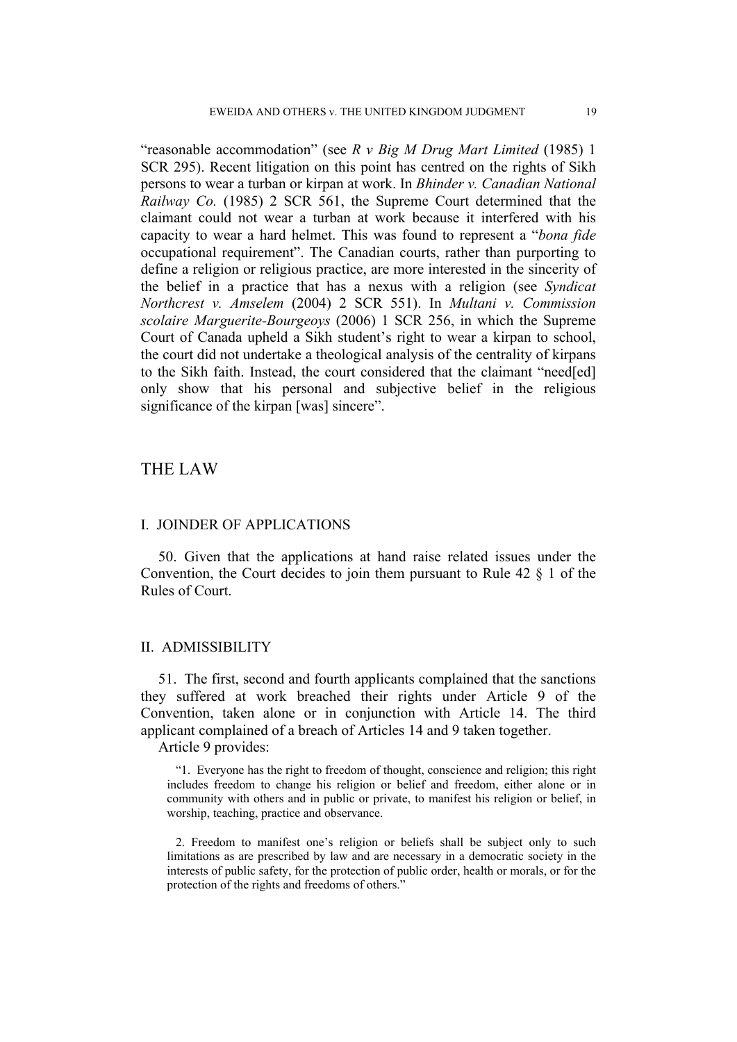"reasonable accommodation" (see *R v Big M Drug Mart Limited* (1985) 1 SCR 295). Recent litigation on this point has centred on the rights of Sikh persons to wear a turban or kirpan at work. In *Bhinder v. Canadian National Railway Co.* (1985) 2 SCR 561, the Supreme Court determined that the claimant could not wear a turban at work because it interfered with his capacity to wear a hard helmet. This was found to represent a "*bona fide* occupational requirement". The Canadian courts, rather than purporting to define a religion or religious practice, are more interested in the sincerity of the belief in a practice that has a nexus with a religion (see *Syndicat Northcrest v. Amselem* (2004) 2 SCR 551). In *Multani v. Commission scolaire Marguerite-Bourgeoys* (2006) 1 SCR 256, in which the Supreme Court of Canada upheld a Sikh student's right to wear a kirpan to school, the court did not undertake a theological analysis of the centrality of kirpans to the Sikh faith. Instead, the court considered that the claimant "need[ed] only show that his personal and subjective belief in the religious significance of the kirpan [was] sincere".

# THE LAW

## I. JOINDER OF APPLICATIONS

50. Given that the applications at hand raise related issues under the Convention, the Court decides to join them pursuant to Rule 42 § 1 of the Rules of Court.

## II. ADMISSIBILITY

51. The first, second and fourth applicants complained that the sanctions they suffered at work breached their rights under Article 9 of the Convention, taken alone or in conjunction with Article 14. The third applicant complained of a breach of Articles 14 and 9 taken together.

Article 9 provides:

> "1. Everyone has the right to freedom of thought, conscience and religion; this right includes freedom to change his religion or belief and freedom, either alone or in community with others and in public or private, to manifest his religion or belief, in worship, teaching, practice and observance.
>
> 2. Freedom to manifest one's religion or beliefs shall be subject only to such limitations as are prescribed by law and are necessary in a democratic society in the interests of public safety, for the protection of public order, health or morals, or for the protection of the rights and freedoms of others."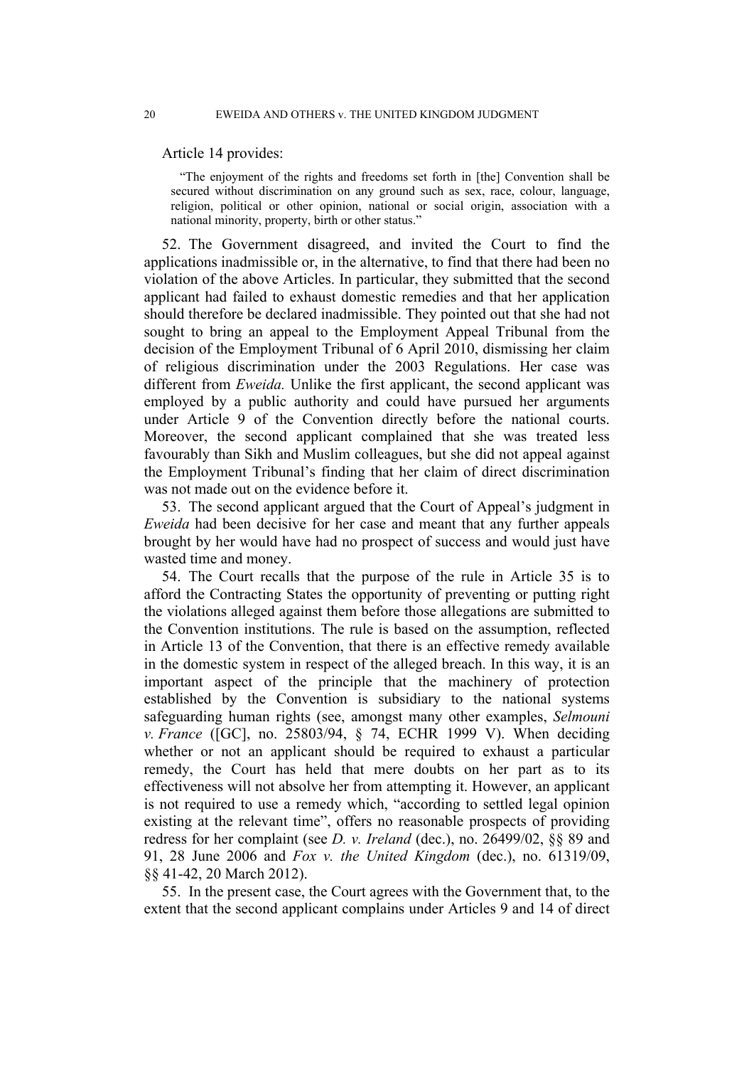Article 14 provides:

> "The enjoyment of the rights and freedoms set forth in [the] Convention shall be secured without discrimination on any ground such as sex, race, colour, language, religion, political or other opinion, national or social origin, association with a national minority, property, birth or other status."

52. The Government disagreed, and invited the Court to find the applications inadmissible or, in the alternative, to find that there had been no violation of the above Articles. In particular, they submitted that the second applicant had failed to exhaust domestic remedies and that her application should therefore be declared inadmissible. They pointed out that she had not sought to bring an appeal to the Employment Appeal Tribunal from the decision of the Employment Tribunal of 6 April 2010, dismissing her claim of religious discrimination under the 2003 Regulations. Her case was different from *Eweida.* Unlike the first applicant, the second applicant was employed by a public authority and could have pursued her arguments under Article 9 of the Convention directly before the national courts. Moreover, the second applicant complained that she was treated less favourably than Sikh and Muslim colleagues, but she did not appeal against the Employment Tribunal's finding that her claim of direct discrimination was not made out on the evidence before it.

53. The second applicant argued that the Court of Appeal's judgment in *Eweida* had been decisive for her case and meant that any further appeals brought by her would have had no prospect of success and would just have wasted time and money.

54. The Court recalls that the purpose of the rule in Article 35 is to afford the Contracting States the opportunity of preventing or putting right the violations alleged against them before those allegations are submitted to the Convention institutions. The rule is based on the assumption, reflected in Article 13 of the Convention, that there is an effective remedy available in the domestic system in respect of the alleged breach. In this way, it is an important aspect of the principle that the machinery of protection established by the Convention is subsidiary to the national systems safeguarding human rights (see, amongst many other examples, *Selmouni v. France* ([GC], no. 25803/94, § 74, ECHR 1999 V). When deciding whether or not an applicant should be required to exhaust a particular remedy, the Court has held that mere doubts on her part as to its effectiveness will not absolve her from attempting it. However, an applicant is not required to use a remedy which, "according to settled legal opinion existing at the relevant time", offers no reasonable prospects of providing redress for her complaint (see *D. v. Ireland* (dec.), no. 26499/02, §§ 89 and 91, 28 June 2006 and *Fox v. the United Kingdom* (dec.), no. 61319/09, §§ 41-42, 20 March 2012).

55. In the present case, the Court agrees with the Government that, to the extent that the second applicant complains under Articles 9 and 14 of direct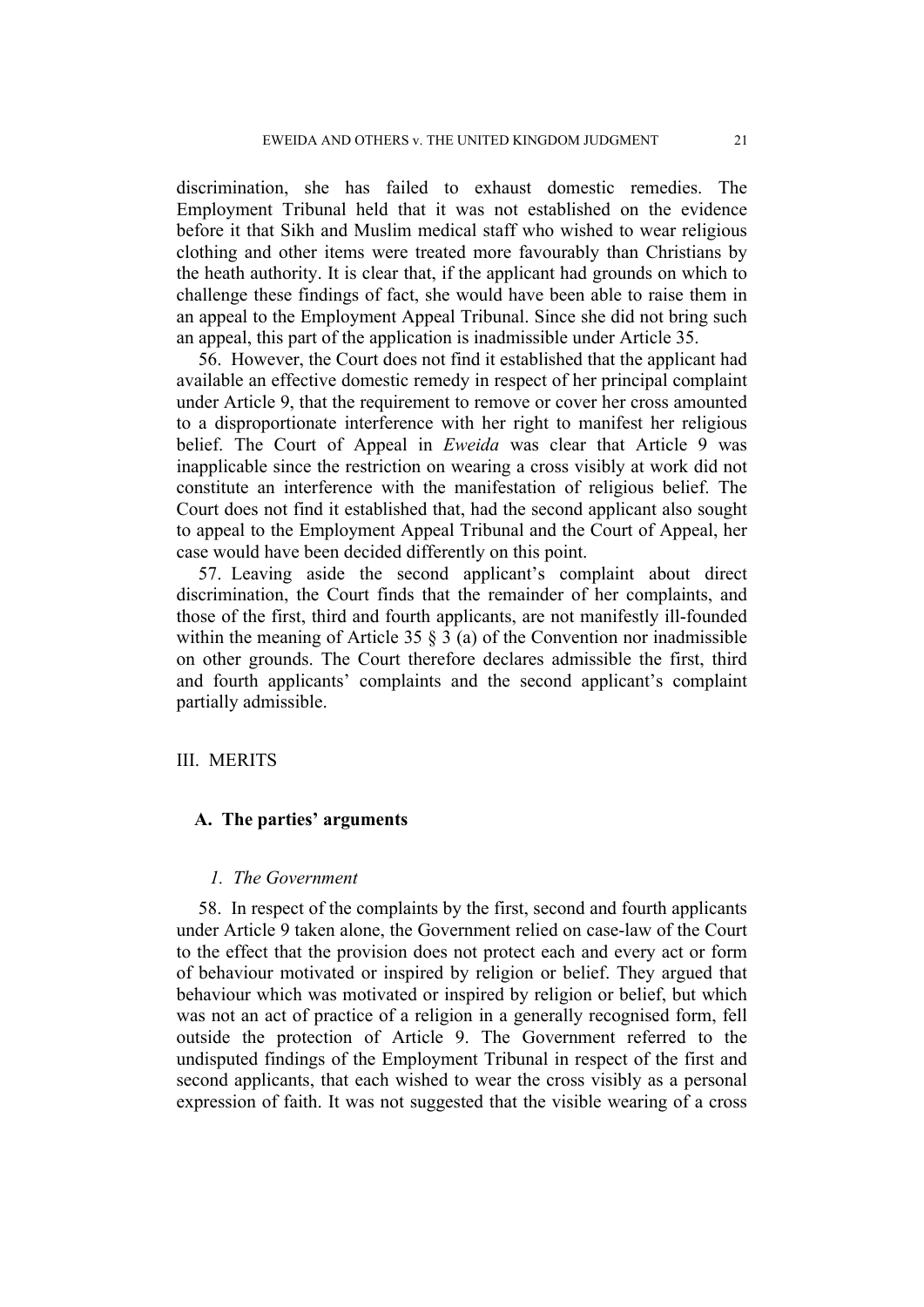discrimination, she has failed to exhaust domestic remedies. The Employment Tribunal held that it was not established on the evidence before it that Sikh and Muslim medical staff who wished to wear religious clothing and other items were treated more favourably than Christians by the heath authority. It is clear that, if the applicant had grounds on which to challenge these findings of fact, she would have been able to raise them in an appeal to the Employment Appeal Tribunal. Since she did not bring such an appeal, this part of the application is inadmissible under Article 35.

56. However, the Court does not find it established that the applicant had available an effective domestic remedy in respect of her principal complaint under Article 9, that the requirement to remove or cover her cross amounted to a disproportionate interference with her right to manifest her religious belief. The Court of Appeal in *Eweida* was clear that Article 9 was inapplicable since the restriction on wearing a cross visibly at work did not constitute an interference with the manifestation of religious belief. The Court does not find it established that, had the second applicant also sought to appeal to the Employment Appeal Tribunal and the Court of Appeal, her case would have been decided differently on this point.

57. Leaving aside the second applicant's complaint about direct discrimination, the Court finds that the remainder of her complaints, and those of the first, third and fourth applicants, are not manifestly ill-founded within the meaning of Article 35 § 3 (a) of the Convention nor inadmissible on other grounds. The Court therefore declares admissible the first, third and fourth applicants' complaints and the second applicant's complaint partially admissible.

## III. MERITS

### A. The parties' arguments

#### *1. The Government*

58. In respect of the complaints by the first, second and fourth applicants under Article 9 taken alone, the Government relied on case-law of the Court to the effect that the provision does not protect each and every act or form of behaviour motivated or inspired by religion or belief. They argued that behaviour which was motivated or inspired by religion or belief, but which was not an act of practice of a religion in a generally recognised form, fell outside the protection of Article 9. The Government referred to the undisputed findings of the Employment Tribunal in respect of the first and second applicants, that each wished to wear the cross visibly as a personal expression of faith. It was not suggested that the visible wearing of a cross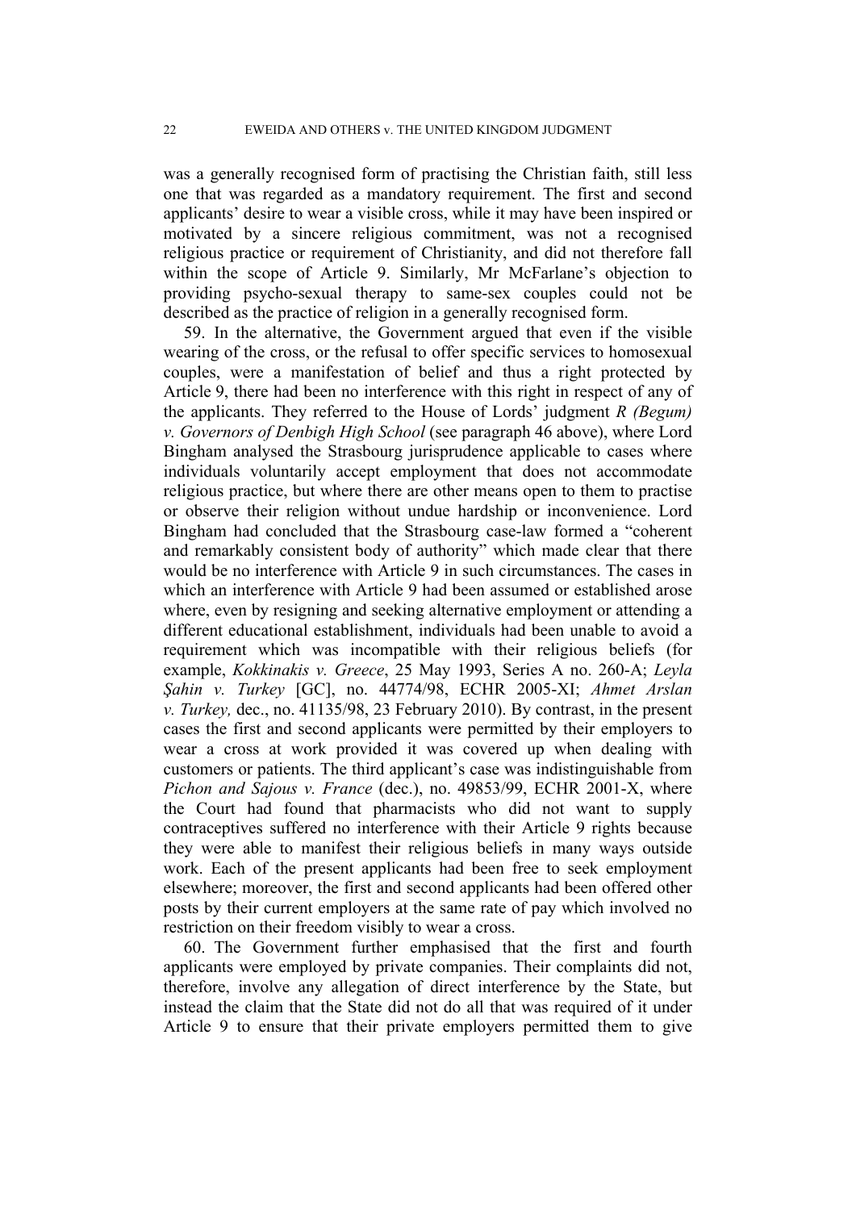was a generally recognised form of practising the Christian faith, still less one that was regarded as a mandatory requirement. The first and second applicants' desire to wear a visible cross, while it may have been inspired or motivated by a sincere religious commitment, was not a recognised religious practice or requirement of Christianity, and did not therefore fall within the scope of Article 9. Similarly, Mr McFarlane's objection to providing psycho-sexual therapy to same-sex couples could not be described as the practice of religion in a generally recognised form.

59. In the alternative, the Government argued that even if the visible wearing of the cross, or the refusal to offer specific services to homosexual couples, were a manifestation of belief and thus a right protected by Article 9, there had been no interference with this right in respect of any of the applicants. They referred to the House of Lords' judgment *R (Begum) v. Governors of Denbigh High School* (see paragraph 46 above), where Lord Bingham analysed the Strasbourg jurisprudence applicable to cases where individuals voluntarily accept employment that does not accommodate religious practice, but where there are other means open to them to practise or observe their religion without undue hardship or inconvenience. Lord Bingham had concluded that the Strasbourg case-law formed a "coherent and remarkably consistent body of authority" which made clear that there would be no interference with Article 9 in such circumstances. The cases in which an interference with Article 9 had been assumed or established arose where, even by resigning and seeking alternative employment or attending a different educational establishment, individuals had been unable to avoid a requirement which was incompatible with their religious beliefs (for example, *Kokkinakis v. Greece*, 25 May 1993, Series A no. 260-A; *Leyla Şahin v. Turkey* [GC], no. 44774/98, ECHR 2005-XI; *Ahmet Arslan v. Turkey,* dec., no. 41135/98, 23 February 2010). By contrast, in the present cases the first and second applicants were permitted by their employers to wear a cross at work provided it was covered up when dealing with customers or patients. The third applicant's case was indistinguishable from *Pichon and Sajous v. France* (dec.), no. 49853/99, ECHR 2001-X, where the Court had found that pharmacists who did not want to supply contraceptives suffered no interference with their Article 9 rights because they were able to manifest their religious beliefs in many ways outside work. Each of the present applicants had been free to seek employment elsewhere; moreover, the first and second applicants had been offered other posts by their current employers at the same rate of pay which involved no restriction on their freedom visibly to wear a cross.

60. The Government further emphasised that the first and fourth applicants were employed by private companies. Their complaints did not, therefore, involve any allegation of direct interference by the State, but instead the claim that the State did not do all that was required of it under Article 9 to ensure that their private employers permitted them to give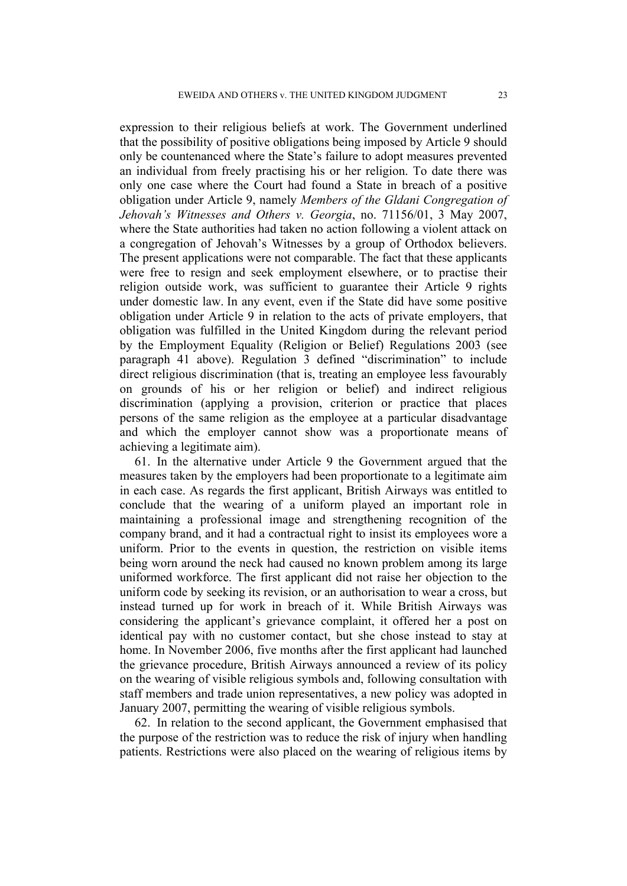expression to their religious beliefs at work. The Government underlined that the possibility of positive obligations being imposed by Article 9 should only be countenanced where the State's failure to adopt measures prevented an individual from freely practising his or her religion. To date there was only one case where the Court had found a State in breach of a positive obligation under Article 9, namely *Members of the Gldani Congregation of Jehovah's Witnesses and Others v. Georgia*, no. 71156/01, 3 May 2007, where the State authorities had taken no action following a violent attack on a congregation of Jehovah's Witnesses by a group of Orthodox believers. The present applications were not comparable. The fact that these applicants were free to resign and seek employment elsewhere, or to practise their religion outside work, was sufficient to guarantee their Article 9 rights under domestic law. In any event, even if the State did have some positive obligation under Article 9 in relation to the acts of private employers, that obligation was fulfilled in the United Kingdom during the relevant period by the Employment Equality (Religion or Belief) Regulations 2003 (see paragraph 41 above). Regulation 3 defined "discrimination" to include direct religious discrimination (that is, treating an employee less favourably on grounds of his or her religion or belief) and indirect religious discrimination (applying a provision, criterion or practice that places persons of the same religion as the employee at a particular disadvantage and which the employer cannot show was a proportionate means of achieving a legitimate aim).

61. In the alternative under Article 9 the Government argued that the measures taken by the employers had been proportionate to a legitimate aim in each case. As regards the first applicant, British Airways was entitled to conclude that the wearing of a uniform played an important role in maintaining a professional image and strengthening recognition of the company brand, and it had a contractual right to insist its employees wore a uniform. Prior to the events in question, the restriction on visible items being worn around the neck had caused no known problem among its large uniformed workforce. The first applicant did not raise her objection to the uniform code by seeking its revision, or an authorisation to wear a cross, but instead turned up for work in breach of it. While British Airways was considering the applicant's grievance complaint, it offered her a post on identical pay with no customer contact, but she chose instead to stay at home. In November 2006, five months after the first applicant had launched the grievance procedure, British Airways announced a review of its policy on the wearing of visible religious symbols and, following consultation with staff members and trade union representatives, a new policy was adopted in January 2007, permitting the wearing of visible religious symbols.

62. In relation to the second applicant, the Government emphasised that the purpose of the restriction was to reduce the risk of injury when handling patients. Restrictions were also placed on the wearing of religious items by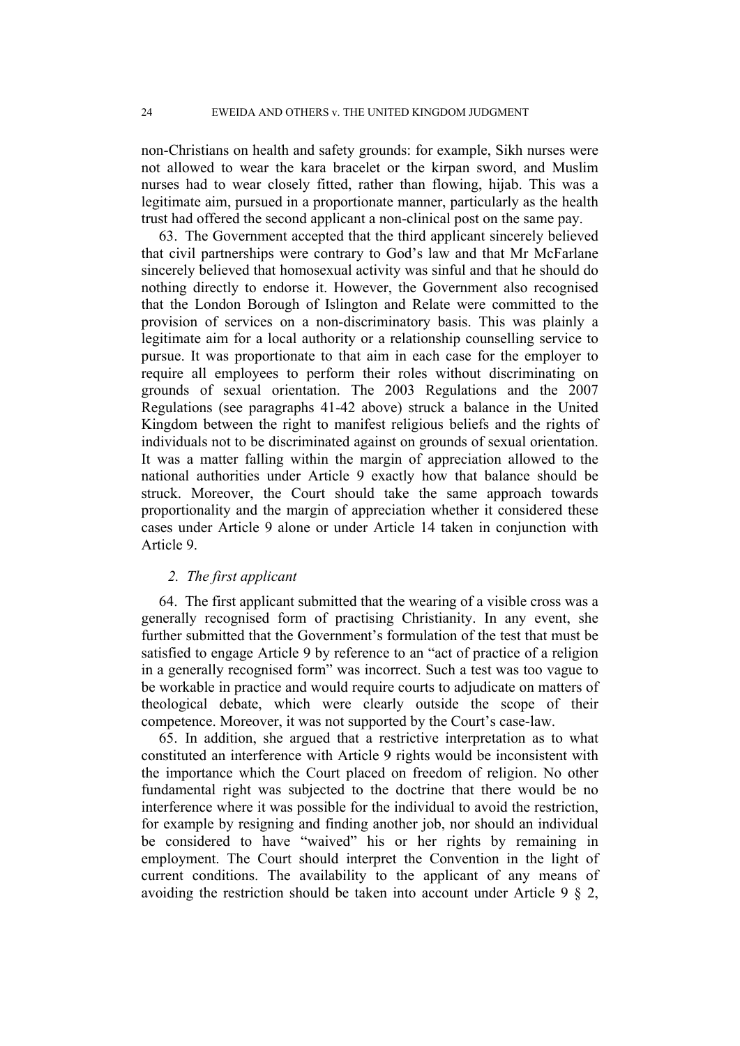non-Christians on health and safety grounds: for example, Sikh nurses were not allowed to wear the kara bracelet or the kirpan sword, and Muslim nurses had to wear closely fitted, rather than flowing, hijab. This was a legitimate aim, pursued in a proportionate manner, particularly as the health trust had offered the second applicant a non-clinical post on the same pay.

63. The Government accepted that the third applicant sincerely believed that civil partnerships were contrary to God's law and that Mr McFarlane sincerely believed that homosexual activity was sinful and that he should do nothing directly to endorse it. However, the Government also recognised that the London Borough of Islington and Relate were committed to the provision of services on a non-discriminatory basis. This was plainly a legitimate aim for a local authority or a relationship counselling service to pursue. It was proportionate to that aim in each case for the employer to require all employees to perform their roles without discriminating on grounds of sexual orientation. The 2003 Regulations and the 2007 Regulations (see paragraphs 41-42 above) struck a balance in the United Kingdom between the right to manifest religious beliefs and the rights of individuals not to be discriminated against on grounds of sexual orientation. It was a matter falling within the margin of appreciation allowed to the national authorities under Article 9 exactly how that balance should be struck. Moreover, the Court should take the same approach towards proportionality and the margin of appreciation whether it considered these cases under Article 9 alone or under Article 14 taken in conjunction with Article 9.

### *2. The first applicant*

64. The first applicant submitted that the wearing of a visible cross was a generally recognised form of practising Christianity. In any event, she further submitted that the Government's formulation of the test that must be satisfied to engage Article 9 by reference to an "act of practice of a religion in a generally recognised form" was incorrect. Such a test was too vague to be workable in practice and would require courts to adjudicate on matters of theological debate, which were clearly outside the scope of their competence. Moreover, it was not supported by the Court's case-law.

65. In addition, she argued that a restrictive interpretation as to what constituted an interference with Article 9 rights would be inconsistent with the importance which the Court placed on freedom of religion. No other fundamental right was subjected to the doctrine that there would be no interference where it was possible for the individual to avoid the restriction, for example by resigning and finding another job, nor should an individual be considered to have "waived" his or her rights by remaining in employment. The Court should interpret the Convention in the light of current conditions. The availability to the applicant of any means of avoiding the restriction should be taken into account under Article 9 § 2,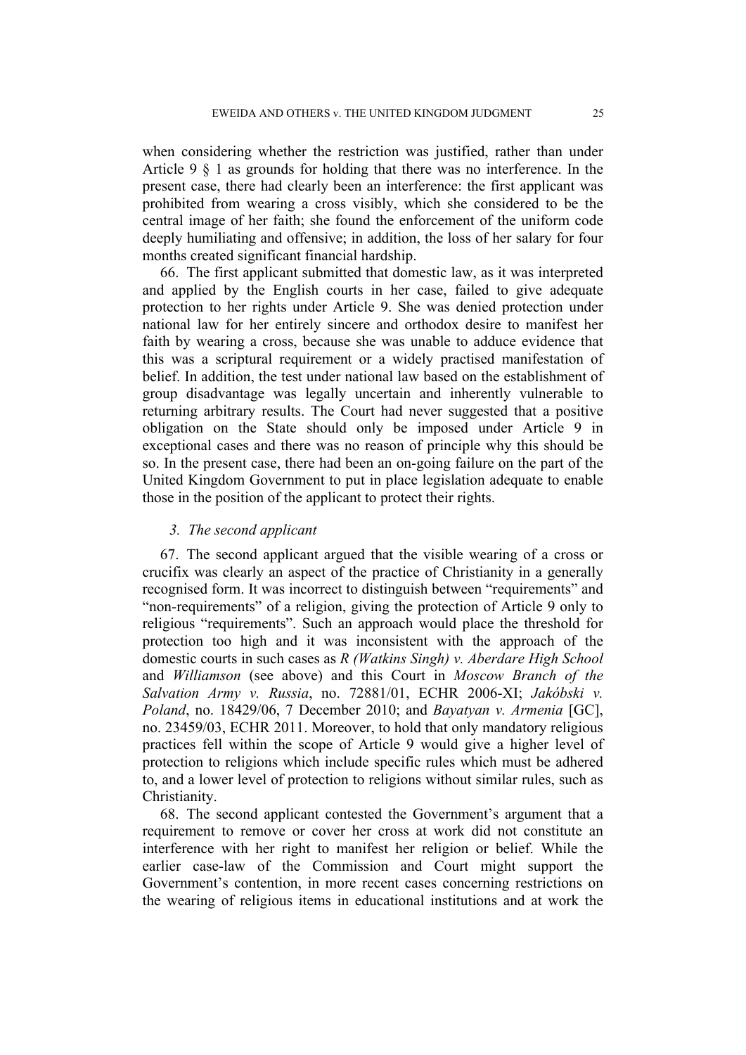when considering whether the restriction was justified, rather than under Article 9 § 1 as grounds for holding that there was no interference. In the present case, there had clearly been an interference: the first applicant was prohibited from wearing a cross visibly, which she considered to be the central image of her faith; she found the enforcement of the uniform code deeply humiliating and offensive; in addition, the loss of her salary for four months created significant financial hardship.

66. The first applicant submitted that domestic law, as it was interpreted and applied by the English courts in her case, failed to give adequate protection to her rights under Article 9. She was denied protection under national law for her entirely sincere and orthodox desire to manifest her faith by wearing a cross, because she was unable to adduce evidence that this was a scriptural requirement or a widely practised manifestation of belief. In addition, the test under national law based on the establishment of group disadvantage was legally uncertain and inherently vulnerable to returning arbitrary results. The Court had never suggested that a positive obligation on the State should only be imposed under Article 9 in exceptional cases and there was no reason of principle why this should be so. In the present case, there had been an on-going failure on the part of the United Kingdom Government to put in place legislation adequate to enable those in the position of the applicant to protect their rights.

### *3. The second applicant*

67. The second applicant argued that the visible wearing of a cross or crucifix was clearly an aspect of the practice of Christianity in a generally recognised form. It was incorrect to distinguish between "requirements" and "non-requirements" of a religion, giving the protection of Article 9 only to religious "requirements". Such an approach would place the threshold for protection too high and it was inconsistent with the approach of the domestic courts in such cases as *R (Watkins Singh) v. Aberdare High School* and *Williamson* (see above) and this Court in *Moscow Branch of the Salvation Army v. Russia*, no. 72881/01, ECHR 2006-XI; *Jakóbski v. Poland*, no. 18429/06, 7 December 2010; and *Bayatyan v. Armenia* [GC], no. 23459/03, ECHR 2011. Moreover, to hold that only mandatory religious practices fell within the scope of Article 9 would give a higher level of protection to religions which include specific rules which must be adhered to, and a lower level of protection to religions without similar rules, such as Christianity.

68. The second applicant contested the Government's argument that a requirement to remove or cover her cross at work did not constitute an interference with her right to manifest her religion or belief. While the earlier case-law of the Commission and Court might support the Government's contention, in more recent cases concerning restrictions on the wearing of religious items in educational institutions and at work the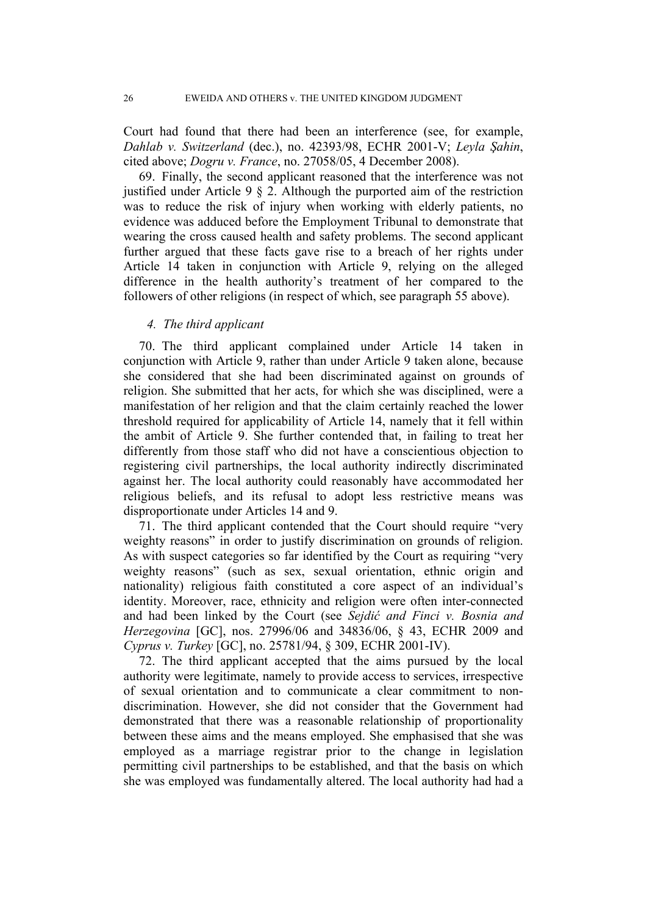Court had found that there had been an interference (see, for example, *Dahlab v. Switzerland* (dec.), no. 42393/98, ECHR 2001-V; *Leyla Şahin*, cited above; *Dogru v. France*, no. 27058/05, 4 December 2008).

69. Finally, the second applicant reasoned that the interference was not justified under Article 9 § 2. Although the purported aim of the restriction was to reduce the risk of injury when working with elderly patients, no evidence was adduced before the Employment Tribunal to demonstrate that wearing the cross caused health and safety problems. The second applicant further argued that these facts gave rise to a breach of her rights under Article 14 taken in conjunction with Article 9, relying on the alleged difference in the health authority's treatment of her compared to the followers of other religions (in respect of which, see paragraph 55 above).

### *4. The third applicant*

70. The third applicant complained under Article 14 taken in conjunction with Article 9, rather than under Article 9 taken alone, because she considered that she had been discriminated against on grounds of religion. She submitted that her acts, for which she was disciplined, were a manifestation of her religion and that the claim certainly reached the lower threshold required for applicability of Article 14, namely that it fell within the ambit of Article 9. She further contended that, in failing to treat her differently from those staff who did not have a conscientious objection to registering civil partnerships, the local authority indirectly discriminated against her. The local authority could reasonably have accommodated her religious beliefs, and its refusal to adopt less restrictive means was disproportionate under Articles 14 and 9.

71. The third applicant contended that the Court should require "very weighty reasons" in order to justify discrimination on grounds of religion. As with suspect categories so far identified by the Court as requiring "very weighty reasons" (such as sex, sexual orientation, ethnic origin and nationality) religious faith constituted a core aspect of an individual's identity. Moreover, race, ethnicity and religion were often inter-connected and had been linked by the Court (see *Sejdić and Finci v. Bosnia and Herzegovina* [GC], nos. 27996/06 and 34836/06, § 43, ECHR 2009 and *Cyprus v. Turkey* [GC], no. 25781/94, § 309, ECHR 2001-IV).

72. The third applicant accepted that the aims pursued by the local authority were legitimate, namely to provide access to services, irrespective of sexual orientation and to communicate a clear commitment to non-discrimination. However, she did not consider that the Government had demonstrated that there was a reasonable relationship of proportionality between these aims and the means employed. She emphasised that she was employed as a marriage registrar prior to the change in legislation permitting civil partnerships to be established, and that the basis on which she was employed was fundamentally altered. The local authority had had a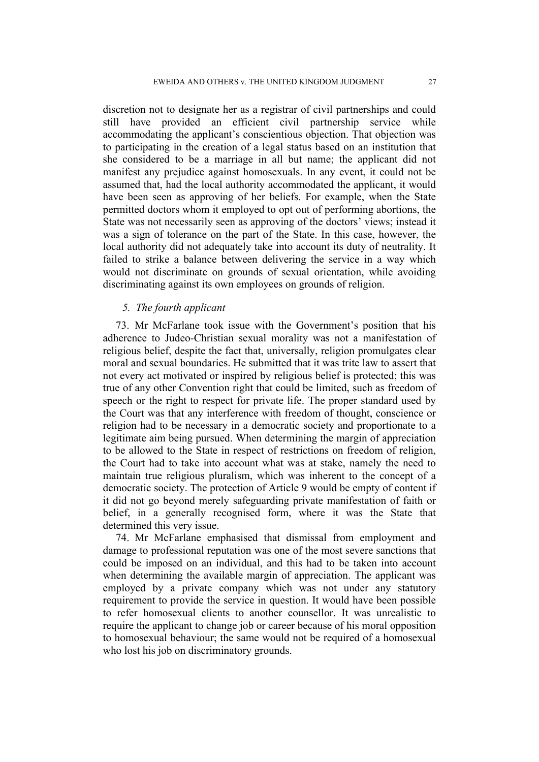discretion not to designate her as a registrar of civil partnerships and could still have provided an efficient civil partnership service while accommodating the applicant's conscientious objection. That objection was to participating in the creation of a legal status based on an institution that she considered to be a marriage in all but name; the applicant did not manifest any prejudice against homosexuals. In any event, it could not be assumed that, had the local authority accommodated the applicant, it would have been seen as approving of her beliefs. For example, when the State permitted doctors whom it employed to opt out of performing abortions, the State was not necessarily seen as approving of the doctors' views; instead it was a sign of tolerance on the part of the State. In this case, however, the local authority did not adequately take into account its duty of neutrality. It failed to strike a balance between delivering the service in a way which would not discriminate on grounds of sexual orientation, while avoiding discriminating against its own employees on grounds of religion.

### *5. The fourth applicant*

73. Mr McFarlane took issue with the Government's position that his adherence to Judeo-Christian sexual morality was not a manifestation of religious belief, despite the fact that, universally, religion promulgates clear moral and sexual boundaries. He submitted that it was trite law to assert that not every act motivated or inspired by religious belief is protected; this was true of any other Convention right that could be limited, such as freedom of speech or the right to respect for private life. The proper standard used by the Court was that any interference with freedom of thought, conscience or religion had to be necessary in a democratic society and proportionate to a legitimate aim being pursued. When determining the margin of appreciation to be allowed to the State in respect of restrictions on freedom of religion, the Court had to take into account what was at stake, namely the need to maintain true religious pluralism, which was inherent to the concept of a democratic society. The protection of Article 9 would be empty of content if it did not go beyond merely safeguarding private manifestation of faith or belief, in a generally recognised form, where it was the State that determined this very issue.

74. Mr McFarlane emphasised that dismissal from employment and damage to professional reputation was one of the most severe sanctions that could be imposed on an individual, and this had to be taken into account when determining the available margin of appreciation. The applicant was employed by a private company which was not under any statutory requirement to provide the service in question. It would have been possible to refer homosexual clients to another counsellor. It was unrealistic to require the applicant to change job or career because of his moral opposition to homosexual behaviour; the same would not be required of a homosexual who lost his job on discriminatory grounds.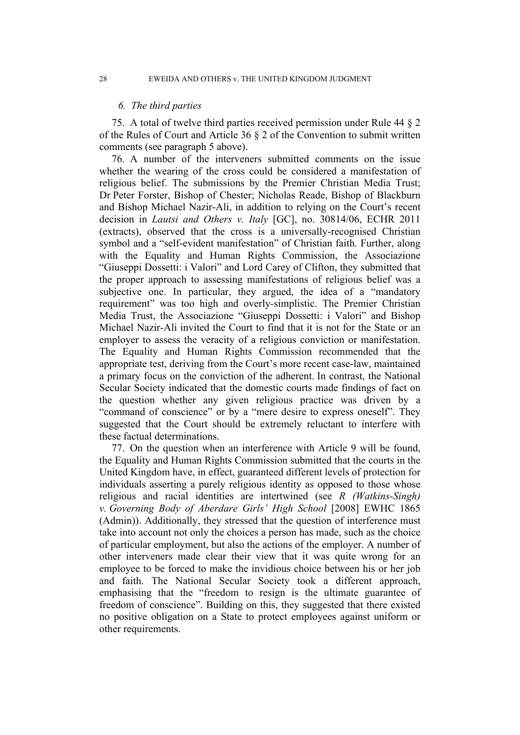### 6. The third parties

75. A total of twelve third parties received permission under Rule 44 § 2 of the Rules of Court and Article 36 § 2 of the Convention to submit written comments (see paragraph 5 above).

76. A number of the interveners submitted comments on the issue whether the wearing of the cross could be considered a manifestation of religious belief. The submissions by the Premier Christian Media Trust; Dr Peter Forster, Bishop of Chester; Nicholas Reade, Bishop of Blackburn and Bishop Michael Nazir-Ali, in addition to relying on the Court's recent decision in *Lautsi and Others v. Italy* [GC], no. 30814/06, ECHR 2011 (extracts), observed that the cross is a universally-recognised Christian symbol and a "self-evident manifestation" of Christian faith. Further, along with the Equality and Human Rights Commission, the Associazione "Giuseppi Dossetti: i Valori" and Lord Carey of Clifton, they submitted that the proper approach to assessing manifestations of religious belief was a subjective one. In particular, they argued, the idea of a "mandatory requirement" was too high and overly-simplistic. The Premier Christian Media Trust, the Associazione "Giuseppi Dossetti: i Valori" and Bishop Michael Nazir-Ali invited the Court to find that it is not for the State or an employer to assess the veracity of a religious conviction or manifestation. The Equality and Human Rights Commission recommended that the appropriate test, deriving from the Court's more recent case-law, maintained a primary focus on the conviction of the adherent. In contrast, the National Secular Society indicated that the domestic courts made findings of fact on the question whether any given religious practice was driven by a "command of conscience" or by a "mere desire to express oneself". They suggested that the Court should be extremely reluctant to interfere with these factual determinations.

77. On the question when an interference with Article 9 will be found, the Equality and Human Rights Commission submitted that the courts in the United Kingdom have, in effect, guaranteed different levels of protection for individuals asserting a purely religious identity as opposed to those whose religious and racial identities are intertwined (see *R (Watkins-Singh) v. Governing Body of Aberdare Girls' High School* [2008] EWHC 1865 (Admin)). Additionally, they stressed that the question of interference must take into account not only the choices a person has made, such as the choice of particular employment, but also the actions of the employer. A number of other interveners made clear their view that it was quite wrong for an employee to be forced to make the invidious choice between his or her job and faith. The National Secular Society took a different approach, emphasising that the "freedom to resign is the ultimate guarantee of freedom of conscience". Building on this, they suggested that there existed no positive obligation on a State to protect employees against uniform or other requirements.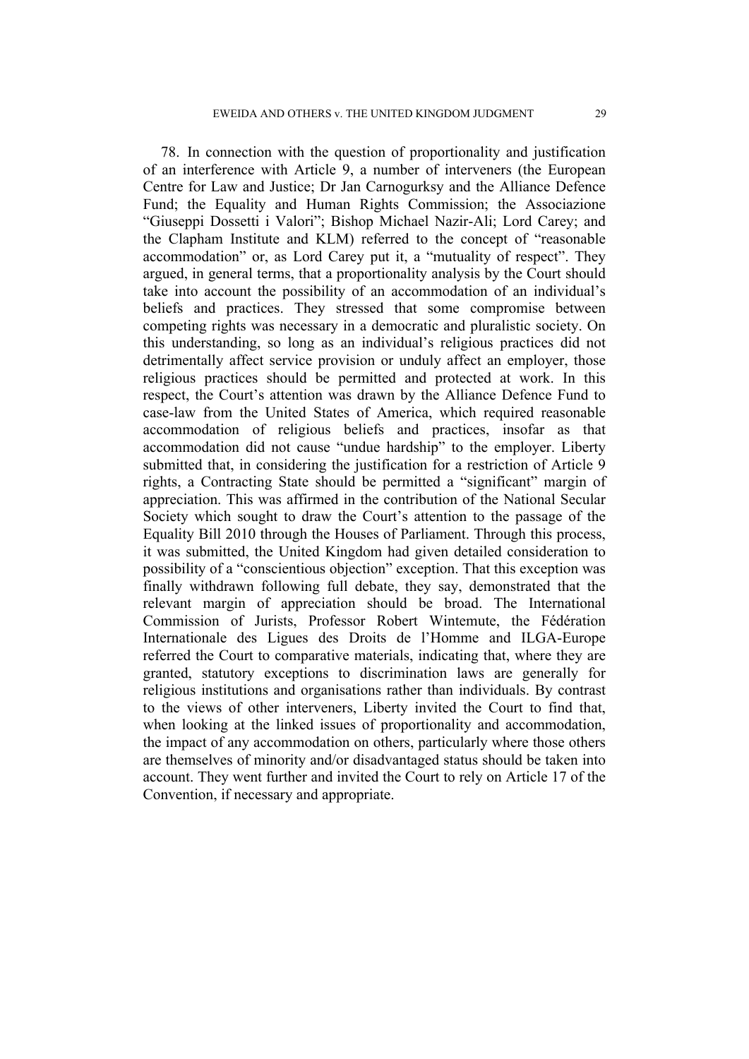78. In connection with the question of proportionality and justification of an interference with Article 9, a number of interveners (the European Centre for Law and Justice; Dr Jan Carnogurksy and the Alliance Defence Fund; the Equality and Human Rights Commission; the Associazione "Giuseppi Dossetti i Valori"; Bishop Michael Nazir-Ali; Lord Carey; and the Clapham Institute and KLM) referred to the concept of "reasonable accommodation" or, as Lord Carey put it, a "mutuality of respect". They argued, in general terms, that a proportionality analysis by the Court should take into account the possibility of an accommodation of an individual's beliefs and practices. They stressed that some compromise between competing rights was necessary in a democratic and pluralistic society. On this understanding, so long as an individual's religious practices did not detrimentally affect service provision or unduly affect an employer, those religious practices should be permitted and protected at work. In this respect, the Court's attention was drawn by the Alliance Defence Fund to case-law from the United States of America, which required reasonable accommodation of religious beliefs and practices, insofar as that accommodation did not cause "undue hardship" to the employer. Liberty submitted that, in considering the justification for a restriction of Article 9 rights, a Contracting State should be permitted a "significant" margin of appreciation. This was affirmed in the contribution of the National Secular Society which sought to draw the Court's attention to the passage of the Equality Bill 2010 through the Houses of Parliament. Through this process, it was submitted, the United Kingdom had given detailed consideration to possibility of a "conscientious objection" exception. That this exception was finally withdrawn following full debate, they say, demonstrated that the relevant margin of appreciation should be broad. The International Commission of Jurists, Professor Robert Wintemute, the Fédération Internationale des Ligues des Droits de l'Homme and ILGA-Europe referred the Court to comparative materials, indicating that, where they are granted, statutory exceptions to discrimination laws are generally for religious institutions and organisations rather than individuals. By contrast to the views of other interveners, Liberty invited the Court to find that, when looking at the linked issues of proportionality and accommodation, the impact of any accommodation on others, particularly where those others are themselves of minority and/or disadvantaged status should be taken into account. They went further and invited the Court to rely on Article 17 of the Convention, if necessary and appropriate.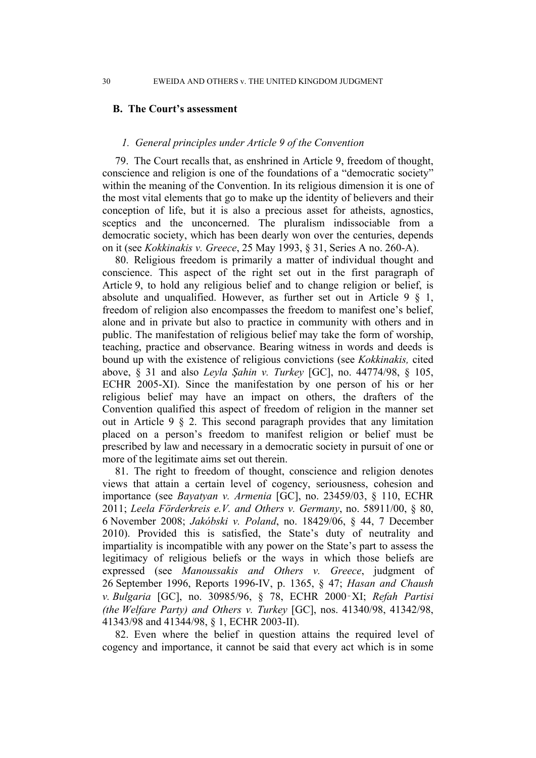## B. The Court's assessment

### *1. General principles under Article 9 of the Convention*

79. The Court recalls that, as enshrined in Article 9, freedom of thought, conscience and religion is one of the foundations of a "democratic society" within the meaning of the Convention. In its religious dimension it is one of the most vital elements that go to make up the identity of believers and their conception of life, but it is also a precious asset for atheists, agnostics, sceptics and the unconcerned. The pluralism indissociable from a democratic society, which has been dearly won over the centuries, depends on it (see *Kokkinakis v. Greece*, 25 May 1993, § 31, Series A no. 260-A).

80. Religious freedom is primarily a matter of individual thought and conscience. This aspect of the right set out in the first paragraph of Article 9, to hold any religious belief and to change religion or belief, is absolute and unqualified. However, as further set out in Article 9 § 1, freedom of religion also encompasses the freedom to manifest one's belief, alone and in private but also to practice in community with others and in public. The manifestation of religious belief may take the form of worship, teaching, practice and observance. Bearing witness in words and deeds is bound up with the existence of religious convictions (see *Kokkinakis,* cited above, § 31 and also *Leyla Şahin v. Turkey* [GC], no. 44774/98, § 105, ECHR 2005-XI). Since the manifestation by one person of his or her religious belief may have an impact on others, the drafters of the Convention qualified this aspect of freedom of religion in the manner set out in Article 9 § 2. This second paragraph provides that any limitation placed on a person's freedom to manifest religion or belief must be prescribed by law and necessary in a democratic society in pursuit of one or more of the legitimate aims set out therein.

81. The right to freedom of thought, conscience and religion denotes views that attain a certain level of cogency, seriousness, cohesion and importance (see *Bayatyan v. Armenia* [GC], no. 23459/03, § 110, ECHR 2011; *Leela Förderkreis e.V. and Others v. Germany*, no. 58911/00, § 80, 6 November 2008; *Jakóbski v. Poland*, no. 18429/06, § 44, 7 December 2010). Provided this is satisfied, the State's duty of neutrality and impartiality is incompatible with any power on the State's part to assess the legitimacy of religious beliefs or the ways in which those beliefs are expressed (see *Manoussakis and Others v. Greece*, judgment of 26 September 1996, Reports 1996-IV, p. 1365, § 47; *Hasan and Chaush v. Bulgaria* [GC], no. 30985/96, § 78, ECHR 2000‑XI; *Refah Partisi (the Welfare Party) and Others v. Turkey* [GC], nos. 41340/98, 41342/98, 41343/98 and 41344/98, § 1, ECHR 2003-II).

82. Even where the belief in question attains the required level of cogency and importance, it cannot be said that every act which is in some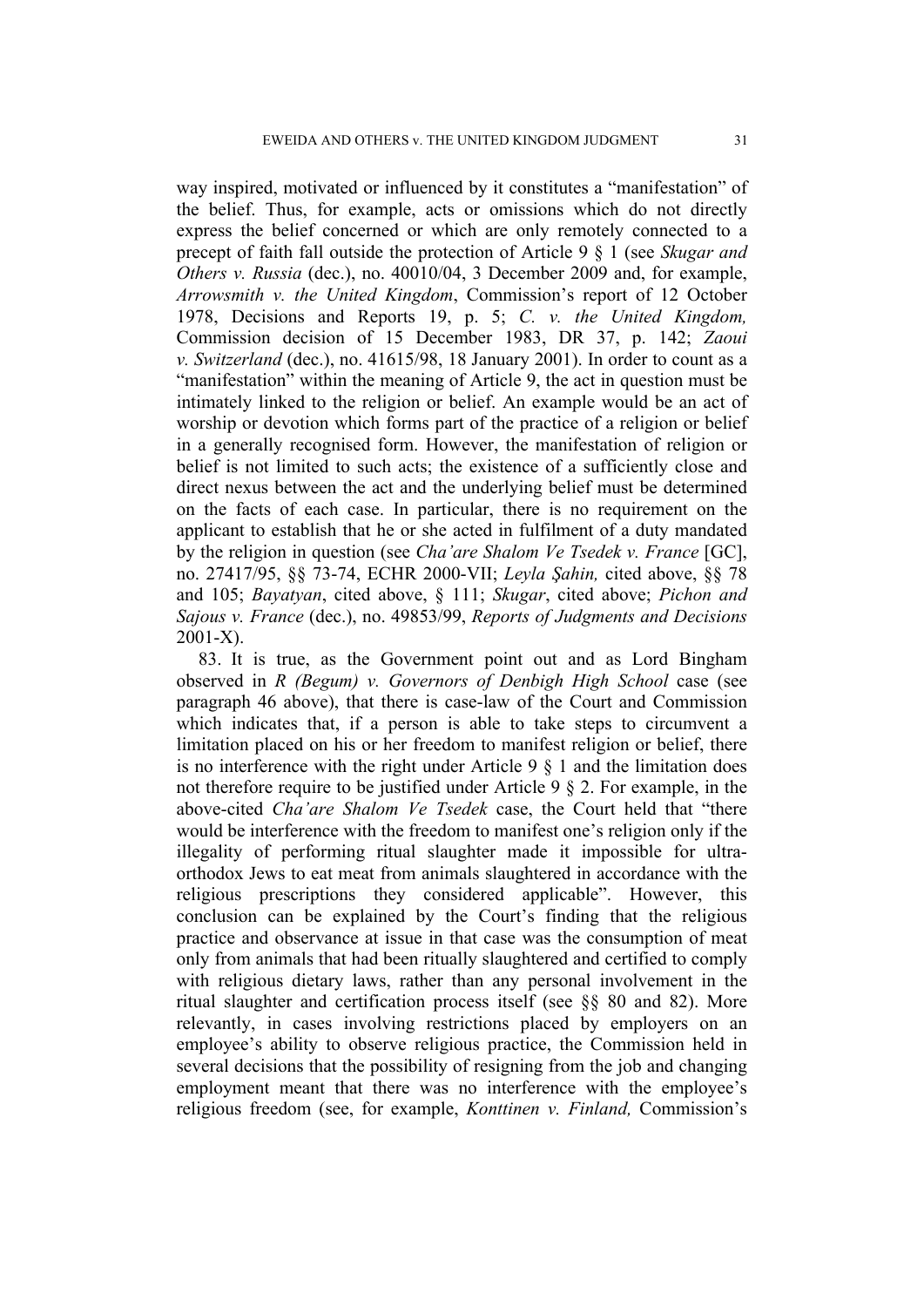way inspired, motivated or influenced by it constitutes a "manifestation" of the belief. Thus, for example, acts or omissions which do not directly express the belief concerned or which are only remotely connected to a precept of faith fall outside the protection of Article 9 § 1 (see *Skugar and Others v. Russia* (dec.), no. 40010/04, 3 December 2009 and, for example, *Arrowsmith v. the United Kingdom*, Commission's report of 12 October 1978, Decisions and Reports 19, p. 5; *C. v. the United Kingdom,* Commission decision of 15 December 1983, DR 37, p. 142; *Zaoui v. Switzerland* (dec.), no. 41615/98, 18 January 2001). In order to count as a "manifestation" within the meaning of Article 9, the act in question must be intimately linked to the religion or belief. An example would be an act of worship or devotion which forms part of the practice of a religion or belief in a generally recognised form. However, the manifestation of religion or belief is not limited to such acts; the existence of a sufficiently close and direct nexus between the act and the underlying belief must be determined on the facts of each case. In particular, there is no requirement on the applicant to establish that he or she acted in fulfilment of a duty mandated by the religion in question (see *Cha'are Shalom Ve Tsedek v. France* [GC], no. 27417/95, §§ 73-74, ECHR 2000-VII; *Leyla Şahin,* cited above, §§ 78 and 105; *Bayatyan*, cited above, § 111; *Skugar*, cited above; *Pichon and Sajous v. France* (dec.), no. 49853/99, *Reports of Judgments and Decisions* 2001-X).

83. It is true, as the Government point out and as Lord Bingham observed in *R (Begum) v. Governors of Denbigh High School* case (see paragraph 46 above), that there is case-law of the Court and Commission which indicates that, if a person is able to take steps to circumvent a limitation placed on his or her freedom to manifest religion or belief, there is no interference with the right under Article 9 § 1 and the limitation does not therefore require to be justified under Article 9 § 2. For example, in the above-cited *Cha'are Shalom Ve Tsedek* case, the Court held that "there would be interference with the freedom to manifest one's religion only if the illegality of performing ritual slaughter made it impossible for ultra-orthodox Jews to eat meat from animals slaughtered in accordance with the religious prescriptions they considered applicable". However, this conclusion can be explained by the Court's finding that the religious practice and observance at issue in that case was the consumption of meat only from animals that had been ritually slaughtered and certified to comply with religious dietary laws, rather than any personal involvement in the ritual slaughter and certification process itself (see §§ 80 and 82). More relevantly, in cases involving restrictions placed by employers on an employee's ability to observe religious practice, the Commission held in several decisions that the possibility of resigning from the job and changing employment meant that there was no interference with the employee's religious freedom (see, for example, *Konttinen v. Finland,* Commission's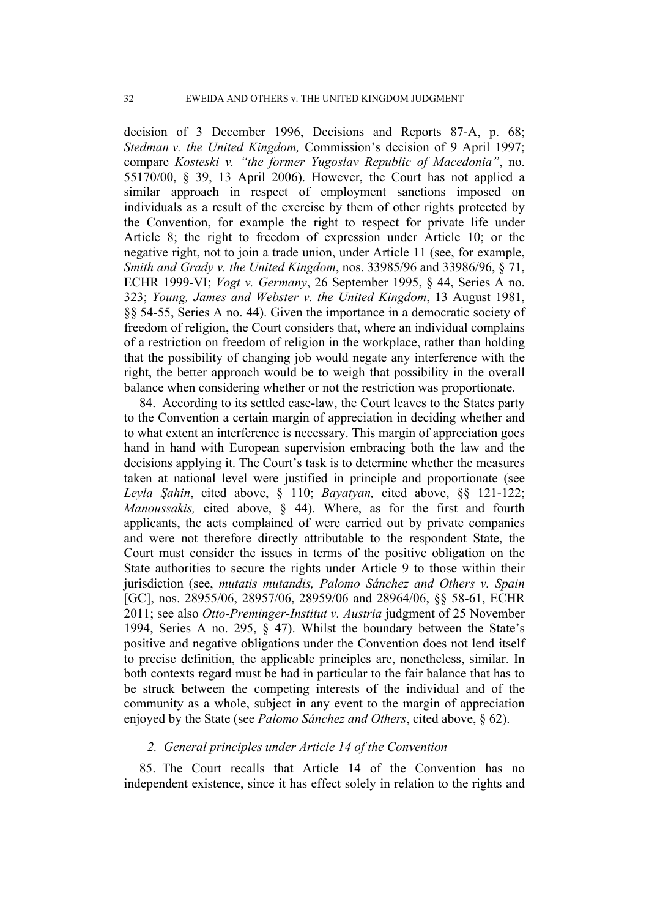decision of 3 December 1996, Decisions and Reports 87-A, p. 68; *Stedman v. the United Kingdom,* Commission's decision of 9 April 1997; compare *Kosteski v. "the former Yugoslav Republic of Macedonia"*, no. 55170/00, § 39, 13 April 2006). However, the Court has not applied a similar approach in respect of employment sanctions imposed on individuals as a result of the exercise by them of other rights protected by the Convention, for example the right to respect for private life under Article 8; the right to freedom of expression under Article 10; or the negative right, not to join a trade union, under Article 11 (see, for example, *Smith and Grady v. the United Kingdom*, nos. 33985/96 and 33986/96, § 71, ECHR 1999-VI; *Vogt v. Germany*, 26 September 1995, § 44, Series A no. 323; *Young, James and Webster v. the United Kingdom*, 13 August 1981, §§ 54-55, Series A no. 44). Given the importance in a democratic society of freedom of religion, the Court considers that, where an individual complains of a restriction on freedom of religion in the workplace, rather than holding that the possibility of changing job would negate any interference with the right, the better approach would be to weigh that possibility in the overall balance when considering whether or not the restriction was proportionate.

84. According to its settled case-law, the Court leaves to the States party to the Convention a certain margin of appreciation in deciding whether and to what extent an interference is necessary. This margin of appreciation goes hand in hand with European supervision embracing both the law and the decisions applying it. The Court's task is to determine whether the measures taken at national level were justified in principle and proportionate (see *Leyla Şahin*, cited above, § 110; *Bayatyan,* cited above, §§ 121-122; *Manoussakis,* cited above, § 44). Where, as for the first and fourth applicants, the acts complained of were carried out by private companies and were not therefore directly attributable to the respondent State, the Court must consider the issues in terms of the positive obligation on the State authorities to secure the rights under Article 9 to those within their jurisdiction (see, *mutatis mutandis, Palomo Sánchez and Others v. Spain* [GC], nos. 28955/06, 28957/06, 28959/06 and 28964/06, §§ 58-61, ECHR 2011; see also *Otto-Preminger-Institut v. Austria* judgment of 25 November 1994, Series A no. 295, § 47). Whilst the boundary between the State's positive and negative obligations under the Convention does not lend itself to precise definition, the applicable principles are, nonetheless, similar. In both contexts regard must be had in particular to the fair balance that has to be struck between the competing interests of the individual and of the community as a whole, subject in any event to the margin of appreciation enjoyed by the State (see *Palomo Sánchez and Others*, cited above, § 62).

### *2. General principles under Article 14 of the Convention*

85. The Court recalls that Article 14 of the Convention has no independent existence, since it has effect solely in relation to the rights and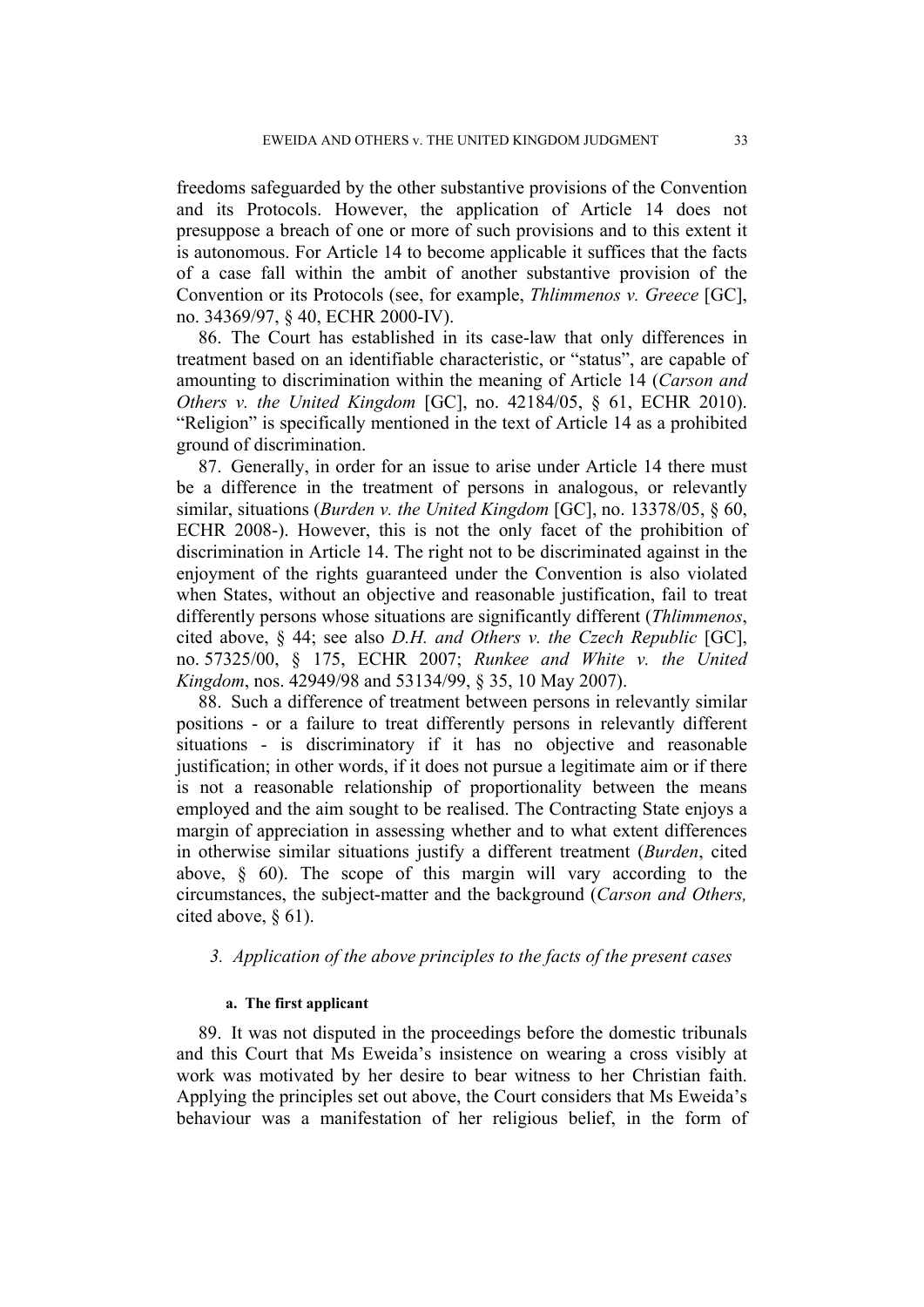freedoms safeguarded by the other substantive provisions of the Convention and its Protocols. However, the application of Article 14 does not presuppose a breach of one or more of such provisions and to this extent it is autonomous. For Article 14 to become applicable it suffices that the facts of a case fall within the ambit of another substantive provision of the Convention or its Protocols (see, for example, *Thlimmenos v. Greece* [GC], no. 34369/97, § 40, ECHR 2000-IV).

86. The Court has established in its case-law that only differences in treatment based on an identifiable characteristic, or "status", are capable of amounting to discrimination within the meaning of Article 14 (*Carson and Others v. the United Kingdom* [GC], no. 42184/05, § 61, ECHR 2010). "Religion" is specifically mentioned in the text of Article 14 as a prohibited ground of discrimination.

87. Generally, in order for an issue to arise under Article 14 there must be a difference in the treatment of persons in analogous, or relevantly similar, situations (*Burden v. the United Kingdom* [GC], no. 13378/05, § 60, ECHR 2008-). However, this is not the only facet of the prohibition of discrimination in Article 14. The right not to be discriminated against in the enjoyment of the rights guaranteed under the Convention is also violated when States, without an objective and reasonable justification, fail to treat differently persons whose situations are significantly different (*Thlimmenos*, cited above, § 44; see also *D.H. and Others v. the Czech Republic* [GC], no. 57325/00, § 175, ECHR 2007; *Runkee and White v. the United Kingdom*, nos. 42949/98 and 53134/99, § 35, 10 May 2007).

88. Such a difference of treatment between persons in relevantly similar positions - or a failure to treat differently persons in relevantly different situations - is discriminatory if it has no objective and reasonable justification; in other words, if it does not pursue a legitimate aim or if there is not a reasonable relationship of proportionality between the means employed and the aim sought to be realised. The Contracting State enjoys a margin of appreciation in assessing whether and to what extent differences in otherwise similar situations justify a different treatment (*Burden*, cited above, § 60). The scope of this margin will vary according to the circumstances, the subject-matter and the background (*Carson and Others,* cited above, § 61).

### *3. Application of the above principles to the facts of the present cases*

#### a. The first applicant

89. It was not disputed in the proceedings before the domestic tribunals and this Court that Ms Eweida's insistence on wearing a cross visibly at work was motivated by her desire to bear witness to her Christian faith. Applying the principles set out above, the Court considers that Ms Eweida's behaviour was a manifestation of her religious belief, in the form of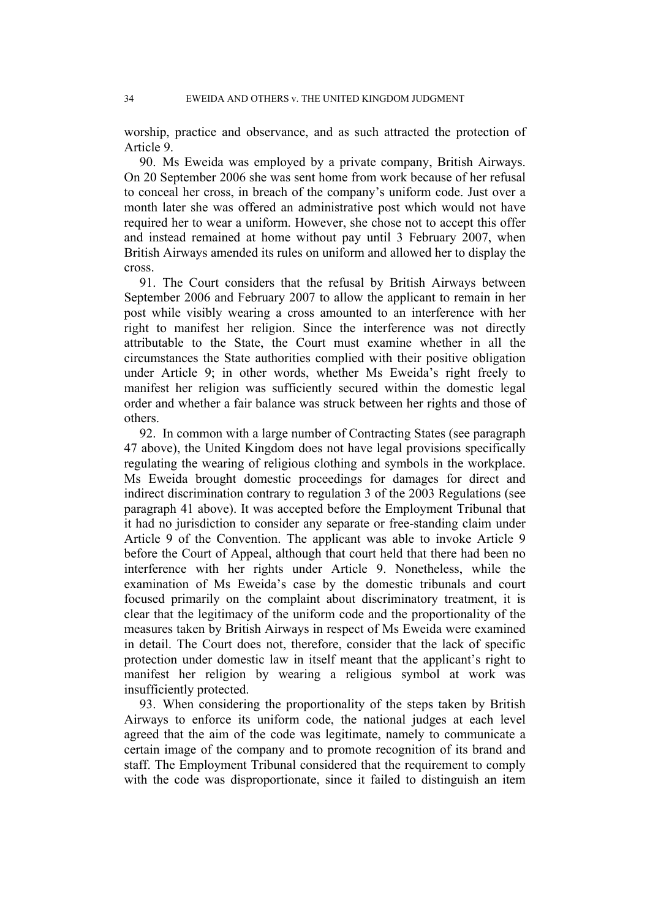worship, practice and observance, and as such attracted the protection of Article 9.

90. Ms Eweida was employed by a private company, British Airways. On 20 September 2006 she was sent home from work because of her refusal to conceal her cross, in breach of the company's uniform code. Just over a month later she was offered an administrative post which would not have required her to wear a uniform. However, she chose not to accept this offer and instead remained at home without pay until 3 February 2007, when British Airways amended its rules on uniform and allowed her to display the cross.

91. The Court considers that the refusal by British Airways between September 2006 and February 2007 to allow the applicant to remain in her post while visibly wearing a cross amounted to an interference with her right to manifest her religion. Since the interference was not directly attributable to the State, the Court must examine whether in all the circumstances the State authorities complied with their positive obligation under Article 9; in other words, whether Ms Eweida's right freely to manifest her religion was sufficiently secured within the domestic legal order and whether a fair balance was struck between her rights and those of others.

92. In common with a large number of Contracting States (see paragraph 47 above), the United Kingdom does not have legal provisions specifically regulating the wearing of religious clothing and symbols in the workplace. Ms Eweida brought domestic proceedings for damages for direct and indirect discrimination contrary to regulation 3 of the 2003 Regulations (see paragraph 41 above). It was accepted before the Employment Tribunal that it had no jurisdiction to consider any separate or free-standing claim under Article 9 of the Convention. The applicant was able to invoke Article 9 before the Court of Appeal, although that court held that there had been no interference with her rights under Article 9. Nonetheless, while the examination of Ms Eweida's case by the domestic tribunals and court focused primarily on the complaint about discriminatory treatment, it is clear that the legitimacy of the uniform code and the proportionality of the measures taken by British Airways in respect of Ms Eweida were examined in detail. The Court does not, therefore, consider that the lack of specific protection under domestic law in itself meant that the applicant's right to manifest her religion by wearing a religious symbol at work was insufficiently protected.

93. When considering the proportionality of the steps taken by British Airways to enforce its uniform code, the national judges at each level agreed that the aim of the code was legitimate, namely to communicate a certain image of the company and to promote recognition of its brand and staff. The Employment Tribunal considered that the requirement to comply with the code was disproportionate, since it failed to distinguish an item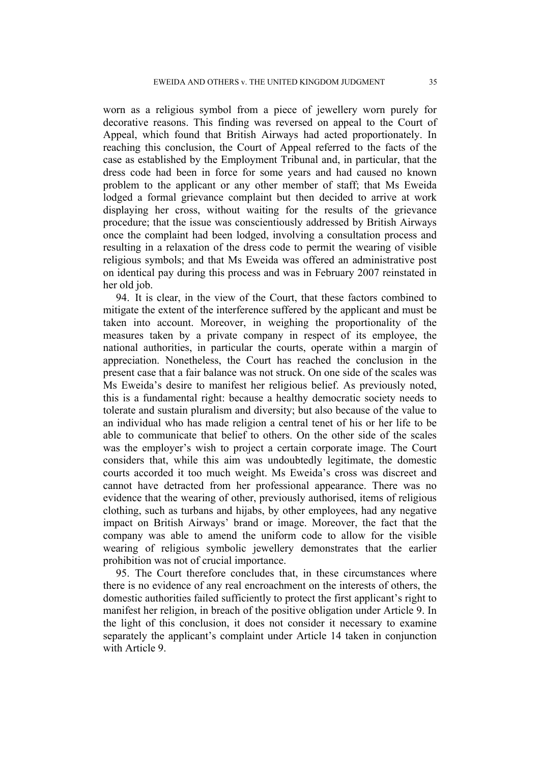worn as a religious symbol from a piece of jewellery worn purely for decorative reasons. This finding was reversed on appeal to the Court of Appeal, which found that British Airways had acted proportionately. In reaching this conclusion, the Court of Appeal referred to the facts of the case as established by the Employment Tribunal and, in particular, that the dress code had been in force for some years and had caused no known problem to the applicant or any other member of staff; that Ms Eweida lodged a formal grievance complaint but then decided to arrive at work displaying her cross, without waiting for the results of the grievance procedure; that the issue was conscientiously addressed by British Airways once the complaint had been lodged, involving a consultation process and resulting in a relaxation of the dress code to permit the wearing of visible religious symbols; and that Ms Eweida was offered an administrative post on identical pay during this process and was in February 2007 reinstated in her old job.

94. It is clear, in the view of the Court, that these factors combined to mitigate the extent of the interference suffered by the applicant and must be taken into account. Moreover, in weighing the proportionality of the measures taken by a private company in respect of its employee, the national authorities, in particular the courts, operate within a margin of appreciation. Nonetheless, the Court has reached the conclusion in the present case that a fair balance was not struck. On one side of the scales was Ms Eweida's desire to manifest her religious belief. As previously noted, this is a fundamental right: because a healthy democratic society needs to tolerate and sustain pluralism and diversity; but also because of the value to an individual who has made religion a central tenet of his or her life to be able to communicate that belief to others. On the other side of the scales was the employer's wish to project a certain corporate image. The Court considers that, while this aim was undoubtedly legitimate, the domestic courts accorded it too much weight. Ms Eweida's cross was discreet and cannot have detracted from her professional appearance. There was no evidence that the wearing of other, previously authorised, items of religious clothing, such as turbans and hijabs, by other employees, had any negative impact on British Airways' brand or image. Moreover, the fact that the company was able to amend the uniform code to allow for the visible wearing of religious symbolic jewellery demonstrates that the earlier prohibition was not of crucial importance.

95. The Court therefore concludes that, in these circumstances where there is no evidence of any real encroachment on the interests of others, the domestic authorities failed sufficiently to protect the first applicant's right to manifest her religion, in breach of the positive obligation under Article 9. In the light of this conclusion, it does not consider it necessary to examine separately the applicant's complaint under Article 14 taken in conjunction with Article 9.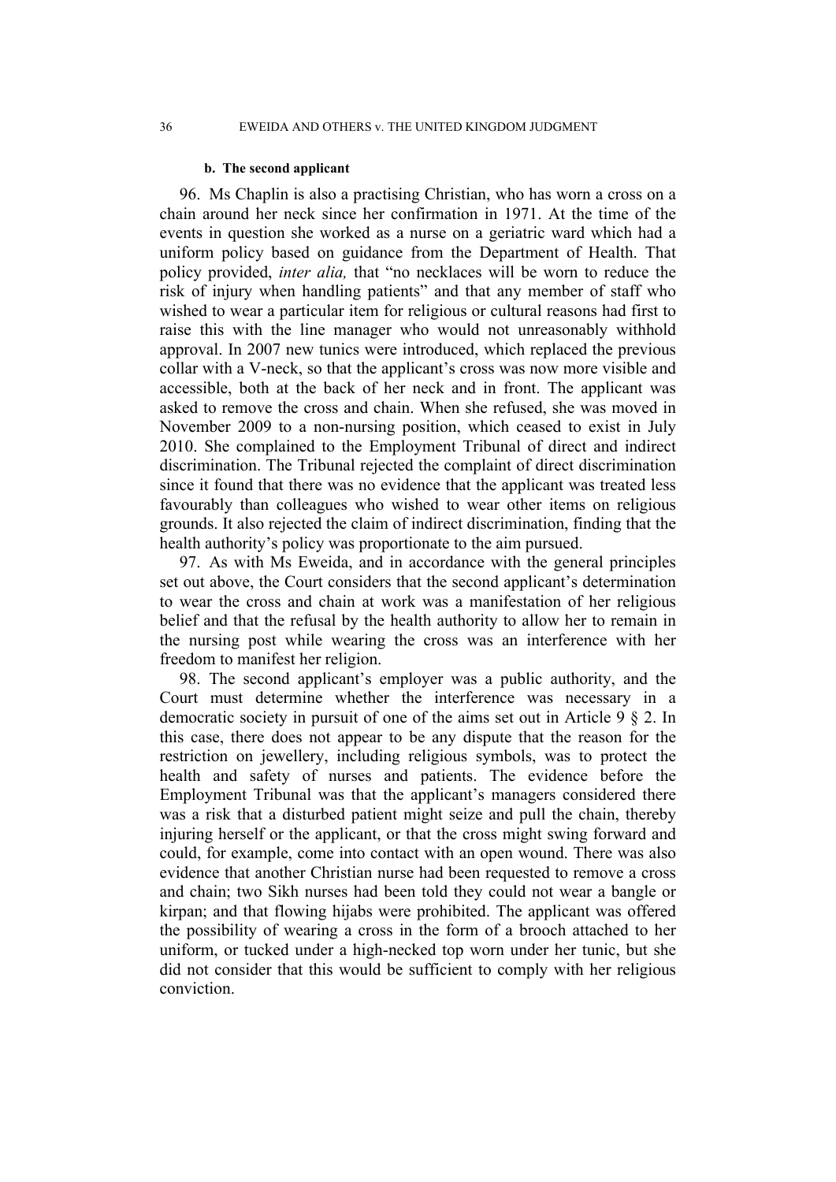#### b. The second applicant

96. Ms Chaplin is also a practising Christian, who has worn a cross on a chain around her neck since her confirmation in 1971. At the time of the events in question she worked as a nurse on a geriatric ward which had a uniform policy based on guidance from the Department of Health. That policy provided, *inter alia,* that "no necklaces will be worn to reduce the risk of injury when handling patients" and that any member of staff who wished to wear a particular item for religious or cultural reasons had first to raise this with the line manager who would not unreasonably withhold approval. In 2007 new tunics were introduced, which replaced the previous collar with a V-neck, so that the applicant's cross was now more visible and accessible, both at the back of her neck and in front. The applicant was asked to remove the cross and chain. When she refused, she was moved in November 2009 to a non-nursing position, which ceased to exist in July 2010. She complained to the Employment Tribunal of direct and indirect discrimination. The Tribunal rejected the complaint of direct discrimination since it found that there was no evidence that the applicant was treated less favourably than colleagues who wished to wear other items on religious grounds. It also rejected the claim of indirect discrimination, finding that the health authority's policy was proportionate to the aim pursued.

97. As with Ms Eweida, and in accordance with the general principles set out above, the Court considers that the second applicant's determination to wear the cross and chain at work was a manifestation of her religious belief and that the refusal by the health authority to allow her to remain in the nursing post while wearing the cross was an interference with her freedom to manifest her religion.

98. The second applicant's employer was a public authority, and the Court must determine whether the interference was necessary in a democratic society in pursuit of one of the aims set out in Article 9 § 2. In this case, there does not appear to be any dispute that the reason for the restriction on jewellery, including religious symbols, was to protect the health and safety of nurses and patients. The evidence before the Employment Tribunal was that the applicant's managers considered there was a risk that a disturbed patient might seize and pull the chain, thereby injuring herself or the applicant, or that the cross might swing forward and could, for example, come into contact with an open wound. There was also evidence that another Christian nurse had been requested to remove a cross and chain; two Sikh nurses had been told they could not wear a bangle or kirpan; and that flowing hijabs were prohibited. The applicant was offered the possibility of wearing a cross in the form of a brooch attached to her uniform, or tucked under a high-necked top worn under her tunic, but she did not consider that this would be sufficient to comply with her religious conviction.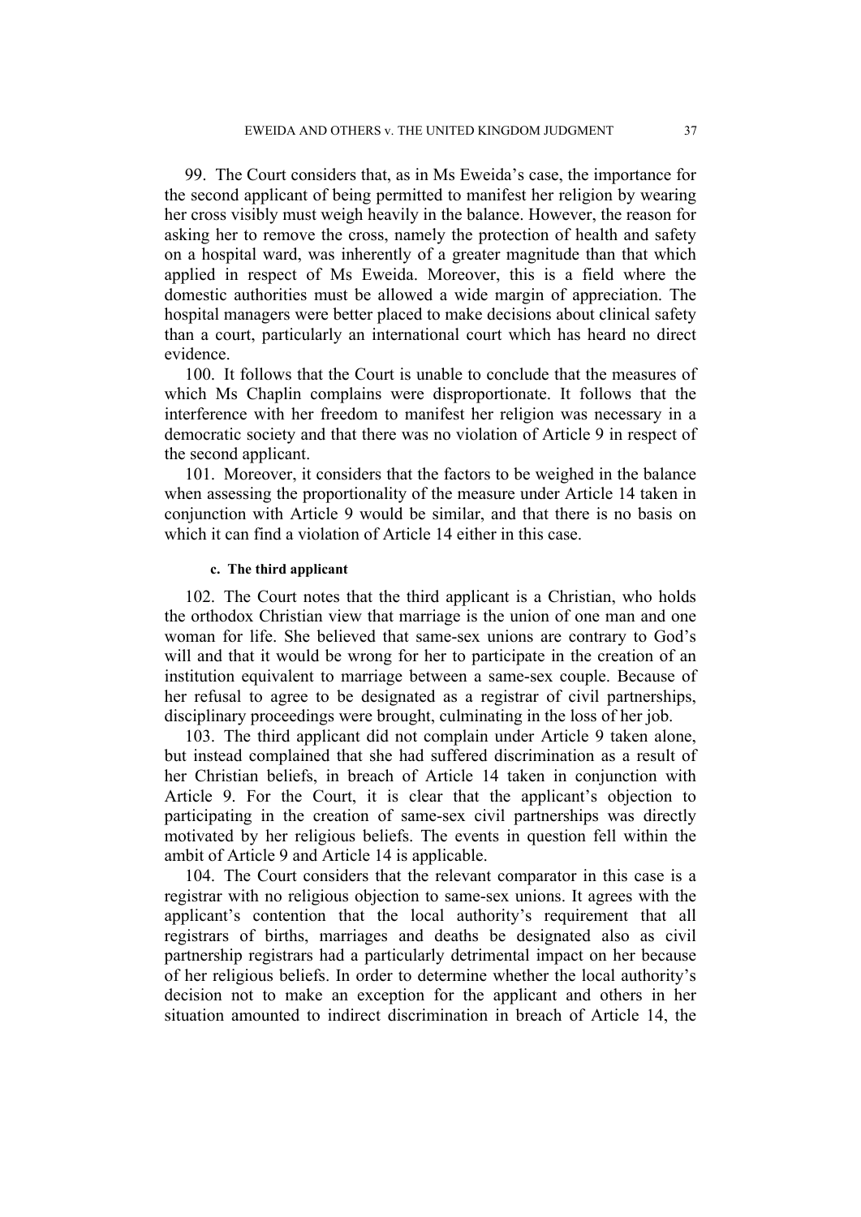99. The Court considers that, as in Ms Eweida's case, the importance for the second applicant of being permitted to manifest her religion by wearing her cross visibly must weigh heavily in the balance. However, the reason for asking her to remove the cross, namely the protection of health and safety on a hospital ward, was inherently of a greater magnitude than that which applied in respect of Ms Eweida. Moreover, this is a field where the domestic authorities must be allowed a wide margin of appreciation. The hospital managers were better placed to make decisions about clinical safety than a court, particularly an international court which has heard no direct evidence.

100. It follows that the Court is unable to conclude that the measures of which Ms Chaplin complains were disproportionate. It follows that the interference with her freedom to manifest her religion was necessary in a democratic society and that there was no violation of Article 9 in respect of the second applicant.

101. Moreover, it considers that the factors to be weighed in the balance when assessing the proportionality of the measure under Article 14 taken in conjunction with Article 9 would be similar, and that there is no basis on which it can find a violation of Article 14 either in this case.

#### c. The third applicant

102. The Court notes that the third applicant is a Christian, who holds the orthodox Christian view that marriage is the union of one man and one woman for life. She believed that same-sex unions are contrary to God's will and that it would be wrong for her to participate in the creation of an institution equivalent to marriage between a same-sex couple. Because of her refusal to agree to be designated as a registrar of civil partnerships, disciplinary proceedings were brought, culminating in the loss of her job.

103. The third applicant did not complain under Article 9 taken alone, but instead complained that she had suffered discrimination as a result of her Christian beliefs, in breach of Article 14 taken in conjunction with Article 9. For the Court, it is clear that the applicant's objection to participating in the creation of same-sex civil partnerships was directly motivated by her religious beliefs. The events in question fell within the ambit of Article 9 and Article 14 is applicable.

104. The Court considers that the relevant comparator in this case is a registrar with no religious objection to same-sex unions. It agrees with the applicant's contention that the local authority's requirement that all registrars of births, marriages and deaths be designated also as civil partnership registrars had a particularly detrimental impact on her because of her religious beliefs. In order to determine whether the local authority's decision not to make an exception for the applicant and others in her situation amounted to indirect discrimination in breach of Article 14, the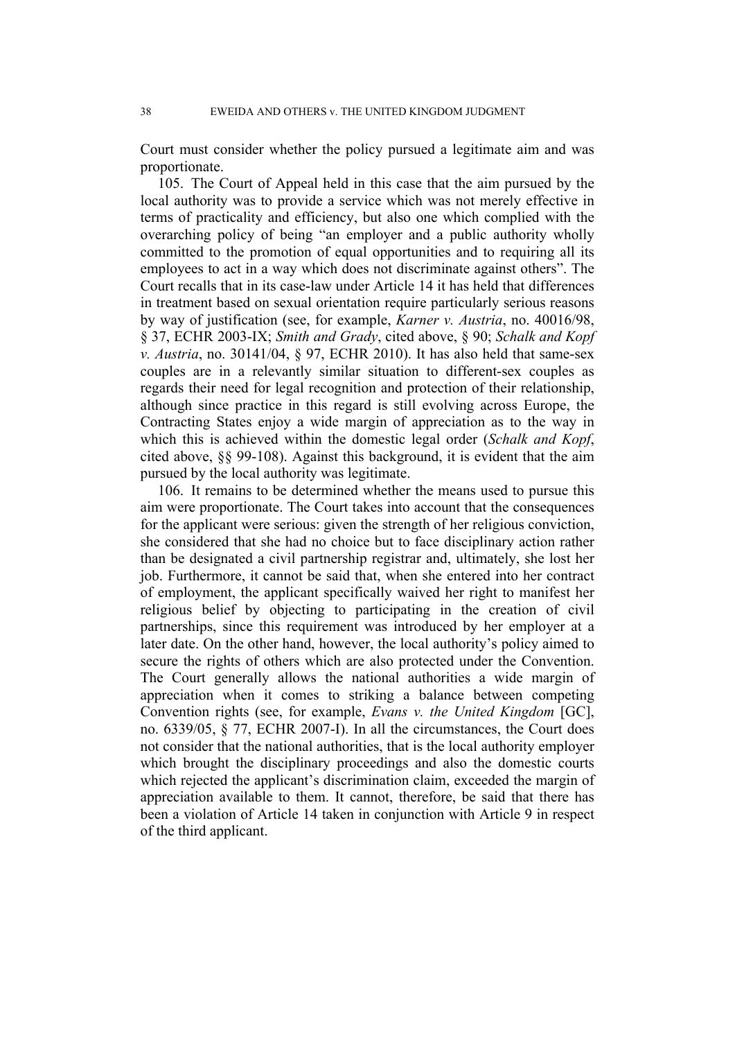Court must consider whether the policy pursued a legitimate aim and was proportionate.

105. The Court of Appeal held in this case that the aim pursued by the local authority was to provide a service which was not merely effective in terms of practicality and efficiency, but also one which complied with the overarching policy of being "an employer and a public authority wholly committed to the promotion of equal opportunities and to requiring all its employees to act in a way which does not discriminate against others". The Court recalls that in its case-law under Article 14 it has held that differences in treatment based on sexual orientation require particularly serious reasons by way of justification (see, for example, *Karner v. Austria*, no. 40016/98, § 37, ECHR 2003-IX; *Smith and Grady*, cited above, § 90; *Schalk and Kopf v. Austria*, no. 30141/04, § 97, ECHR 2010). It has also held that same-sex couples are in a relevantly similar situation to different-sex couples as regards their need for legal recognition and protection of their relationship, although since practice in this regard is still evolving across Europe, the Contracting States enjoy a wide margin of appreciation as to the way in which this is achieved within the domestic legal order (*Schalk and Kopf*, cited above, §§ 99-108). Against this background, it is evident that the aim pursued by the local authority was legitimate.

106. It remains to be determined whether the means used to pursue this aim were proportionate. The Court takes into account that the consequences for the applicant were serious: given the strength of her religious conviction, she considered that she had no choice but to face disciplinary action rather than be designated a civil partnership registrar and, ultimately, she lost her job. Furthermore, it cannot be said that, when she entered into her contract of employment, the applicant specifically waived her right to manifest her religious belief by objecting to participating in the creation of civil partnerships, since this requirement was introduced by her employer at a later date. On the other hand, however, the local authority's policy aimed to secure the rights of others which are also protected under the Convention. The Court generally allows the national authorities a wide margin of appreciation when it comes to striking a balance between competing Convention rights (see, for example, *Evans v. the United Kingdom* [GC], no. 6339/05, § 77, ECHR 2007-I). In all the circumstances, the Court does not consider that the national authorities, that is the local authority employer which brought the disciplinary proceedings and also the domestic courts which rejected the applicant's discrimination claim, exceeded the margin of appreciation available to them. It cannot, therefore, be said that there has been a violation of Article 14 taken in conjunction with Article 9 in respect of the third applicant.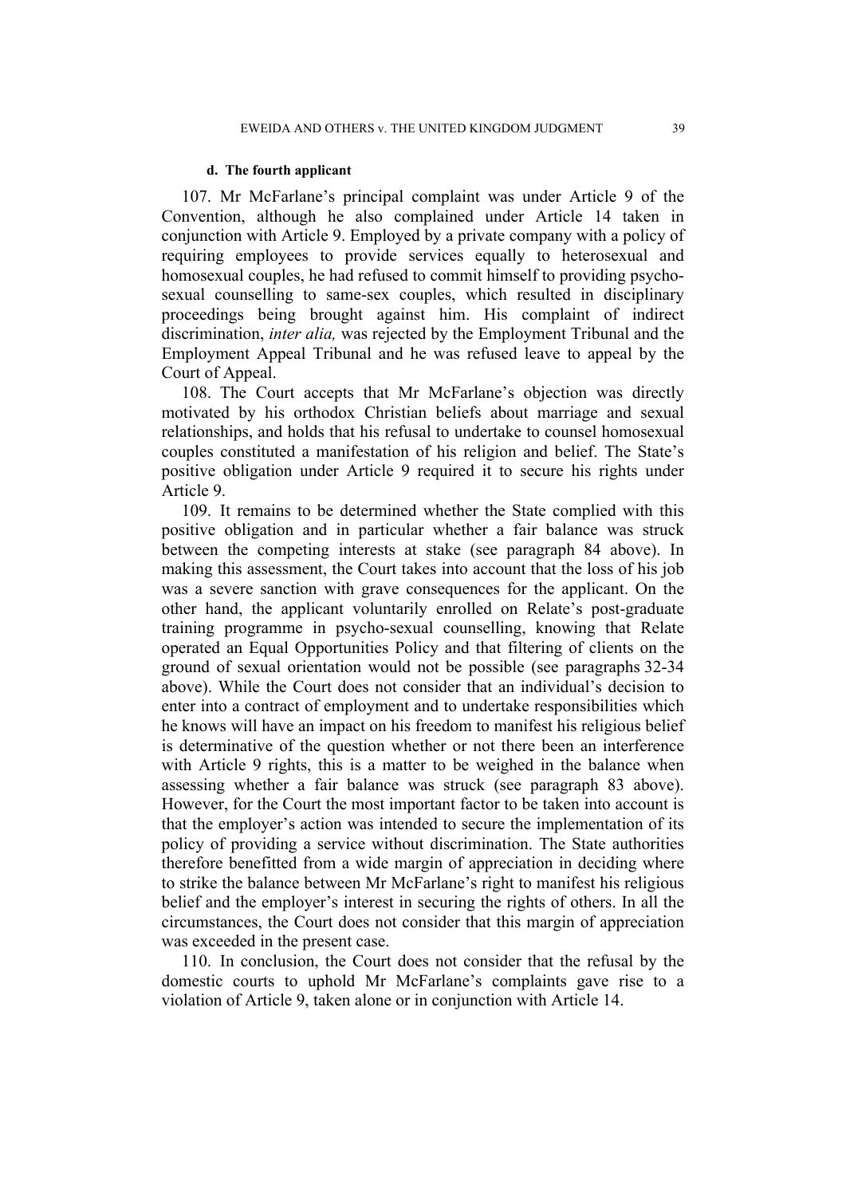#### d. The fourth applicant

107. Mr McFarlane's principal complaint was under Article 9 of the Convention, although he also complained under Article 14 taken in conjunction with Article 9. Employed by a private company with a policy of requiring employees to provide services equally to heterosexual and homosexual couples, he had refused to commit himself to providing psycho-sexual counselling to same-sex couples, which resulted in disciplinary proceedings being brought against him. His complaint of indirect discrimination, *inter alia,* was rejected by the Employment Tribunal and the Employment Appeal Tribunal and he was refused leave to appeal by the Court of Appeal.

108. The Court accepts that Mr McFarlane's objection was directly motivated by his orthodox Christian beliefs about marriage and sexual relationships, and holds that his refusal to undertake to counsel homosexual couples constituted a manifestation of his religion and belief. The State's positive obligation under Article 9 required it to secure his rights under Article 9.

109. It remains to be determined whether the State complied with this positive obligation and in particular whether a fair balance was struck between the competing interests at stake (see paragraph 84 above). In making this assessment, the Court takes into account that the loss of his job was a severe sanction with grave consequences for the applicant. On the other hand, the applicant voluntarily enrolled on Relate's post-graduate training programme in psycho-sexual counselling, knowing that Relate operated an Equal Opportunities Policy and that filtering of clients on the ground of sexual orientation would not be possible (see paragraphs 32-34 above). While the Court does not consider that an individual's decision to enter into a contract of employment and to undertake responsibilities which he knows will have an impact on his freedom to manifest his religious belief is determinative of the question whether or not there been an interference with Article 9 rights, this is a matter to be weighed in the balance when assessing whether a fair balance was struck (see paragraph 83 above). However, for the Court the most important factor to be taken into account is that the employer's action was intended to secure the implementation of its policy of providing a service without discrimination. The State authorities therefore benefitted from a wide margin of appreciation in deciding where to strike the balance between Mr McFarlane's right to manifest his religious belief and the employer's interest in securing the rights of others. In all the circumstances, the Court does not consider that this margin of appreciation was exceeded in the present case.

110. In conclusion, the Court does not consider that the refusal by the domestic courts to uphold Mr McFarlane's complaints gave rise to a violation of Article 9, taken alone or in conjunction with Article 14.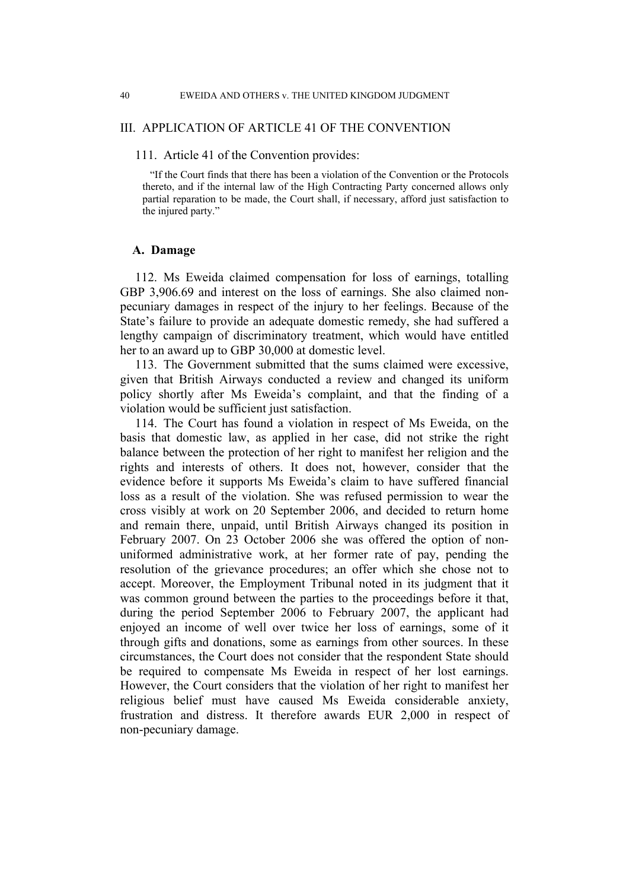## III. APPLICATION OF ARTICLE 41 OF THE CONVENTION

111. Article 41 of the Convention provides:

> "If the Court finds that there has been a violation of the Convention or the Protocols thereto, and if the internal law of the High Contracting Party concerned allows only partial reparation to be made, the Court shall, if necessary, afford just satisfaction to the injured party."

### A. Damage

112. Ms Eweida claimed compensation for loss of earnings, totalling GBP 3,906.69 and interest on the loss of earnings. She also claimed non-pecuniary damages in respect of the injury to her feelings. Because of the State's failure to provide an adequate domestic remedy, she had suffered a lengthy campaign of discriminatory treatment, which would have entitled her to an award up to GBP 30,000 at domestic level.

113. The Government submitted that the sums claimed were excessive, given that British Airways conducted a review and changed its uniform policy shortly after Ms Eweida's complaint, and that the finding of a violation would be sufficient just satisfaction.

114. The Court has found a violation in respect of Ms Eweida, on the basis that domestic law, as applied in her case, did not strike the right balance between the protection of her right to manifest her religion and the rights and interests of others. It does not, however, consider that the evidence before it supports Ms Eweida's claim to have suffered financial loss as a result of the violation. She was refused permission to wear the cross visibly at work on 20 September 2006, and decided to return home and remain there, unpaid, until British Airways changed its position in February 2007. On 23 October 2006 she was offered the option of non-uniformed administrative work, at her former rate of pay, pending the resolution of the grievance procedures; an offer which she chose not to accept. Moreover, the Employment Tribunal noted in its judgment that it was common ground between the parties to the proceedings before it that, during the period September 2006 to February 2007, the applicant had enjoyed an income of well over twice her loss of earnings, some of it through gifts and donations, some as earnings from other sources. In these circumstances, the Court does not consider that the respondent State should be required to compensate Ms Eweida in respect of her lost earnings. However, the Court considers that the violation of her right to manifest her religious belief must have caused Ms Eweida considerable anxiety, frustration and distress. It therefore awards EUR 2,000 in respect of non-pecuniary damage.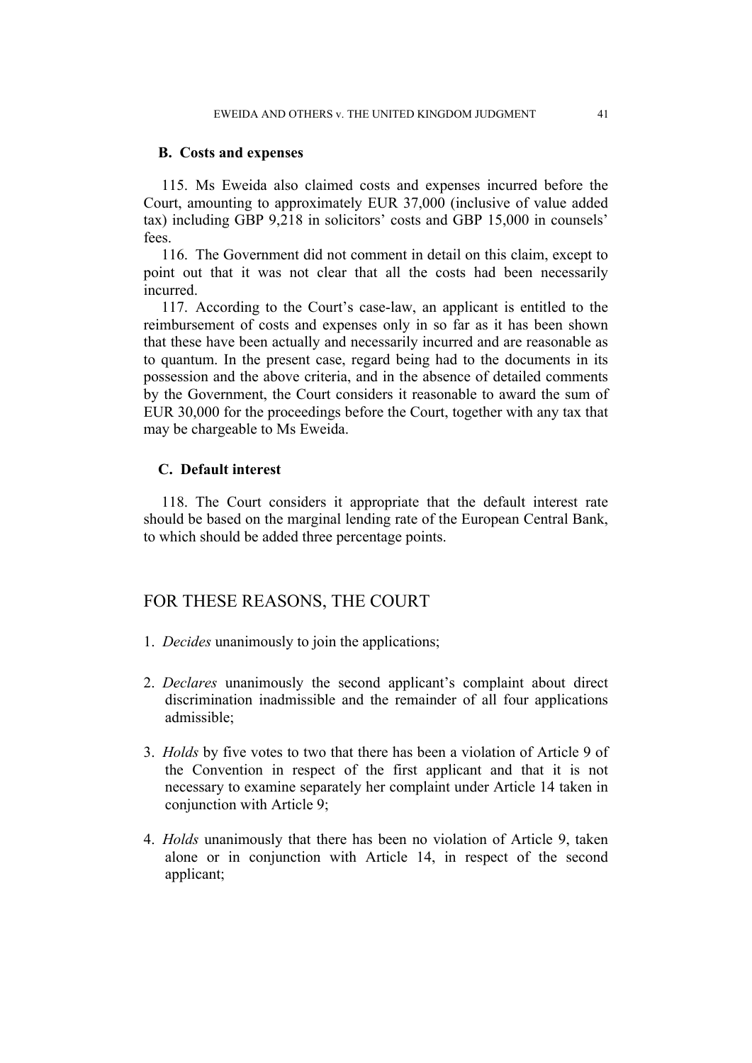### B. Costs and expenses

115. Ms Eweida also claimed costs and expenses incurred before the Court, amounting to approximately EUR 37,000 (inclusive of value added tax) including GBP 9,218 in solicitors' costs and GBP 15,000 in counsels' fees.

116. The Government did not comment in detail on this claim, except to point out that it was not clear that all the costs had been necessarily incurred.

117. According to the Court's case-law, an applicant is entitled to the reimbursement of costs and expenses only in so far as it has been shown that these have been actually and necessarily incurred and are reasonable as to quantum. In the present case, regard being had to the documents in its possession and the above criteria, and in the absence of detailed comments by the Government, the Court considers it reasonable to award the sum of EUR 30,000 for the proceedings before the Court, together with any tax that may be chargeable to Ms Eweida.

### C. Default interest

118. The Court considers it appropriate that the default interest rate should be based on the marginal lending rate of the European Central Bank, to which should be added three percentage points.

## FOR THESE REASONS, THE COURT

1. *Decides* unanimously to join the applications;

2. *Declares* unanimously the second applicant's complaint about direct discrimination inadmissible and the remainder of all four applications admissible;

3. *Holds* by five votes to two that there has been a violation of Article 9 of the Convention in respect of the first applicant and that it is not necessary to examine separately her complaint under Article 14 taken in conjunction with Article 9;

4. *Holds* unanimously that there has been no violation of Article 9, taken alone or in conjunction with Article 14, in respect of the second applicant;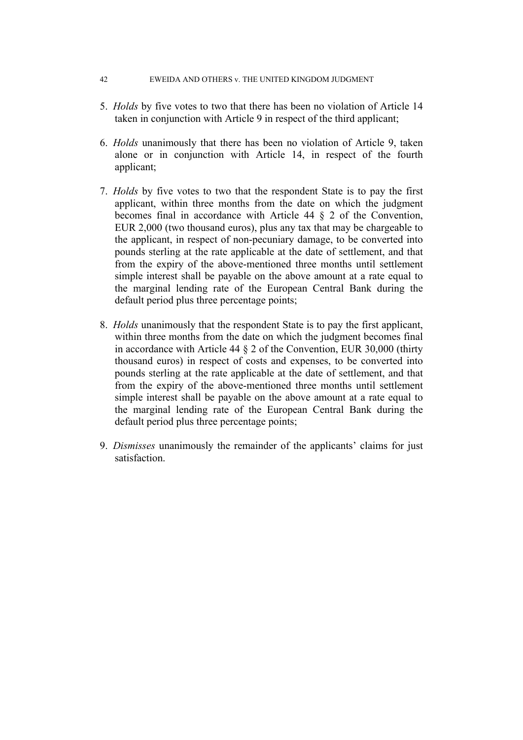5. *Holds* by five votes to two that there has been no violation of Article 14 taken in conjunction with Article 9 in respect of the third applicant;

6. *Holds* unanimously that there has been no violation of Article 9, taken alone or in conjunction with Article 14, in respect of the fourth applicant;

7. *Holds* by five votes to two that the respondent State is to pay the first applicant, within three months from the date on which the judgment becomes final in accordance with Article 44 § 2 of the Convention, EUR 2,000 (two thousand euros), plus any tax that may be chargeable to the applicant, in respect of non-pecuniary damage, to be converted into pounds sterling at the rate applicable at the date of settlement, and that from the expiry of the above-mentioned three months until settlement simple interest shall be payable on the above amount at a rate equal to the marginal lending rate of the European Central Bank during the default period plus three percentage points;

8. *Holds* unanimously that the respondent State is to pay the first applicant, within three months from the date on which the judgment becomes final in accordance with Article 44 § 2 of the Convention, EUR 30,000 (thirty thousand euros) in respect of costs and expenses, to be converted into pounds sterling at the rate applicable at the date of settlement, and that from the expiry of the above-mentioned three months until settlement simple interest shall be payable on the above amount at a rate equal to the marginal lending rate of the European Central Bank during the default period plus three percentage points;

9. *Dismisses* unanimously the remainder of the applicants' claims for just satisfaction.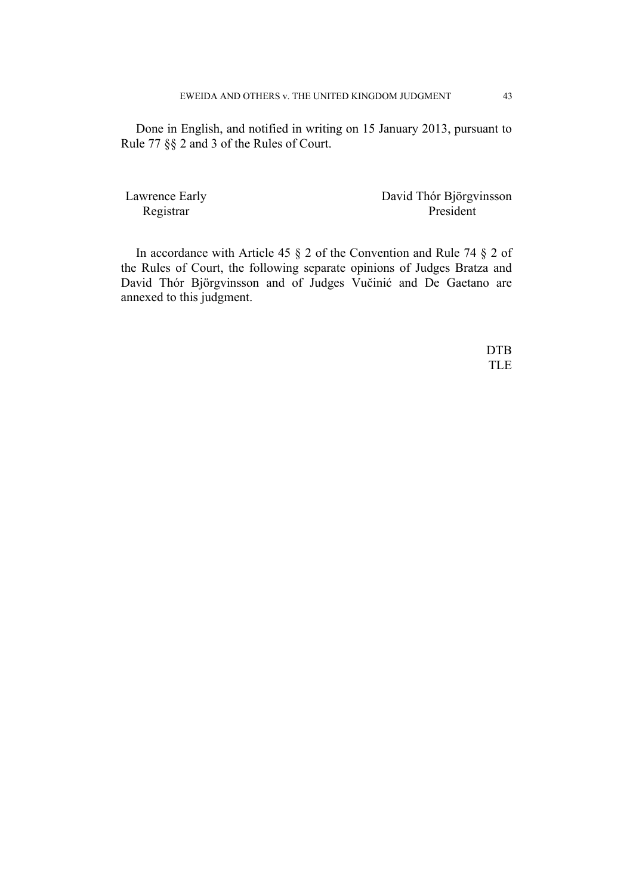Done in English, and notified in writing on 15 January 2013, pursuant to Rule 77 §§ 2 and 3 of the Rules of Court.

| Lawrence Early | David Thór Björgvinsson |
| --- | --- |
| Registrar | President |

In accordance with Article 45 § 2 of the Convention and Rule 74 § 2 of the Rules of Court, the following separate opinions of Judges Bratza and David Thór Björgvinsson and of Judges Vučinić and De Gaetano are annexed to this judgment.

DTB
TLE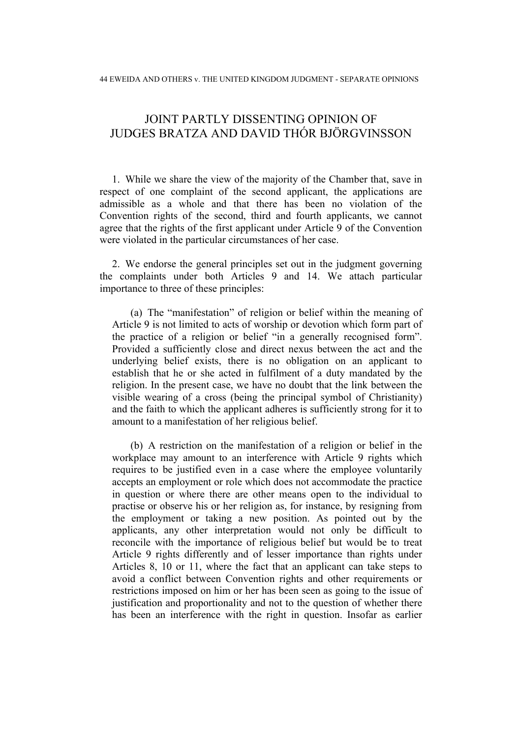## JOINT PARTLY DISSENTING OPINION OF JUDGES BRATZA AND DAVID THÓR BJÖRGVINSSON

1. While we share the view of the majority of the Chamber that, save in respect of one complaint of the second applicant, the applications are admissible as a whole and that there has been no violation of the Convention rights of the second, third and fourth applicants, we cannot agree that the rights of the first applicant under Article 9 of the Convention were violated in the particular circumstances of her case.

2. We endorse the general principles set out in the judgment governing the complaints under both Articles 9 and 14. We attach particular importance to three of these principles:

> (a) The "manifestation" of religion or belief within the meaning of Article 9 is not limited to acts of worship or devotion which form part of the practice of a religion or belief "in a generally recognised form". Provided a sufficiently close and direct nexus between the act and the underlying belief exists, there is no obligation on an applicant to establish that he or she acted in fulfilment of a duty mandated by the religion. In the present case, we have no doubt that the link between the visible wearing of a cross (being the principal symbol of Christianity) and the faith to which the applicant adheres is sufficiently strong for it to amount to a manifestation of her religious belief.
>
> (b) A restriction on the manifestation of a religion or belief in the workplace may amount to an interference with Article 9 rights which requires to be justified even in a case where the employee voluntarily accepts an employment or role which does not accommodate the practice in question or where there are other means open to the individual to practise or observe his or her religion as, for instance, by resigning from the employment or taking a new position. As pointed out by the applicants, any other interpretation would not only be difficult to reconcile with the importance of religious belief but would be to treat Article 9 rights differently and of lesser importance than rights under Articles 8, 10 or 11, where the fact that an applicant can take steps to avoid a conflict between Convention rights and other requirements or restrictions imposed on him or her has been seen as going to the issue of justification and proportionality and not to the question of whether there has been an interference with the right in question. Insofar as earlier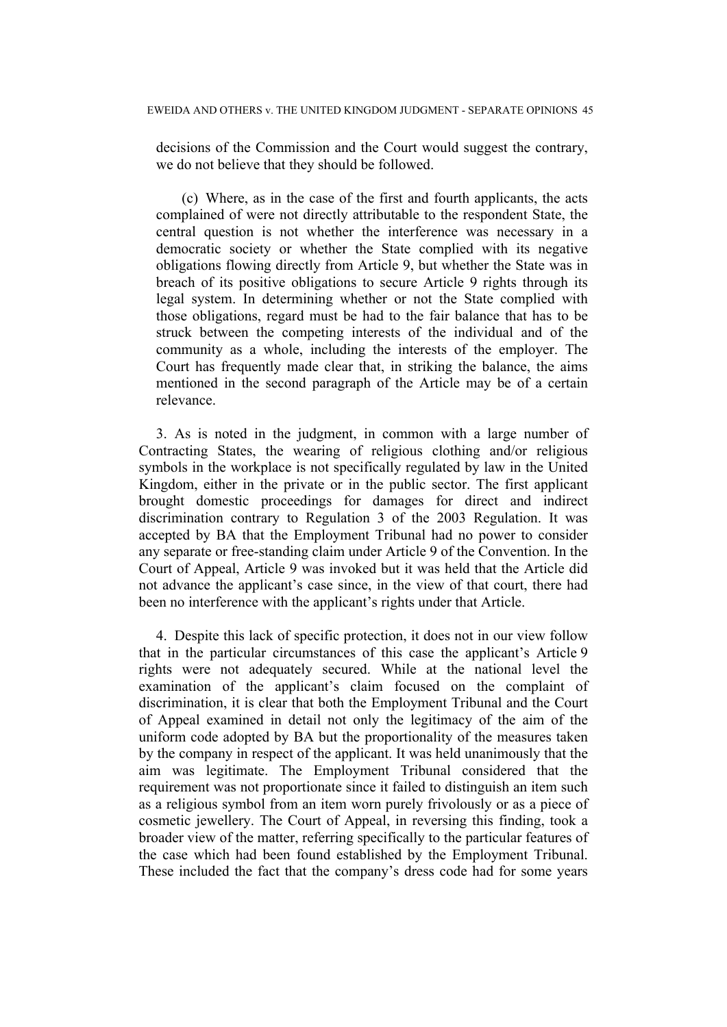decisions of the Commission and the Court would suggest the contrary, we do not believe that they should be followed.

(c) Where, as in the case of the first and fourth applicants, the acts complained of were not directly attributable to the respondent State, the central question is not whether the interference was necessary in a democratic society or whether the State complied with its negative obligations flowing directly from Article 9, but whether the State was in breach of its positive obligations to secure Article 9 rights through its legal system. In determining whether or not the State complied with those obligations, regard must be had to the fair balance that has to be struck between the competing interests of the individual and of the community as a whole, including the interests of the employer. The Court has frequently made clear that, in striking the balance, the aims mentioned in the second paragraph of the Article may be of a certain relevance.

3. As is noted in the judgment, in common with a large number of Contracting States, the wearing of religious clothing and/or religious symbols in the workplace is not specifically regulated by law in the United Kingdom, either in the private or in the public sector. The first applicant brought domestic proceedings for damages for direct and indirect discrimination contrary to Regulation 3 of the 2003 Regulation. It was accepted by BA that the Employment Tribunal had no power to consider any separate or free-standing claim under Article 9 of the Convention. In the Court of Appeal, Article 9 was invoked but it was held that the Article did not advance the applicant's case since, in the view of that court, there had been no interference with the applicant's rights under that Article.

4. Despite this lack of specific protection, it does not in our view follow that in the particular circumstances of this case the applicant's Article 9 rights were not adequately secured. While at the national level the examination of the applicant's claim focused on the complaint of discrimination, it is clear that both the Employment Tribunal and the Court of Appeal examined in detail not only the legitimacy of the aim of the uniform code adopted by BA but the proportionality of the measures taken by the company in respect of the applicant. It was held unanimously that the aim was legitimate. The Employment Tribunal considered that the requirement was not proportionate since it failed to distinguish an item such as a religious symbol from an item worn purely frivolously or as a piece of cosmetic jewellery. The Court of Appeal, in reversing this finding, took a broader view of the matter, referring specifically to the particular features of the case which had been found established by the Employment Tribunal. These included the fact that the company's dress code had for some years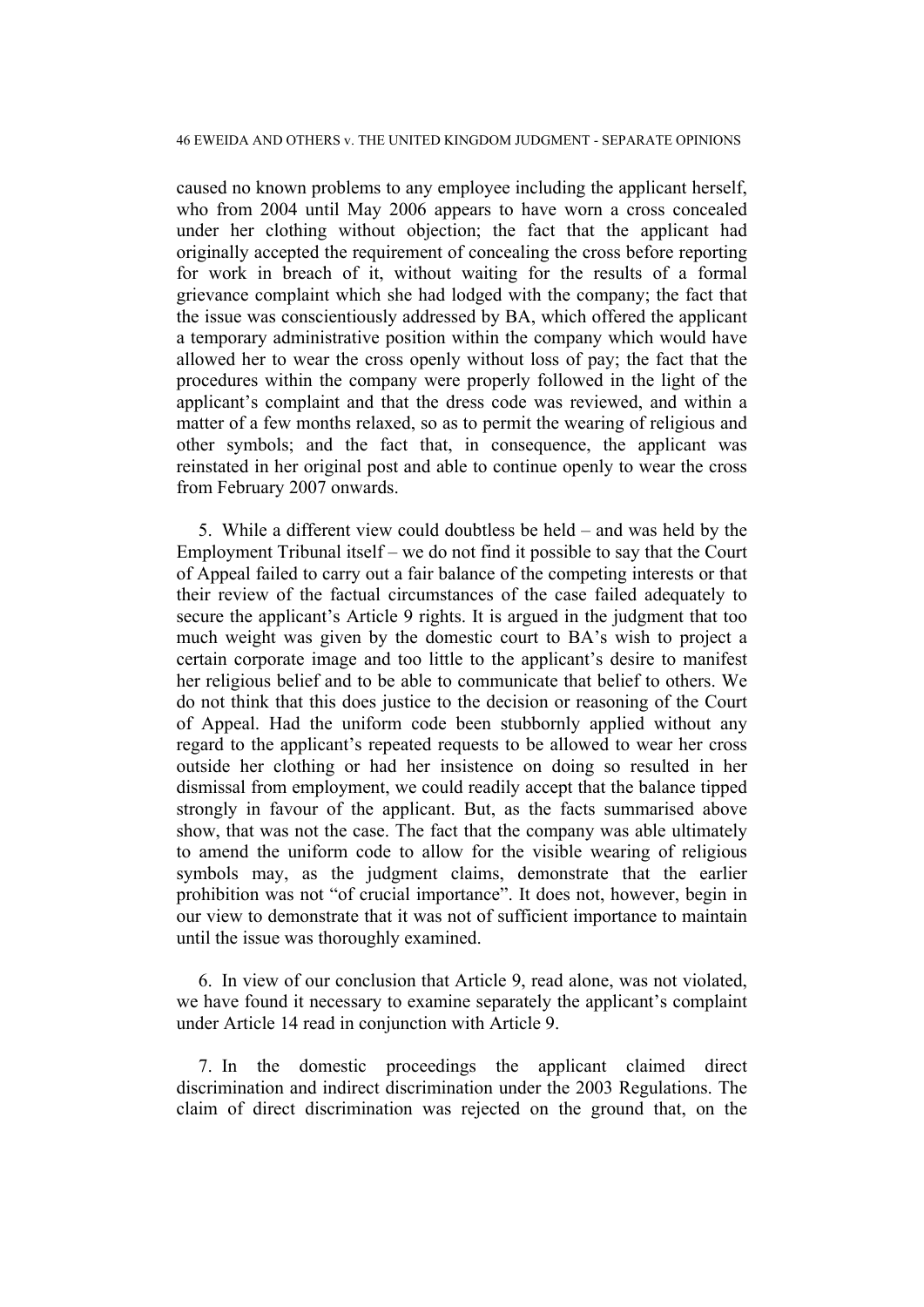caused no known problems to any employee including the applicant herself, who from 2004 until May 2006 appears to have worn a cross concealed under her clothing without objection; the fact that the applicant had originally accepted the requirement of concealing the cross before reporting for work in breach of it, without waiting for the results of a formal grievance complaint which she had lodged with the company; the fact that the issue was conscientiously addressed by BA, which offered the applicant a temporary administrative position within the company which would have allowed her to wear the cross openly without loss of pay; the fact that the procedures within the company were properly followed in the light of the applicant's complaint and that the dress code was reviewed, and within a matter of a few months relaxed, so as to permit the wearing of religious and other symbols; and the fact that, in consequence, the applicant was reinstated in her original post and able to continue openly to wear the cross from February 2007 onwards.

5. While a different view could doubtless be held – and was held by the Employment Tribunal itself – we do not find it possible to say that the Court of Appeal failed to carry out a fair balance of the competing interests or that their review of the factual circumstances of the case failed adequately to secure the applicant's Article 9 rights. It is argued in the judgment that too much weight was given by the domestic court to BA's wish to project a certain corporate image and too little to the applicant's desire to manifest her religious belief and to be able to communicate that belief to others. We do not think that this does justice to the decision or reasoning of the Court of Appeal. Had the uniform code been stubbornly applied without any regard to the applicant's repeated requests to be allowed to wear her cross outside her clothing or had her insistence on doing so resulted in her dismissal from employment, we could readily accept that the balance tipped strongly in favour of the applicant. But, as the facts summarised above show, that was not the case. The fact that the company was able ultimately to amend the uniform code to allow for the visible wearing of religious symbols may, as the judgment claims, demonstrate that the earlier prohibition was not "of crucial importance". It does not, however, begin in our view to demonstrate that it was not of sufficient importance to maintain until the issue was thoroughly examined.

6. In view of our conclusion that Article 9, read alone, was not violated, we have found it necessary to examine separately the applicant's complaint under Article 14 read in conjunction with Article 9.

7. In the domestic proceedings the applicant claimed direct discrimination and indirect discrimination under the 2003 Regulations. The claim of direct discrimination was rejected on the ground that, on the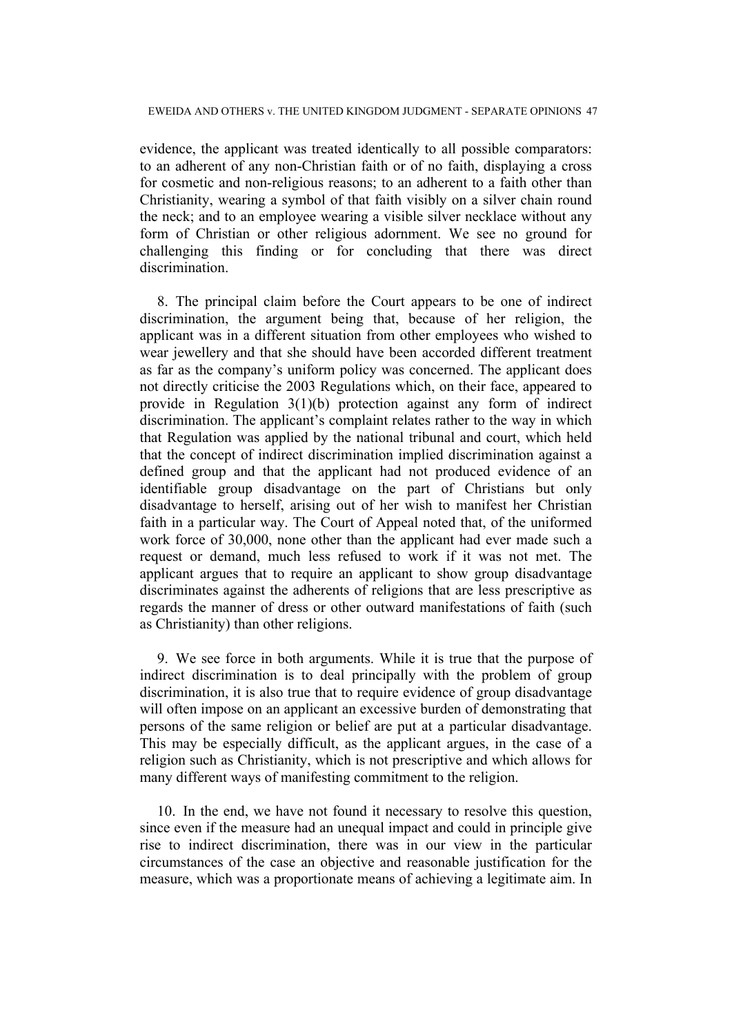evidence, the applicant was treated identically to all possible comparators: to an adherent of any non-Christian faith or of no faith, displaying a cross for cosmetic and non-religious reasons; to an adherent to a faith other than Christianity, wearing a symbol of that faith visibly on a silver chain round the neck; and to an employee wearing a visible silver necklace without any form of Christian or other religious adornment. We see no ground for challenging this finding or for concluding that there was direct discrimination.

8. The principal claim before the Court appears to be one of indirect discrimination, the argument being that, because of her religion, the applicant was in a different situation from other employees who wished to wear jewellery and that she should have been accorded different treatment as far as the company's uniform policy was concerned. The applicant does not directly criticise the 2003 Regulations which, on their face, appeared to provide in Regulation 3(1)(b) protection against any form of indirect discrimination. The applicant's complaint relates rather to the way in which that Regulation was applied by the national tribunal and court, which held that the concept of indirect discrimination implied discrimination against a defined group and that the applicant had not produced evidence of an identifiable group disadvantage on the part of Christians but only disadvantage to herself, arising out of her wish to manifest her Christian faith in a particular way. The Court of Appeal noted that, of the uniformed work force of 30,000, none other than the applicant had ever made such a request or demand, much less refused to work if it was not met. The applicant argues that to require an applicant to show group disadvantage discriminates against the adherents of religions that are less prescriptive as regards the manner of dress or other outward manifestations of faith (such as Christianity) than other religions.

9. We see force in both arguments. While it is true that the purpose of indirect discrimination is to deal principally with the problem of group discrimination, it is also true that to require evidence of group disadvantage will often impose on an applicant an excessive burden of demonstrating that persons of the same religion or belief are put at a particular disadvantage. This may be especially difficult, as the applicant argues, in the case of a religion such as Christianity, which is not prescriptive and which allows for many different ways of manifesting commitment to the religion.

10. In the end, we have not found it necessary to resolve this question, since even if the measure had an unequal impact and could in principle give rise to indirect discrimination, there was in our view in the particular circumstances of the case an objective and reasonable justification for the measure, which was a proportionate means of achieving a legitimate aim. In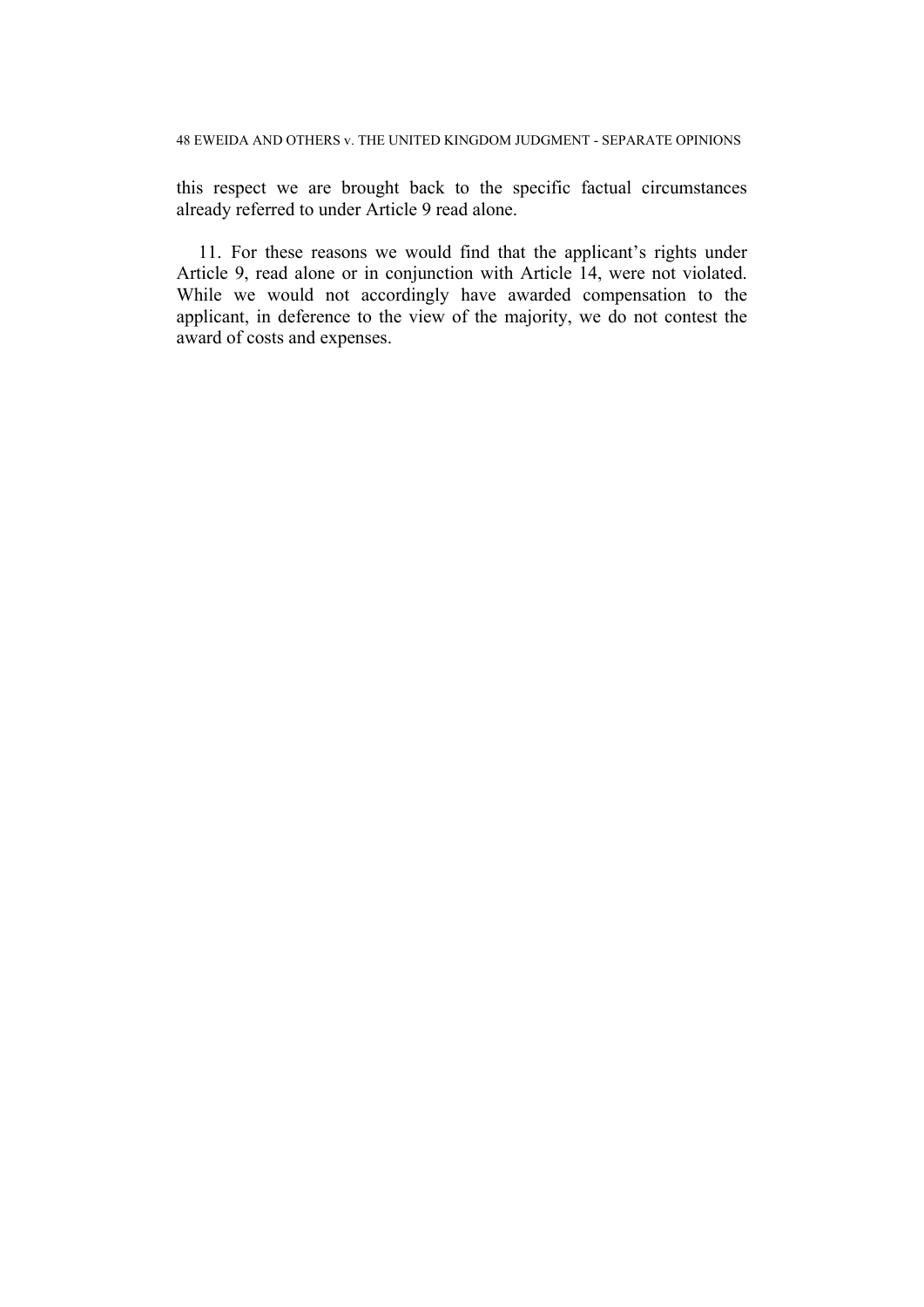this respect we are brought back to the specific factual circumstances already referred to under Article 9 read alone.

11. For these reasons we would find that the applicant's rights under Article 9, read alone or in conjunction with Article 14, were not violated. While we would not accordingly have awarded compensation to the applicant, in deference to the view of the majority, we do not contest the award of costs and expenses.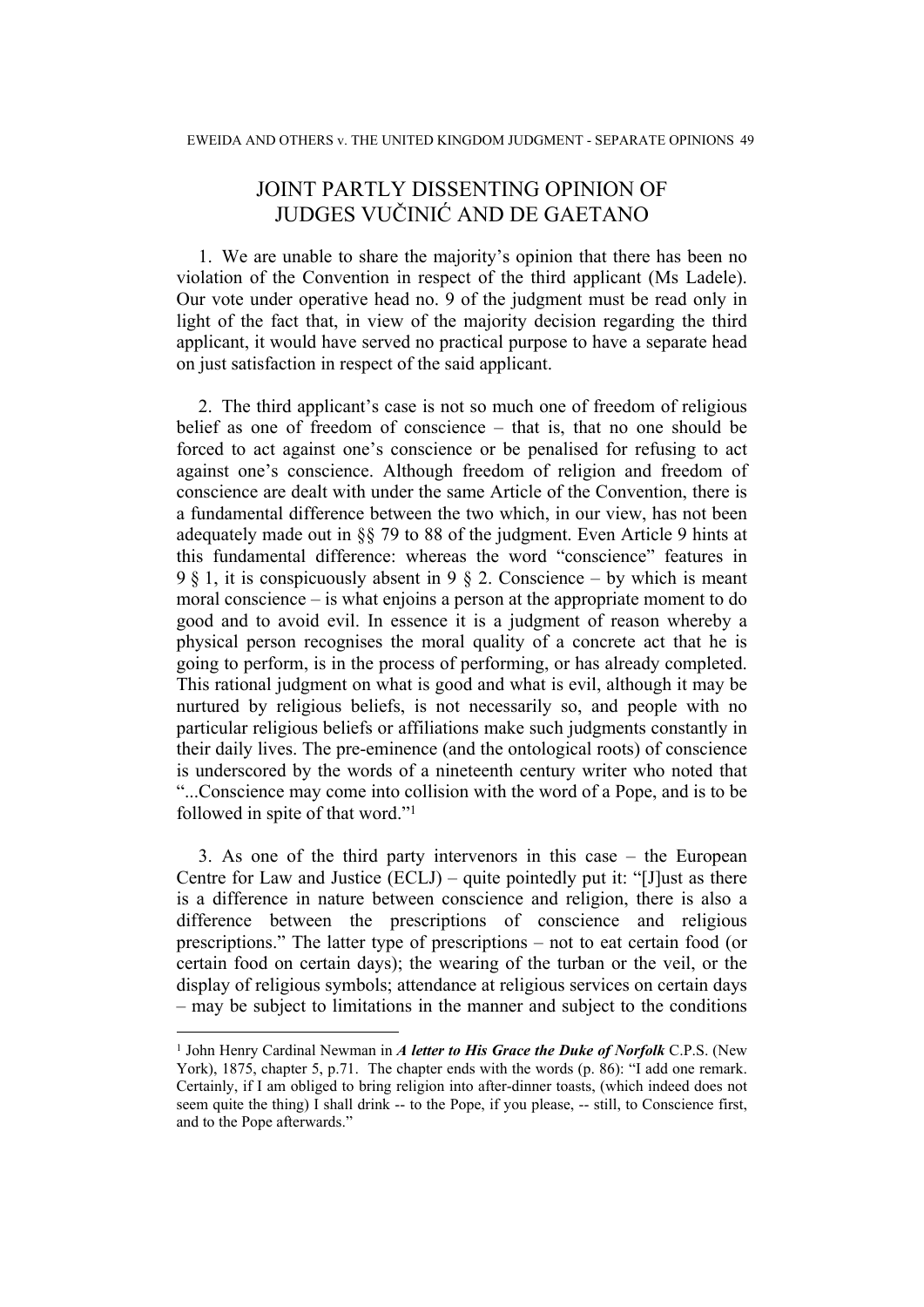# JOINT PARTLY DISSENTING OPINION OF JUDGES VUČINIĆ AND DE GAETANO

1. We are unable to share the majority's opinion that there has been no violation of the Convention in respect of the third applicant (Ms Ladele). Our vote under operative head no. 9 of the judgment must be read only in light of the fact that, in view of the majority decision regarding the third applicant, it would have served no practical purpose to have a separate head on just satisfaction in respect of the said applicant.

2. The third applicant's case is not so much one of freedom of religious belief as one of freedom of conscience – that is, that no one should be forced to act against one's conscience or be penalised for refusing to act against one's conscience. Although freedom of religion and freedom of conscience are dealt with under the same Article of the Convention, there is a fundamental difference between the two which, in our view, has not been adequately made out in §§ 79 to 88 of the judgment. Even Article 9 hints at this fundamental difference: whereas the word "conscience" features in 9 § 1, it is conspicuously absent in 9 § 2. Conscience – by which is meant moral conscience – is what enjoins a person at the appropriate moment to do good and to avoid evil. In essence it is a judgment of reason whereby a physical person recognises the moral quality of a concrete act that he is going to perform, is in the process of performing, or has already completed. This rational judgment on what is good and what is evil, although it may be nurtured by religious beliefs, is not necessarily so, and people with no particular religious beliefs or affiliations make such judgments constantly in their daily lives. The pre-eminence (and the ontological roots) of conscience is underscored by the words of a nineteenth century writer who noted that "...Conscience may come into collision with the word of a Pope, and is to be followed in spite of that word."[1]

3. As one of the third party intervenors in this case – the European Centre for Law and Justice (ECLJ) – quite pointedly put it: "[J]ust as there is a difference in nature between conscience and religion, there is also a difference between the prescriptions of conscience and religious prescriptions." The latter type of prescriptions – not to eat certain food (or certain food on certain days); the wearing of the turban or the veil, or the display of religious symbols; attendance at religious services on certain days – may be subject to limitations in the manner and subject to the conditions

---

[1] John Henry Cardinal Newman in ***A letter to His Grace the Duke of Norfolk*** C.P.S. (New York), 1875, chapter 5, p.71. The chapter ends with the words (p. 86): "I add one remark. Certainly, if I am obliged to bring religion into after-dinner toasts, (which indeed does not seem quite the thing) I shall drink -- to the Pope, if you please, -- still, to Conscience first, and to the Pope afterwards."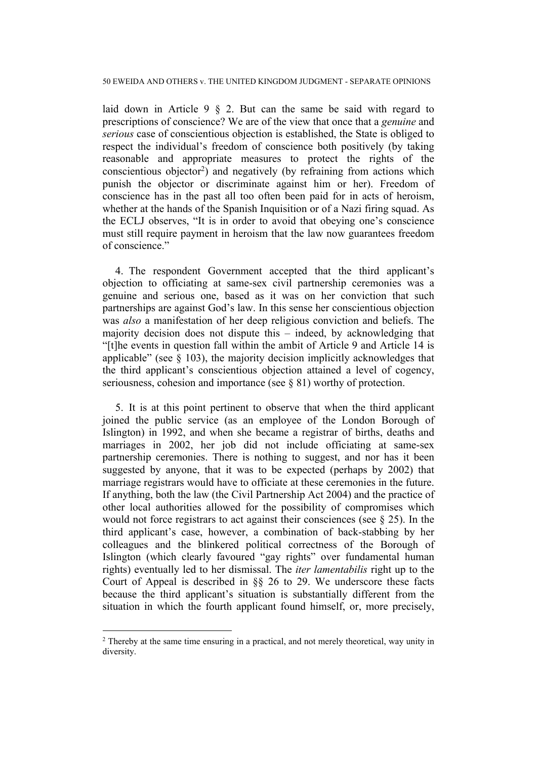laid down in Article 9 § 2. But can the same be said with regard to prescriptions of conscience? We are of the view that once that a *genuine* and *serious* case of conscientious objection is established, the State is obliged to respect the individual's freedom of conscience both positively (by taking reasonable and appropriate measures to protect the rights of the conscientious objector[2]) and negatively (by refraining from actions which punish the objector or discriminate against him or her). Freedom of conscience has in the past all too often been paid for in acts of heroism, whether at the hands of the Spanish Inquisition or of a Nazi firing squad. As the ECLJ observes, "It is in order to avoid that obeying one's conscience must still require payment in heroism that the law now guarantees freedom of conscience."

4. The respondent Government accepted that the third applicant's objection to officiating at same-sex civil partnership ceremonies was a genuine and serious one, based as it was on her conviction that such partnerships are against God's law. In this sense her conscientious objection was *also* a manifestation of her deep religious conviction and beliefs. The majority decision does not dispute this – indeed, by acknowledging that "[t]he events in question fall within the ambit of Article 9 and Article 14 is applicable" (see § 103), the majority decision implicitly acknowledges that the third applicant's conscientious objection attained a level of cogency, seriousness, cohesion and importance (see § 81) worthy of protection.

5. It is at this point pertinent to observe that when the third applicant joined the public service (as an employee of the London Borough of Islington) in 1992, and when she became a registrar of births, deaths and marriages in 2002, her job did not include officiating at same-sex partnership ceremonies. There is nothing to suggest, and nor has it been suggested by anyone, that it was to be expected (perhaps by 2002) that marriage registrars would have to officiate at these ceremonies in the future. If anything, both the law (the Civil Partnership Act 2004) and the practice of other local authorities allowed for the possibility of compromises which would not force registrars to act against their consciences (see § 25). In the third applicant's case, however, a combination of back-stabbing by her colleagues and the blinkered political correctness of the Borough of Islington (which clearly favoured "gay rights" over fundamental human rights) eventually led to her dismissal. The *iter lamentabilis* right up to the Court of Appeal is described in §§ 26 to 29. We underscore these facts because the third applicant's situation is substantially different from the situation in which the fourth applicant found himself, or, more precisely,

[2] Thereby at the same time ensuring in a practical, and not merely theoretical, way unity in diversity.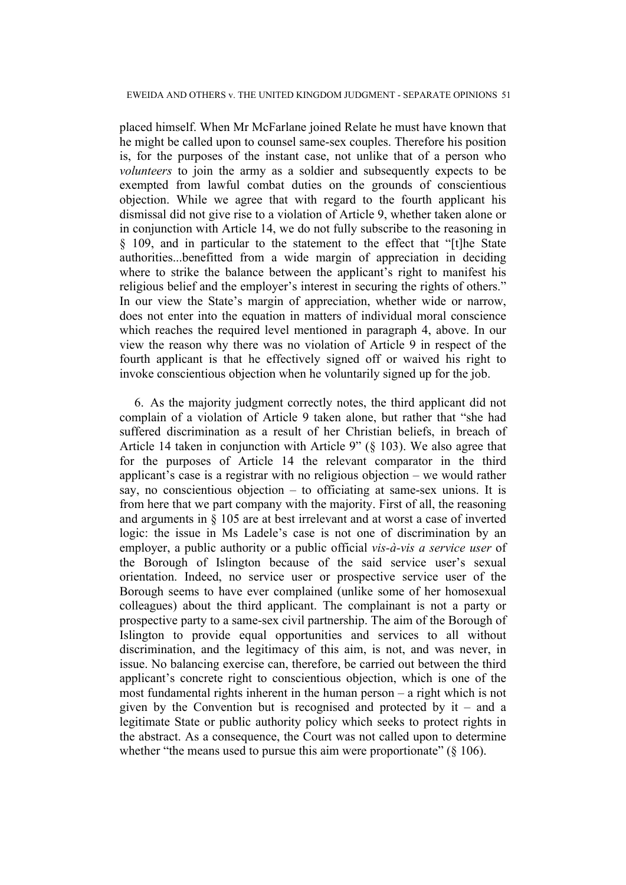placed himself. When Mr McFarlane joined Relate he must have known that he might be called upon to counsel same-sex couples. Therefore his position is, for the purposes of the instant case, not unlike that of a person who *volunteers* to join the army as a soldier and subsequently expects to be exempted from lawful combat duties on the grounds of conscientious objection. While we agree that with regard to the fourth applicant his dismissal did not give rise to a violation of Article 9, whether taken alone or in conjunction with Article 14, we do not fully subscribe to the reasoning in § 109, and in particular to the statement to the effect that "[t]he State authorities...benefitted from a wide margin of appreciation in deciding where to strike the balance between the applicant's right to manifest his religious belief and the employer's interest in securing the rights of others." In our view the State's margin of appreciation, whether wide or narrow, does not enter into the equation in matters of individual moral conscience which reaches the required level mentioned in paragraph 4, above. In our view the reason why there was no violation of Article 9 in respect of the fourth applicant is that he effectively signed off or waived his right to invoke conscientious objection when he voluntarily signed up for the job.

6. As the majority judgment correctly notes, the third applicant did not complain of a violation of Article 9 taken alone, but rather that "she had suffered discrimination as a result of her Christian beliefs, in breach of Article 14 taken in conjunction with Article 9" (§ 103). We also agree that for the purposes of Article 14 the relevant comparator in the third applicant's case is a registrar with no religious objection – we would rather say, no conscientious objection – to officiating at same-sex unions. It is from here that we part company with the majority. First of all, the reasoning and arguments in § 105 are at best irrelevant and at worst a case of inverted logic: the issue in Ms Ladele's case is not one of discrimination by an employer, a public authority or a public official *vis-à-vis a service user* of the Borough of Islington because of the said service user's sexual orientation. Indeed, no service user or prospective service user of the Borough seems to have ever complained (unlike some of her homosexual colleagues) about the third applicant. The complainant is not a party or prospective party to a same-sex civil partnership. The aim of the Borough of Islington to provide equal opportunities and services to all without discrimination, and the legitimacy of this aim, is not, and was never, in issue. No balancing exercise can, therefore, be carried out between the third applicant's concrete right to conscientious objection, which is one of the most fundamental rights inherent in the human person – a right which is not given by the Convention but is recognised and protected by it – and a legitimate State or public authority policy which seeks to protect rights in the abstract. As a consequence, the Court was not called upon to determine whether "the means used to pursue this aim were proportionate" (§ 106).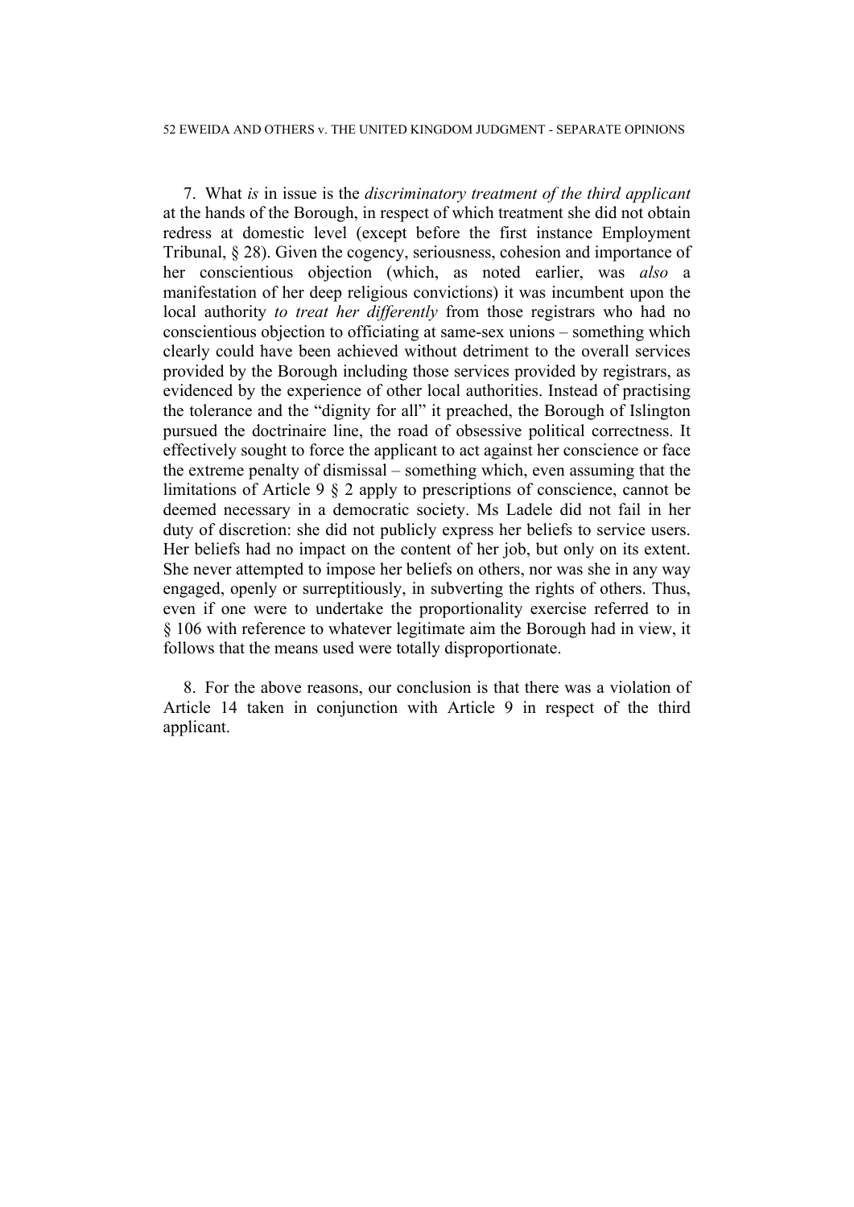7. What *is* in issue is the *discriminatory treatment of the third applicant* at the hands of the Borough, in respect of which treatment she did not obtain redress at domestic level (except before the first instance Employment Tribunal, § 28). Given the cogency, seriousness, cohesion and importance of her conscientious objection (which, as noted earlier, was *also* a manifestation of her deep religious convictions) it was incumbent upon the local authority *to treat her differently* from those registrars who had no conscientious objection to officiating at same-sex unions – something which clearly could have been achieved without detriment to the overall services provided by the Borough including those services provided by registrars, as evidenced by the experience of other local authorities. Instead of practising the tolerance and the "dignity for all" it preached, the Borough of Islington pursued the doctrinaire line, the road of obsessive political correctness. It effectively sought to force the applicant to act against her conscience or face the extreme penalty of dismissal – something which, even assuming that the limitations of Article 9 § 2 apply to prescriptions of conscience, cannot be deemed necessary in a democratic society. Ms Ladele did not fail in her duty of discretion: she did not publicly express her beliefs to service users. Her beliefs had no impact on the content of her job, but only on its extent. She never attempted to impose her beliefs on others, nor was she in any way engaged, openly or surreptitiously, in subverting the rights of others. Thus, even if one were to undertake the proportionality exercise referred to in § 106 with reference to whatever legitimate aim the Borough had in view, it follows that the means used were totally disproportionate.

8. For the above reasons, our conclusion is that there was a violation of Article 14 taken in conjunction with Article 9 in respect of the third applicant.